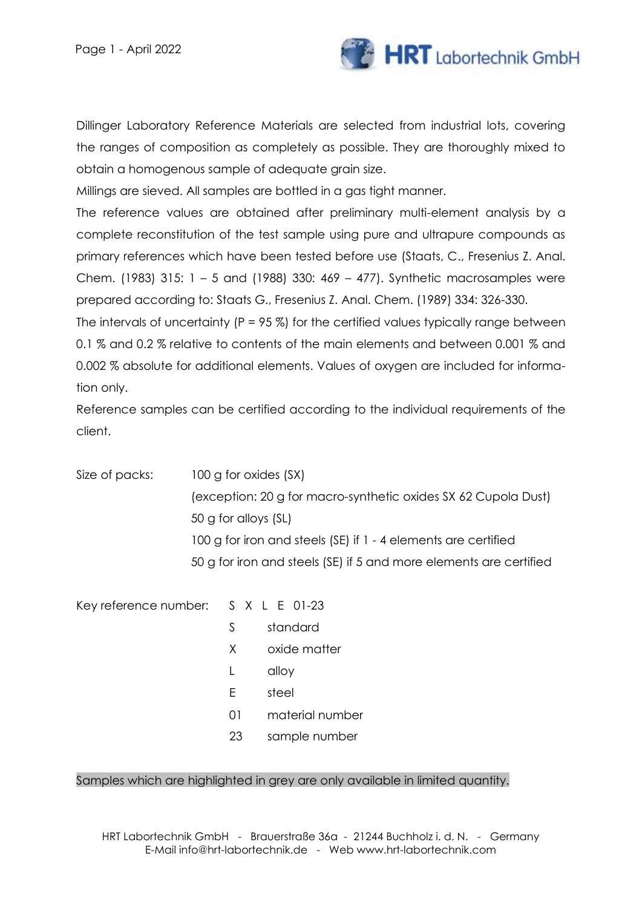Dillinger Laboratory Reference Materials are selected from industrial lots, covering the ranges of composition as completely as possible. They are thoroughly mixed to obtain a homogenous sample of adequate grain size.

Millings are sieved. All samples are bottled in a gas tight manner.

The reference values are obtained after preliminary multi-element analysis by a complete reconstitution of the test sample using pure and ultrapure compounds as primary references which have been tested before use (Staats, C., Fresenius Z. Anal. Chem. (1983) 315: 1 – 5 and (1988) 330: 469 – 477). Synthetic macrosamples were prepared according to: Staats G., Fresenius Z. Anal. Chem. (1989) 334: 326-330.

The intervals of uncertainty (P = 95 %) for the certified values typically range between 0.1 % and 0.2 % relative to contents of the main elements and between 0.001 % and 0.002 % absolute for additional elements. Values of oxygen are included for information only.

Reference samples can be certified according to the individual requirements of the client.

Size of packs:
- 100 g for oxides (SX)
  (exception: 20 g for macro-synthetic oxides SX 62 Cupola Dust)
- 50 g for alloys (SL)
- 100 g for iron and steels (SE) if 1 - 4 elements are certified
- 50 g for iron and steels (SE) if 5 and more elements are certified

Key reference number: S X L E 01-23

| | |
|---|---|
| S | standard |
| X | oxide matter |
| L | alloy |
| E | steel |
| 01 | material number |
| 23 | sample number |

Samples which are highlighted in grey are only available in limited quantity.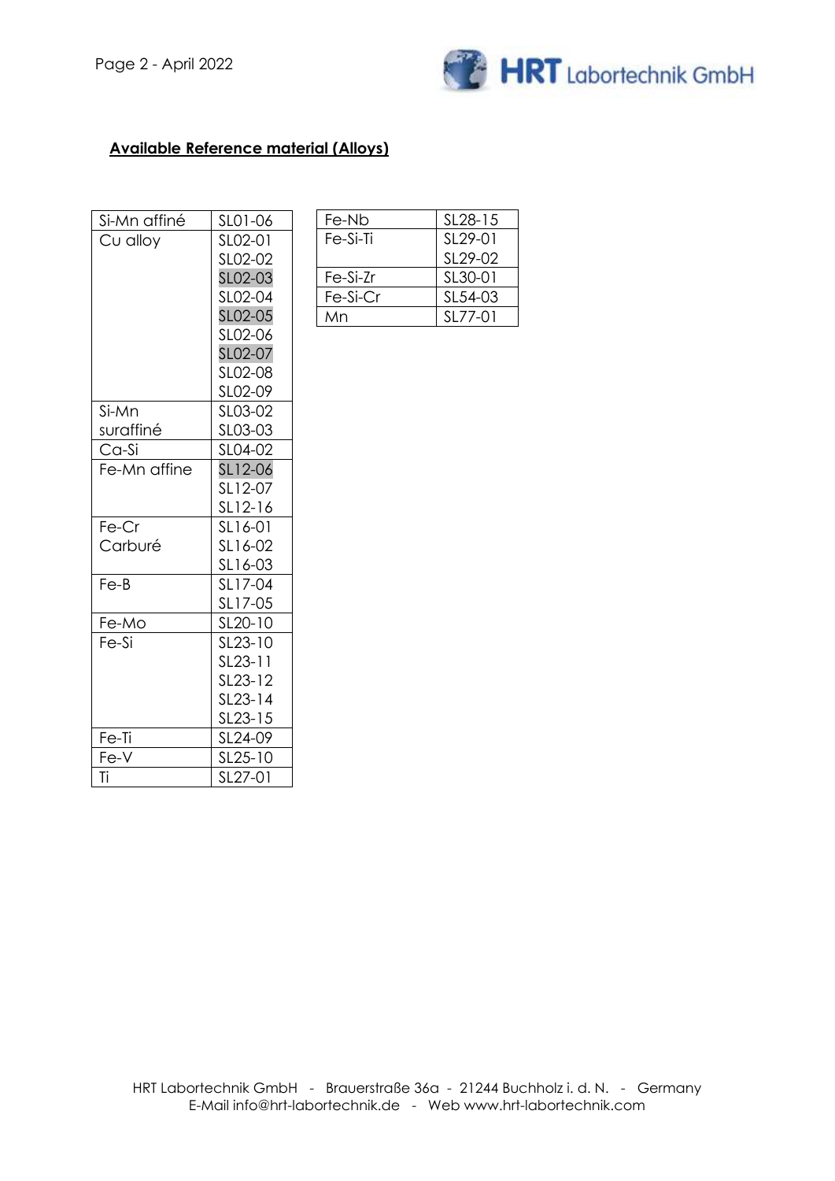**Available Reference material (Alloys)**

| | |
|---|---|
| Si-Mn affiné | SL01-06 |
| Cu alloy | SL02-01 |
| | SL02-02 |
| | SL02-03 |
| | SL02-04 |
| | SL02-05 |
| | SL02-06 |
| | SL02-07 |
| | SL02-08 |
| | SL02-09 |
| Si-Mn suraffiné | SL03-02 |
| | SL03-03 |
| Ca-Si | SL04-02 |
| Fe-Mn affine | SL12-06 |
| | SL12-07 |
| | SL12-16 |
| Fe-Cr Carburé | SL16-01 |
| | SL16-02 |
| | SL16-03 |
| Fe-B | SL17-04 |
| | SL17-05 |
| Fe-Mo | SL20-10 |
| Fe-Si | SL23-10 |
| | SL23-11 |
| | SL23-12 |
| | SL23-14 |
| | SL23-15 |
| Fe-Ti | SL24-09 |
| Fe-V | SL25-10 |
| Ti | SL27-01 |

| | |
|---|---|
| Fe-Nb | SL28-15 |
| Fe-Si-Ti | SL29-01 |
| | SL29-02 |
| Fe-Si-Zr | SL30-01 |
| Fe-Si-Cr | SL54-03 |
| Mn | SL77-01 |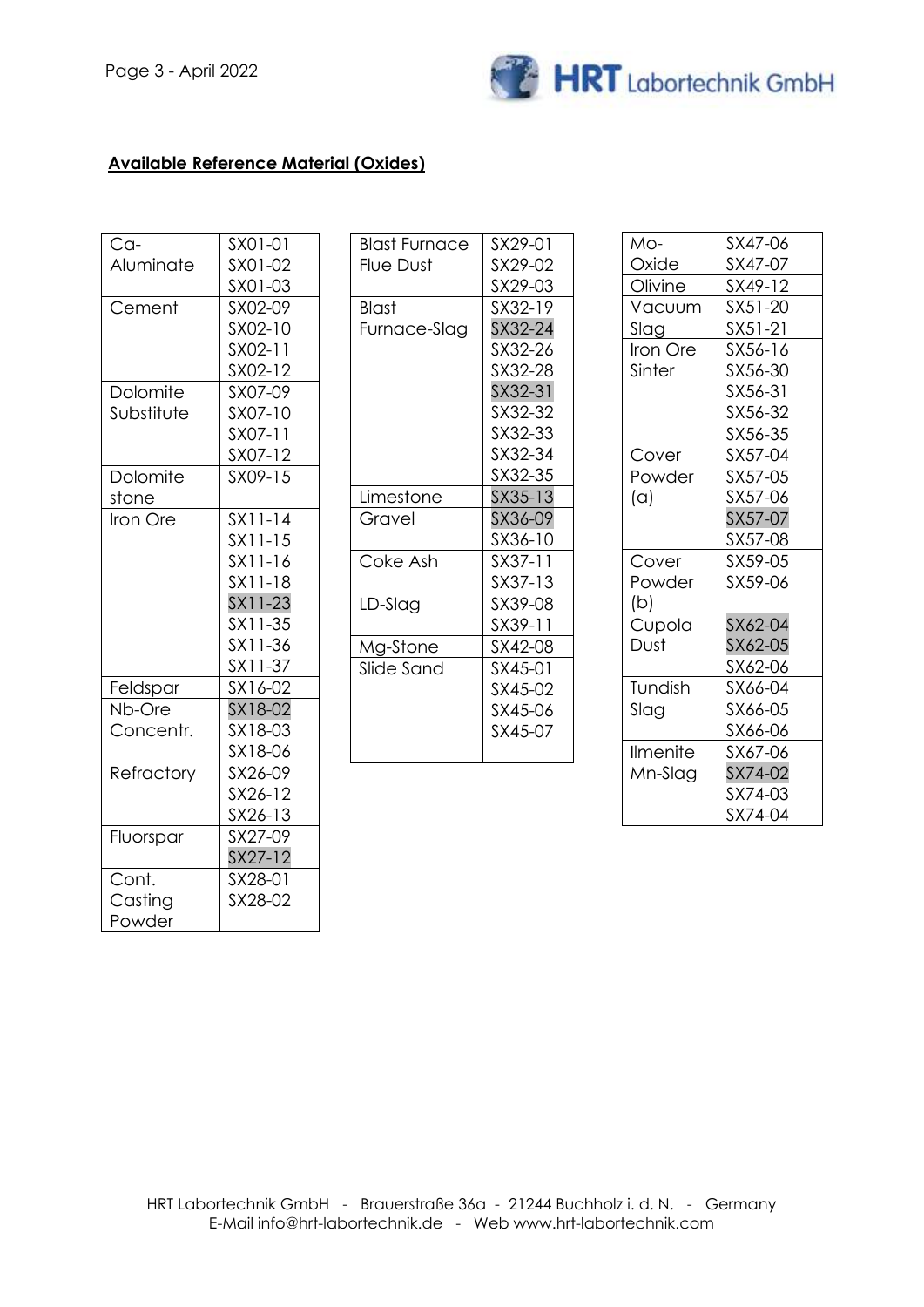**Available Reference Material (Oxides)**

| Material | Reference |
|---|---|
| Ca-Aluminate | SX01-01<br>SX01-02<br>SX01-03 |
| Cement | SX02-09<br>SX02-10<br>SX02-11<br>SX02-12 |
| Dolomite Substitute | SX07-09<br>SX07-10<br>SX07-11<br>SX07-12 |
| Dolomite stone | SX09-15 |
| Iron Ore | SX11-14<br>SX11-15<br>SX11-16<br>SX11-18<br>SX11-23<br>SX11-35<br>SX11-36<br>SX11-37 |
| Feldspar | SX16-02 |
| Nb-Ore Concentr. | SX18-02<br>SX18-03<br>SX18-06 |
| Refractory | SX26-09<br>SX26-12<br>SX26-13 |
| Fluorspar | SX27-09<br>SX27-12 |
| Cont. Casting Powder | SX28-01<br>SX28-02 |

| Material | Reference |
|---|---|
| Blast Furnace Flue Dust | SX29-01<br>SX29-02<br>SX29-03 |
| Blast Furnace-Slag | SX32-19<br>SX32-24<br>SX32-26<br>SX32-28<br>SX32-31<br>SX32-32<br>SX32-33<br>SX32-34<br>SX32-35 |
| Limestone | SX35-13 |
| Gravel | SX36-09<br>SX36-10 |
| Coke Ash | SX37-11<br>SX37-13 |
| LD-Slag | SX39-08<br>SX39-11 |
| Mg-Stone | SX42-08 |
| Slide Sand | SX45-01<br>SX45-02<br>SX45-06<br>SX45-07 |

| Material | Reference |
|---|---|
| Mo-Oxide | SX47-06<br>SX47-07 |
| Olivine | SX49-12 |
| Vacuum Slag | SX51-20<br>SX51-21 |
| Iron Ore Sinter | SX56-16<br>SX56-30<br>SX56-31<br>SX56-32<br>SX56-35 |
| Cover Powder (a) | SX57-04<br>SX57-05<br>SX57-06<br>SX57-07<br>SX57-08 |
| Cover Powder (b) | SX59-05<br>SX59-06 |
| Cupola Dust | SX62-04<br>SX62-05<br>SX62-06 |
| Tundish Slag | SX66-04<br>SX66-05<br>SX66-06 |
| Ilmenite | SX67-06 |
| Mn-Slag | SX74-02<br>SX74-03<br>SX74-04 |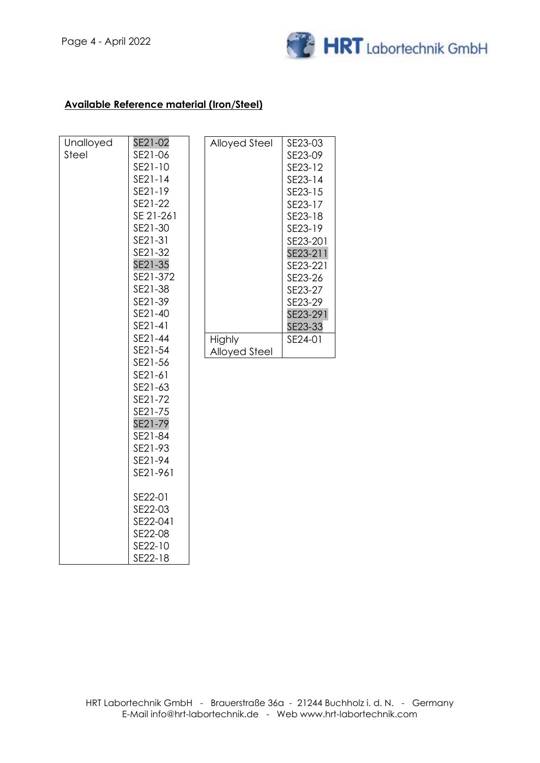## **Available Reference material (Iron/Steel)**

| | |
|---|---|
| Unalloyed Steel | SE21-02<br>SE21-06<br>SE21-10<br>SE21-14<br>SE21-19<br>SE21-22<br>SE 21-261<br>SE21-30<br>SE21-31<br>SE21-32<br>SE21-35<br>SE21-372<br>SE21-38<br>SE21-39<br>SE21-40<br>SE21-41<br>SE21-44<br>SE21-54<br>SE21-56<br>SE21-61<br>SE21-63<br>SE21-72<br>SE21-75<br>SE21-79<br>SE21-84<br>SE21-93<br>SE21-94<br>SE21-961<br><br>SE22-01<br>SE22-03<br>SE22-041<br>SE22-08<br>SE22-10<br>SE22-18 |

| | |
|---|---|
| Alloyed Steel | SE23-03<br>SE23-09<br>SE23-12<br>SE23-14<br>SE23-15<br>SE23-17<br>SE23-18<br>SE23-19<br>SE23-201<br>SE23-211<br>SE23-221<br>SE23-26<br>SE23-27<br>SE23-29<br>SE23-291<br>SE23-33 |
| Highly Alloyed Steel | SE24-01 |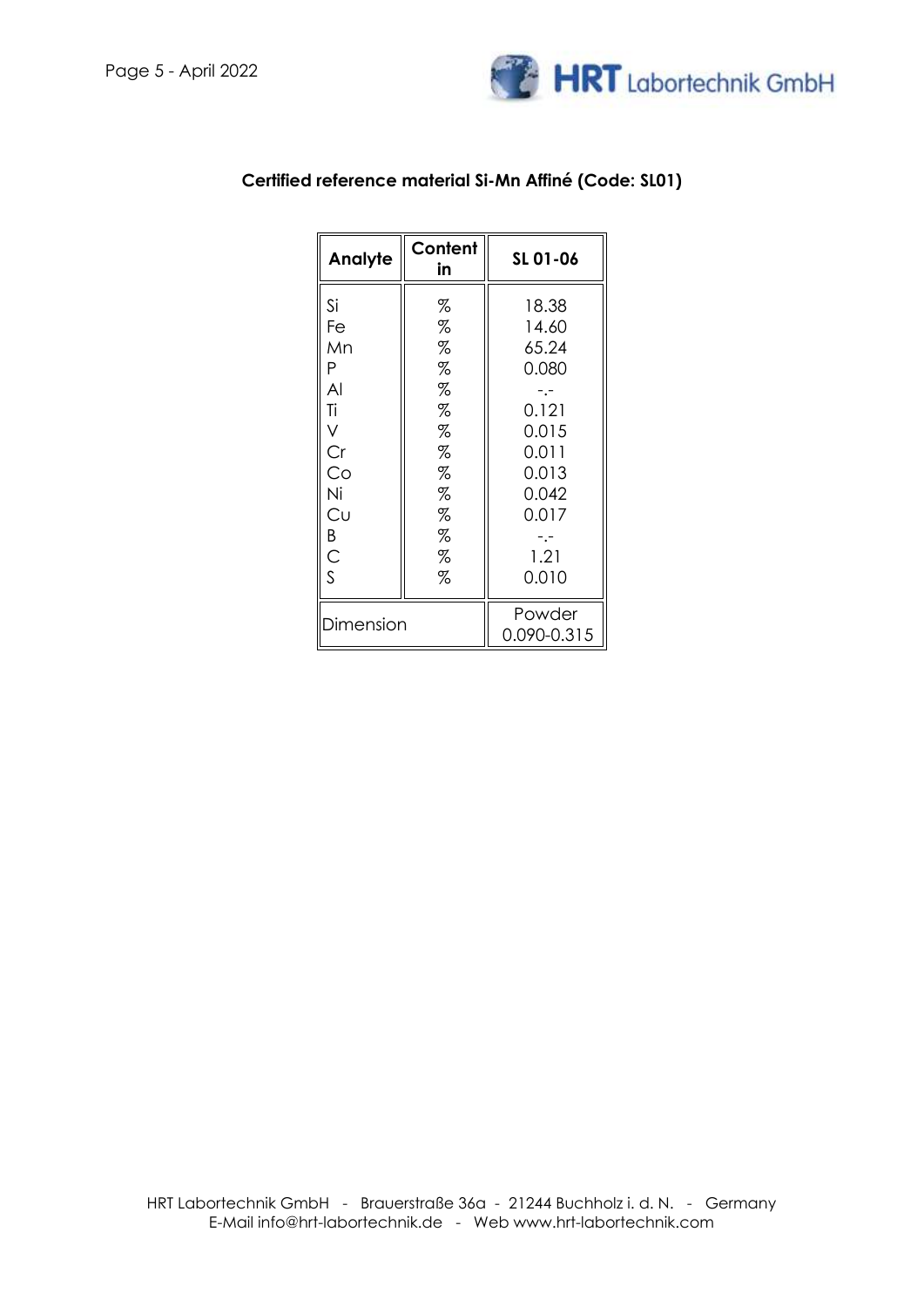## Certified reference material Si-Mn Affiné (Code: SL01)

| Analyte | Content in | SL 01-06 |
|---|---|---|
| Si | % | 18.38 |
| Fe | % | 14.60 |
| Mn | % | 65.24 |
| P | % | 0.080 |
| Al | % | -.- |
| Ti | % | 0.121 |
| V | % | 0.015 |
| Cr | % | 0.011 |
| Co | % | 0.013 |
| Ni | % | 0.042 |
| Cu | % | 0.017 |
| B | % | -.- |
| C | % | 1.21 |
| S | % | 0.010 |
| Dimension | | Powder 0.090-0.315 |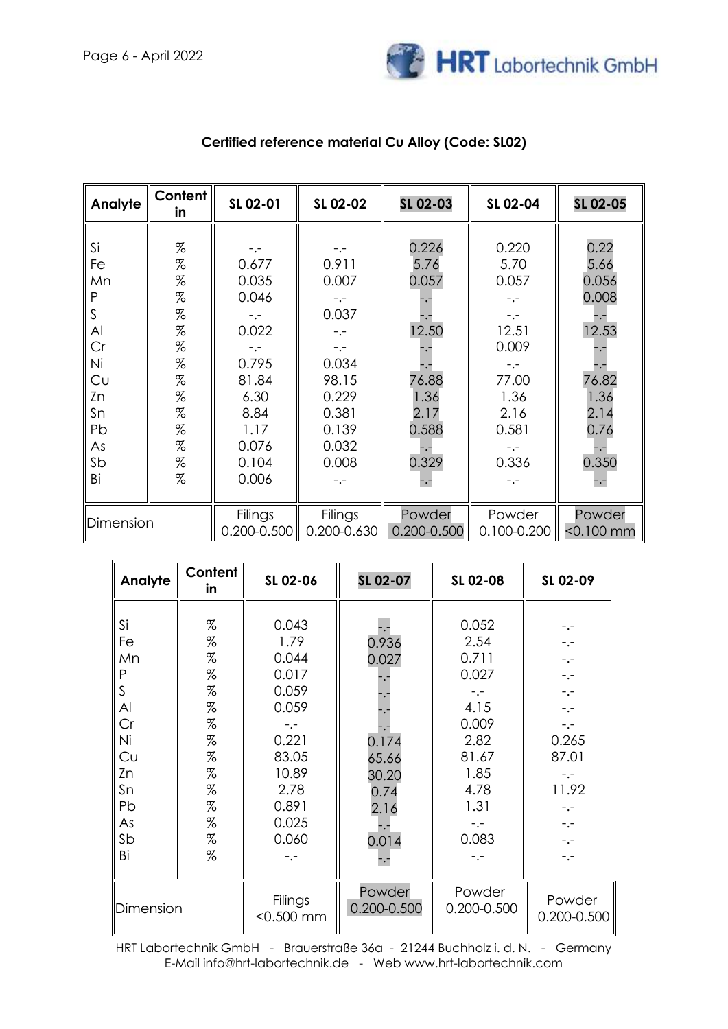## Certified reference material Cu Alloy (Code: SL02)

| Analyte | Content in | SL 02-01 | SL 02-02 | SL 02-03 | SL 02-04 | SL 02-05 |
|---|---|---|---|---|---|---|
| Si | % | -.- | -.- | 0.226 | 0.220 | 0.22 |
| Fe | % | 0.677 | 0.911 | 5.76 | 5.70 | 5.66 |
| Mn | % | 0.035 | 0.007 | 0.057 | 0.057 | 0.056 |
| P | % | 0.046 | -.- | -.- | -.- | 0.008 |
| S | % | -.- | 0.037 | -.- | -.- | -.- |
| Al | % | 0.022 | -.- | 12.50 | 12.51 | 12.53 |
| Cr | % | -.- | -.- | -.- | 0.009 | -.- |
| Ni | % | 0.795 | 0.034 | -.- | -.- | -.- |
| Cu | % | 81.84 | 98.15 | 76.88 | 77.00 | 76.82 |
| Zn | % | 6.30 | 0.229 | 1.36 | 1.36 | 1.36 |
| Sn | % | 8.84 | 0.381 | 2.17 | 2.16 | 2.14 |
| Pb | % | 1.17 | 0.139 | 0.588 | 0.581 | 0.76 |
| As | % | 0.076 | 0.032 | -.- | -.- | -.- |
| Sb | % | 0.104 | 0.008 | 0.329 | 0.336 | 0.350 |
| Bi | % | 0.006 | -.- | -.- | -.- | -.- |
| Dimension | | Filings 0.200-0.500 | Filings 0.200-0.630 | Powder 0.200-0.500 | Powder 0.100-0.200 | Powder <0.100 mm |

| Analyte | Content in | SL 02-06 | SL 02-07 | SL 02-08 | SL 02-09 |
|---|---|---|---|---|---|
| Si | % | 0.043 | -.- | 0.052 | -.- |
| Fe | % | 1.79 | 0.936 | 2.54 | -.- |
| Mn | % | 0.044 | 0.027 | 0.711 | -.- |
| P | % | 0.017 | -.- | 0.027 | -.- |
| S | % | 0.059 | -.- | -.- | -.- |
| Al | % | 0.059 | -.- | 4.15 | -.- |
| Cr | % | -.- | -.- | 0.009 | -.- |
| Ni | % | 0.221 | 0.174 | 2.82 | 0.265 |
| Cu | % | 83.05 | 65.66 | 81.67 | 87.01 |
| Zn | % | 10.89 | 30.20 | 1.85 | -.- |
| Sn | % | 2.78 | 0.74 | 4.78 | 11.92 |
| Pb | % | 0.891 | 2.16 | 1.31 | -.- |
| As | % | 0.025 | -.- | -.- | -.- |
| Sb | % | 0.060 | 0.014 | 0.083 | -.- |
| Bi | % | -.- | -.- | -.- | -.- |
| Dimension | | Filings <0.500 mm | Powder 0.200-0.500 | Powder 0.200-0.500 | Powder 0.200-0.500 |

HRT Labortechnik GmbH - Brauerstraße 36a - 21244 Buchholz i. d. N. - Germany
E-Mail info@hrt-labortechnik.de - Web www.hrt-labortechnik.com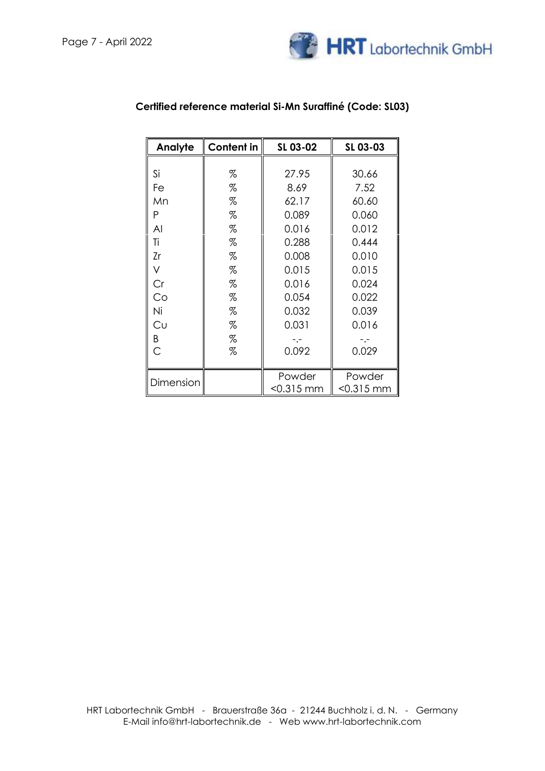## Certified reference material Si-Mn Suraffiné (Code: SL03)

| Analyte | Content in | SL 03-02 | SL 03-03 |
|---|---|---|---|
| Si | % | 27.95 | 30.66 |
| Fe | % | 8.69 | 7.52 |
| Mn | % | 62.17 | 60.60 |
| P | % | 0.089 | 0.060 |
| Al | % | 0.016 | 0.012 |
| Ti | % | 0.288 | 0.444 |
| Zr | % | 0.008 | 0.010 |
| V | % | 0.015 | 0.015 |
| Cr | % | 0.016 | 0.024 |
| Co | % | 0.054 | 0.022 |
| Ni | % | 0.032 | 0.039 |
| Cu | % | 0.031 | 0.016 |
| B | % | -.- | -.- |
| C | % | 0.092 | 0.029 |
| Dimension | | Powder <0.315 mm | Powder <0.315 mm |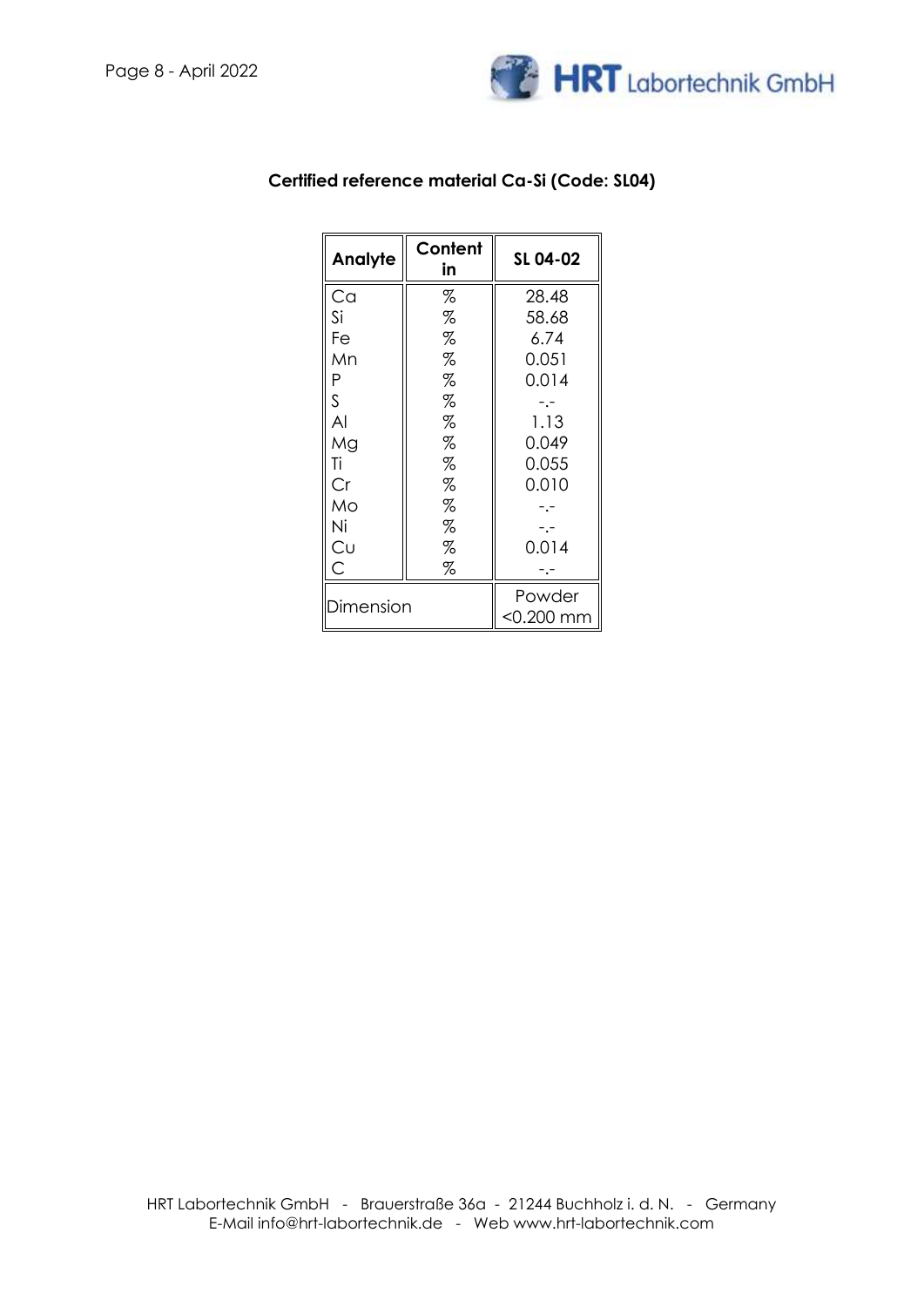**Certified reference material Ca-Si (Code: SL04)**

| Analyte | Content in | SL 04-02 |
|---|---|---|
| Ca | % | 28.48 |
| Si | % | 58.68 |
| Fe | % | 6.74 |
| Mn | % | 0.051 |
| P | % | 0.014 |
| S | % | -.- |
| Al | % | 1.13 |
| Mg | % | 0.049 |
| Ti | % | 0.055 |
| Cr | % | 0.010 |
| Mo | % | -.- |
| Ni | % | -.- |
| Cu | % | 0.014 |
| C | % | -.- |
| Dimension | | Powder <0.200 mm |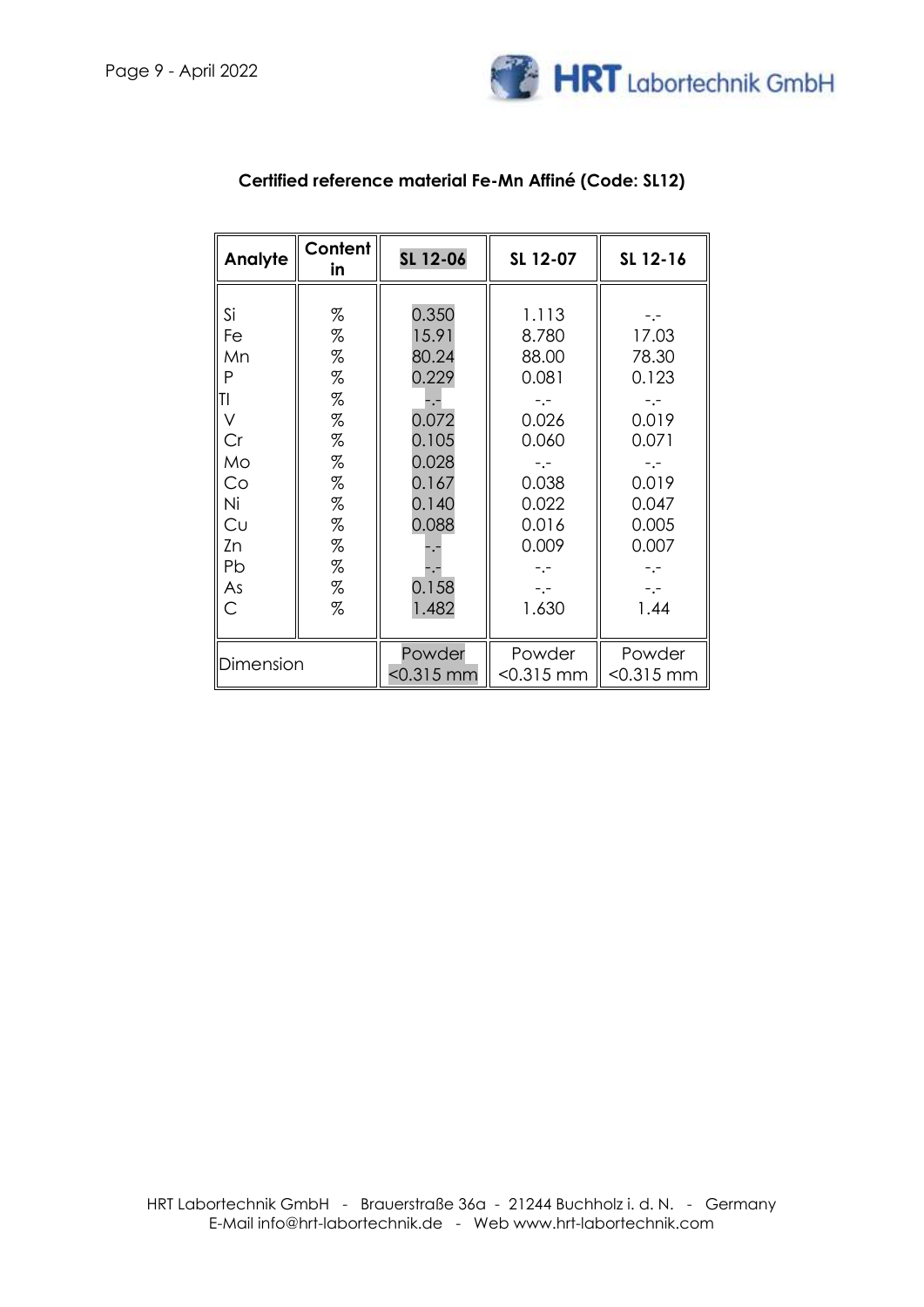## Certified reference material Fe-Mn Affiné (Code: SL12)

| Analyte | Content in | SL 12-06 | SL 12-07 | SL 12-16 |
|---|---|---|---|---|
| Si | % | 0.350 | 1.113 | -.- |
| Fe | % | 15.91 | 8.780 | 17.03 |
| Mn | % | 80.24 | 88.00 | 78.30 |
| P | % | 0.229 | 0.081 | 0.123 |
| TI | % | -.- | -.- | -.- |
| V | % | 0.072 | 0.026 | 0.019 |
| Cr | % | 0.105 | 0.060 | 0.071 |
| Mo | % | 0.028 | -.- | -.- |
| Co | % | 0.167 | 0.038 | 0.019 |
| Ni | % | 0.140 | 0.022 | 0.047 |
| Cu | % | 0.088 | 0.016 | 0.005 |
| Zn | % | -.- | 0.009 | 0.007 |
| Pb | % | -.- | -.- | -.- |
| As | % | 0.158 | -.- | -.- |
| C | % | 1.482 | 1.630 | 1.44 |
| Dimension | | Powder <0.315 mm | Powder <0.315 mm | Powder <0.315 mm |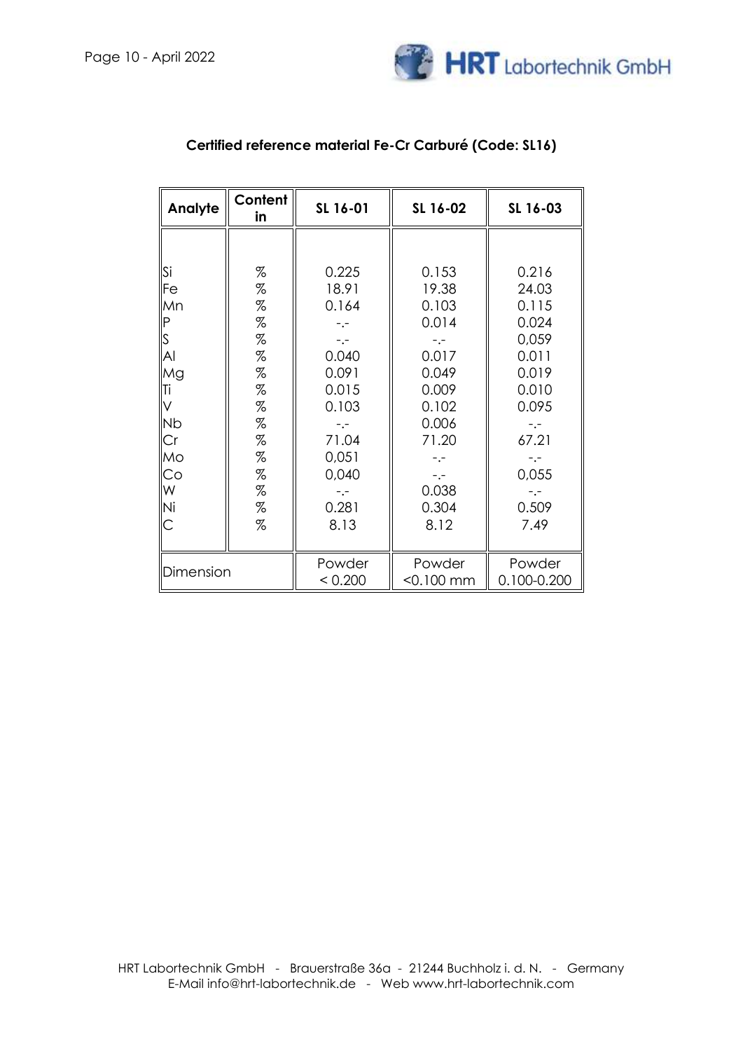## Certified reference material Fe-Cr Carburé (Code: SL16)

| Analyte | Content in | SL 16-01 | SL 16-02 | SL 16-03 |
|---|---|---|---|---|
| Si | % | 0.225 | 0.153 | 0.216 |
| Fe | % | 18.91 | 19.38 | 24.03 |
| Mn | % | 0.164 | 0.103 | 0.115 |
| P | % | -.- | 0.014 | 0.024 |
| S | % | -.- | -.- | 0,059 |
| Al | % | 0.040 | 0.017 | 0.011 |
| Mg | % | 0.091 | 0.049 | 0.019 |
| Ti | % | 0.015 | 0.009 | 0.010 |
| V | % | 0.103 | 0.102 | 0.095 |
| Nb | % | -.- | 0.006 | -.- |
| Cr | % | 71.04 | 71.20 | 67.21 |
| Mo | % | 0,051 | -.- | -.- |
| Co | % | 0,040 | -.- | 0,055 |
| W | % | -.- | 0.038 | -.- |
| Ni | % | 0.281 | 0.304 | 0.509 |
| C | % | 8.13 | 8.12 | 7.49 |
| Dimension | | Powder < 0.200 | Powder <0.100 mm | Powder 0.100-0.200 |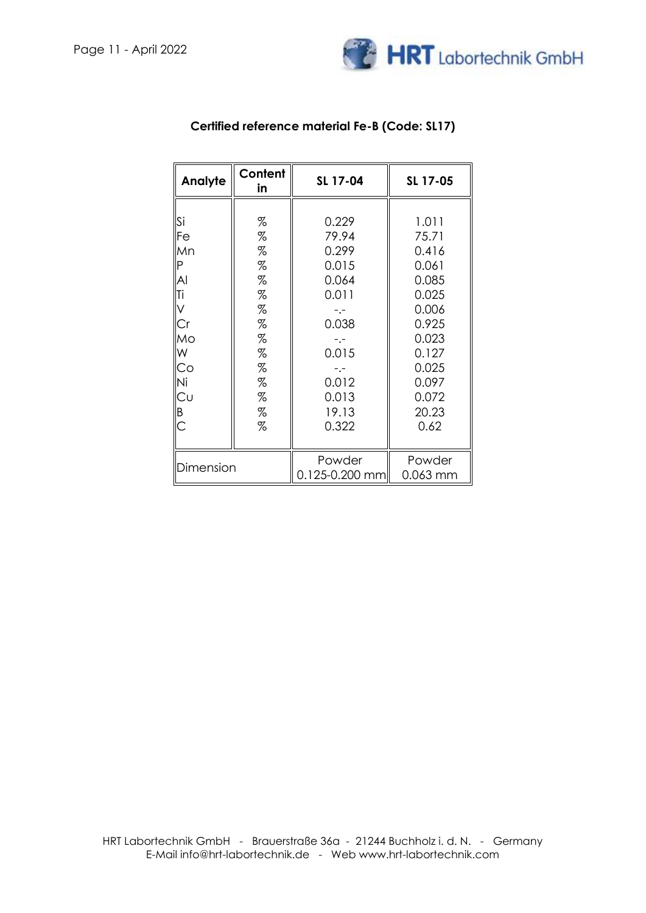**Certified reference material Fe-B (Code: SL17)**

| Analyte | Content in | SL 17-04 | SL 17-05 |
|---|---|---|---|
| Si | % | 0.229 | 1.011 |
| Fe | % | 79.94 | 75.71 |
| Mn | % | 0.299 | 0.416 |
| P | % | 0.015 | 0.061 |
| Al | % | 0.064 | 0.085 |
| Ti | % | 0.011 | 0.025 |
| V | % | -.- | 0.006 |
| Cr | % | 0.038 | 0.925 |
| Mo | % | -.- | 0.023 |
| W | % | 0.015 | 0.127 |
| Co | % | -.- | 0.025 |
| Ni | % | 0.012 | 0.097 |
| Cu | % | 0.013 | 0.072 |
| B | % | 19.13 | 20.23 |
| C | % | 0.322 | 0.62 |
| Dimension | | Powder 0.125-0.200 mm | Powder 0.063 mm |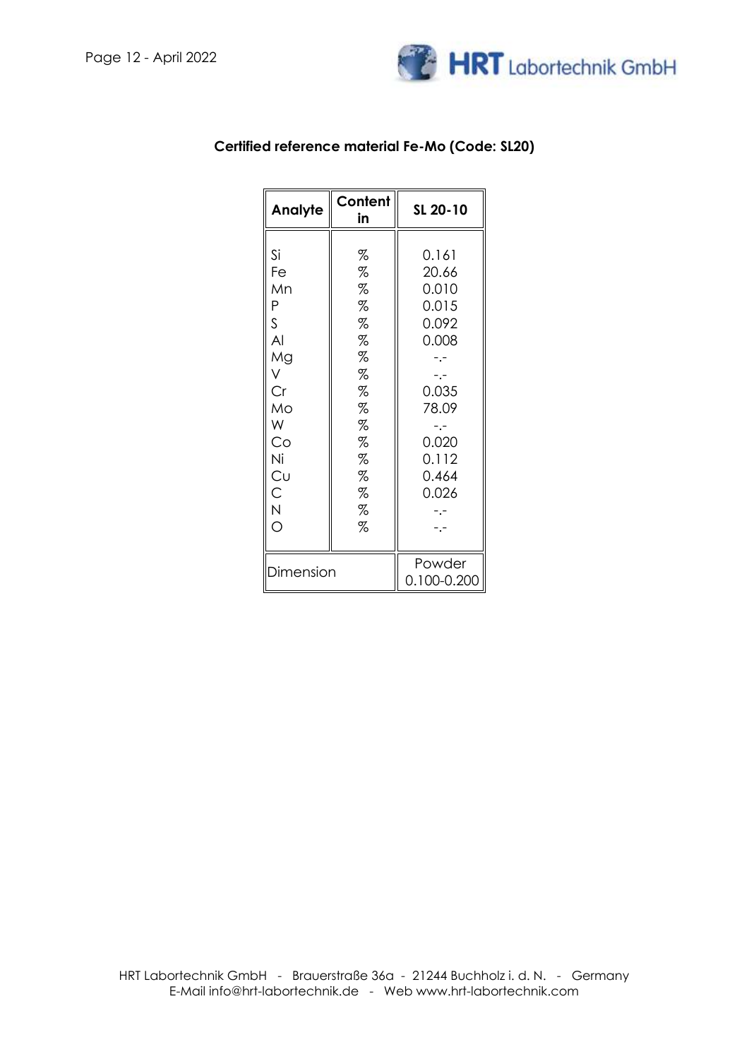### Certified reference material Fe-Mo (Code: SL20)

| Analyte | Content in | SL 20-10 |
|---|---|---|
| Si | % | 0.161 |
| Fe | % | 20.66 |
| Mn | % | 0.010 |
| P | % | 0.015 |
| S | % | 0.092 |
| Al | % | 0.008 |
| Mg | % | -.- |
| V | % | -.- |
| Cr | % | 0.035 |
| Mo | % | 78.09 |
| W | % | -.- |
| Co | % | 0.020 |
| Ni | % | 0.112 |
| Cu | % | 0.464 |
| C | % | 0.026 |
| N | % | -.- |
| O | % | -.- |
| Dimension | | Powder 0.100-0.200 |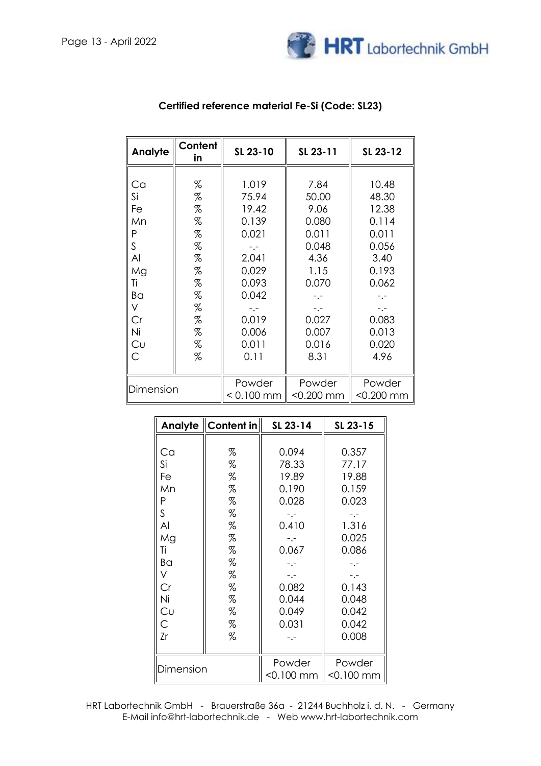## Certified reference material Fe-Si (Code: SL23)

| Analyte | Content in | SL 23-10 | SL 23-11 | SL 23-12 |
|---|---|---|---|---|
| Ca | % | 1.019 | 7.84 | 10.48 |
| Si | % | 75.94 | 50.00 | 48.30 |
| Fe | % | 19.42 | 9.06 | 12.38 |
| Mn | % | 0.139 | 0.080 | 0.114 |
| P | % | 0.021 | 0.011 | 0.011 |
| S | % | -.- | 0.048 | 0.056 |
| Al | % | 2.041 | 4.36 | 3.40 |
| Mg | % | 0.029 | 1.15 | 0.193 |
| Ti | % | 0.093 | 0.070 | 0.062 |
| Ba | % | 0.042 | -.- | -.- |
| V | % | -.- | -.- | -.- |
| Cr | % | 0.019 | 0.027 | 0.083 |
| Ni | % | 0.006 | 0.007 | 0.013 |
| Cu | % | 0.011 | 0.016 | 0.020 |
| C | % | 0.11 | 8.31 | 4.96 |
| Dimension | | Powder < 0.100 mm | Powder <0.200 mm | Powder <0.200 mm |

| Analyte | Content in | SL 23-14 | SL 23-15 |
|---|---|---|---|
| Ca | % | 0.094 | 0.357 |
| Si | % | 78.33 | 77.17 |
| Fe | % | 19.89 | 19.88 |
| Mn | % | 0.190 | 0.159 |
| P | % | 0.028 | 0.023 |
| S | % | -.- | -.- |
| Al | % | 0.410 | 1.316 |
| Mg | % | -.- | 0.025 |
| Ti | % | 0.067 | 0.086 |
| Ba | % | -.- | -.- |
| V | % | -.- | -.- |
| Cr | % | 0.082 | 0.143 |
| Ni | % | 0.044 | 0.048 |
| Cu | % | 0.049 | 0.042 |
| C | % | 0.031 | 0.042 |
| Zr | % | -.- | 0.008 |
| Dimension | | Powder <0.100 mm | Powder <0.100 mm |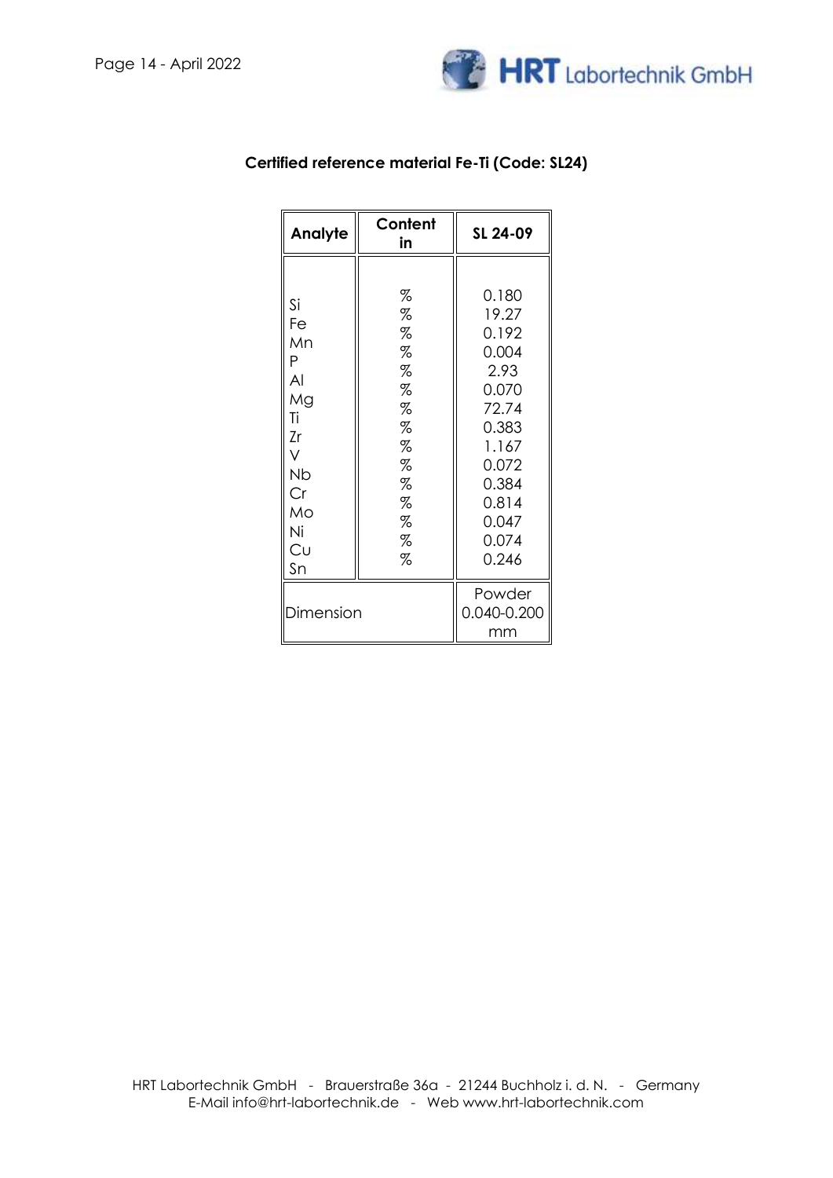**Certified reference material Fe-Ti (Code: SL24)**

| Analyte | Content in | SL 24-09 |
|---|---|---|
| Si | % | 0.180 |
| Fe | % | 19.27 |
| Mn | % | 0.192 |
| P | % | 0.004 |
| Al | % | 2.93 |
| Mg | % | 0.070 |
| Ti | % | 72.74 |
| Zr | % | 0.383 |
| V | % | 1.167 |
| Nb | % | 0.072 |
| Cr | % | 0.384 |
| Mo | % | 0.814 |
| Ni | % | 0.047 |
| Cu | % | 0.074 |
| Sn | % | 0.246 |
| Dimension | | Powder 0.040-0.200 mm |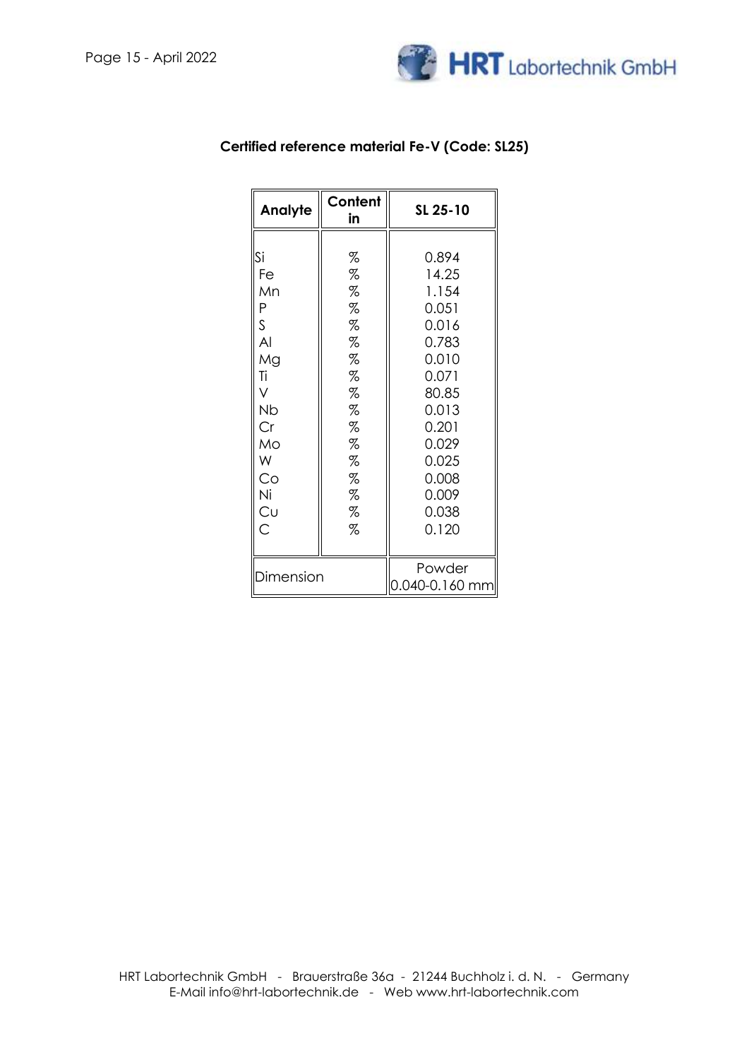**Certified reference material Fe-V (Code: SL25)**

| Analyte | Content in | SL 25-10 |
|---|---|---|
| Si | % | 0.894 |
| Fe | % | 14.25 |
| Mn | % | 1.154 |
| P | % | 0.051 |
| S | % | 0.016 |
| Al | % | 0.783 |
| Mg | % | 0.010 |
| Ti | % | 0.071 |
| V | % | 80.85 |
| Nb | % | 0.013 |
| Cr | % | 0.201 |
| Mo | % | 0.029 |
| W | % | 0.025 |
| Co | % | 0.008 |
| Ni | % | 0.009 |
| Cu | % | 0.038 |
| C | % | 0.120 |
| Dimension | | Powder 0.040-0.160 mm |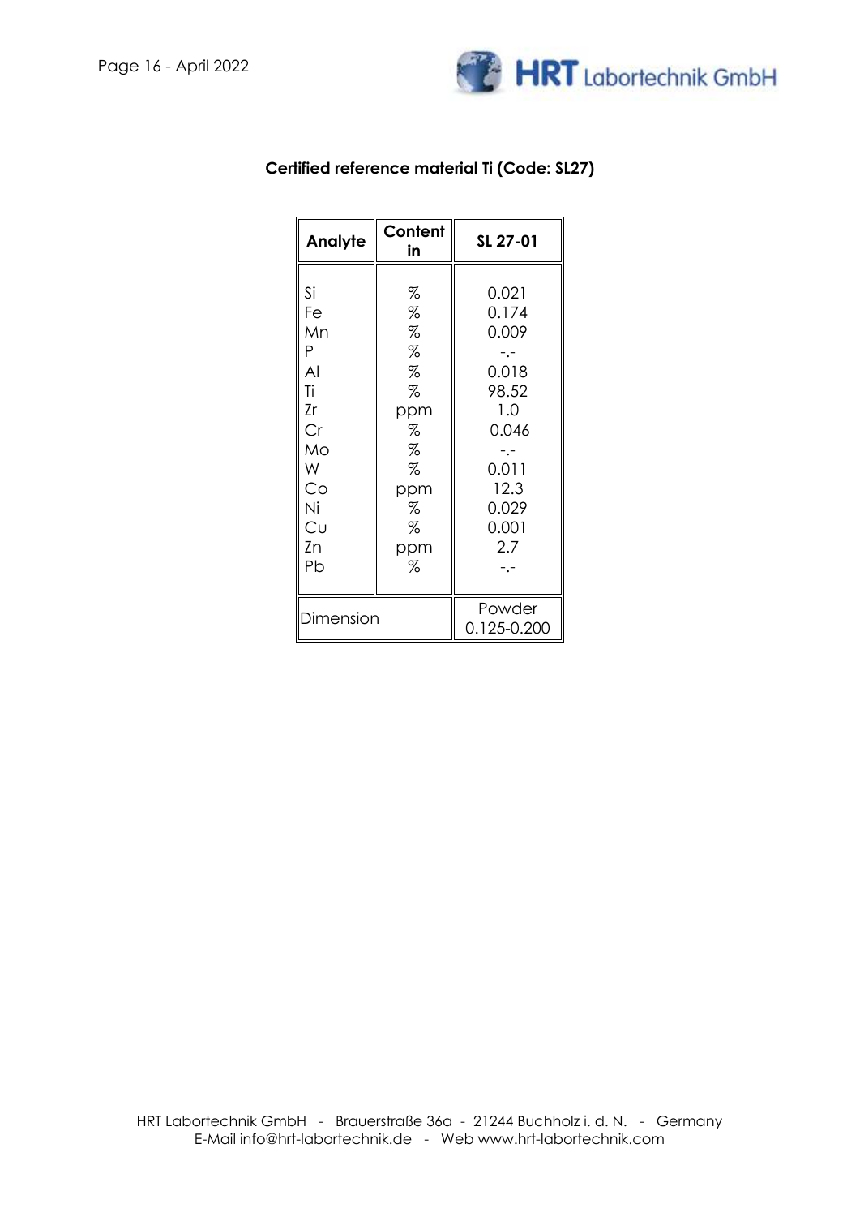## Certified reference material Ti (Code: SL27)

| Analyte | Content in | SL 27-01 |
|---|---|---|
| Si | % | 0.021 |
| Fe | % | 0.174 |
| Mn | % | 0.009 |
| P | % | -.- |
| Al | % | 0.018 |
| Ti | % | 98.52 |
| Zr | ppm | 1.0 |
| Cr | % | 0.046 |
| Mo | % | -.- |
| W | % | 0.011 |
| Co | ppm | 12.3 |
| Ni | % | 0.029 |
| Cu | % | 0.001 |
| Zn | ppm | 2.7 |
| Pb | % | -.- |
| Dimension | | Powder 0.125-0.200 |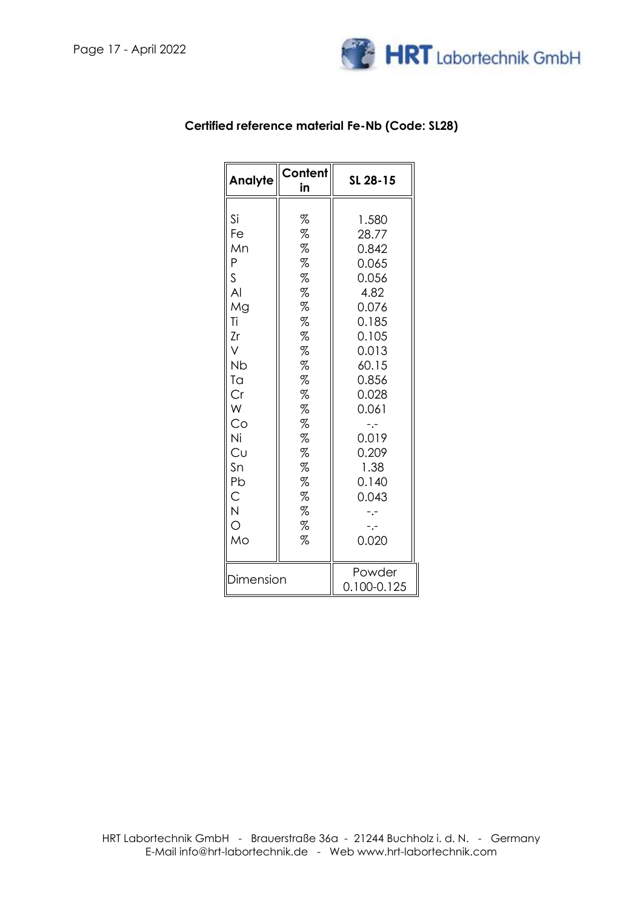**Certified reference material Fe-Nb (Code: SL28)**

| Analyte | Content in | SL 28-15 |
|---|---|---|
| Si | % | 1.580 |
| Fe | % | 28.77 |
| Mn | % | 0.842 |
| P | % | 0.065 |
| S | % | 0.056 |
| Al | % | 4.82 |
| Mg | % | 0.076 |
| Ti | % | 0.185 |
| Zr | % | 0.105 |
| V | % | 0.013 |
| Nb | % | 60.15 |
| Ta | % | 0.856 |
| Cr | % | 0.028 |
| W | % | 0.061 |
| Co | % | -.- |
| Ni | % | 0.019 |
| Cu | % | 0.209 |
| Sn | % | 1.38 |
| Pb | % | 0.140 |
| C | % | 0.043 |
| N | % | -.- |
| O | % | -.- |
| Mo | % | 0.020 |
| Dimension | | Powder 0.100-0.125 |

HRT Labortechnik GmbH - Brauerstraße 36a - 21244 Buchholz i. d. N. - Germany
E-Mail info@hrt-labortechnik.de - Web www.hrt-labortechnik.com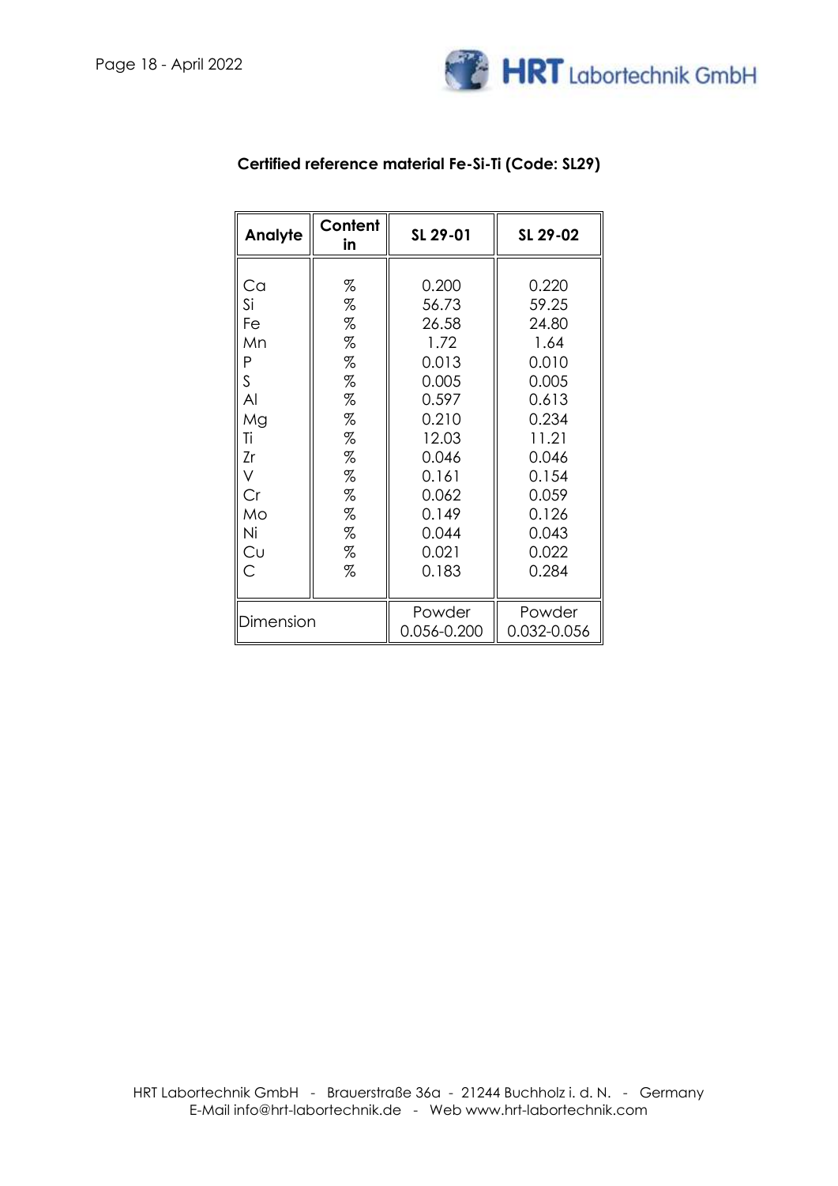### Certified reference material Fe-Si-Ti (Code: SL29)

| Analyte | Content in | SL 29-01 | SL 29-02 |
|---|---|---|---|
| Ca | % | 0.200 | 0.220 |
| Si | % | 56.73 | 59.25 |
| Fe | % | 26.58 | 24.80 |
| Mn | % | 1.72 | 1.64 |
| P | % | 0.013 | 0.010 |
| S | % | 0.005 | 0.005 |
| Al | % | 0.597 | 0.613 |
| Mg | % | 0.210 | 0.234 |
| Ti | % | 12.03 | 11.21 |
| Zr | % | 0.046 | 0.046 |
| V | % | 0.161 | 0.154 |
| Cr | % | 0.062 | 0.059 |
| Mo | % | 0.149 | 0.126 |
| Ni | % | 0.044 | 0.043 |
| Cu | % | 0.021 | 0.022 |
| C | % | 0.183 | 0.284 |
| Dimension | | Powder 0.056-0.200 | Powder 0.032-0.056 |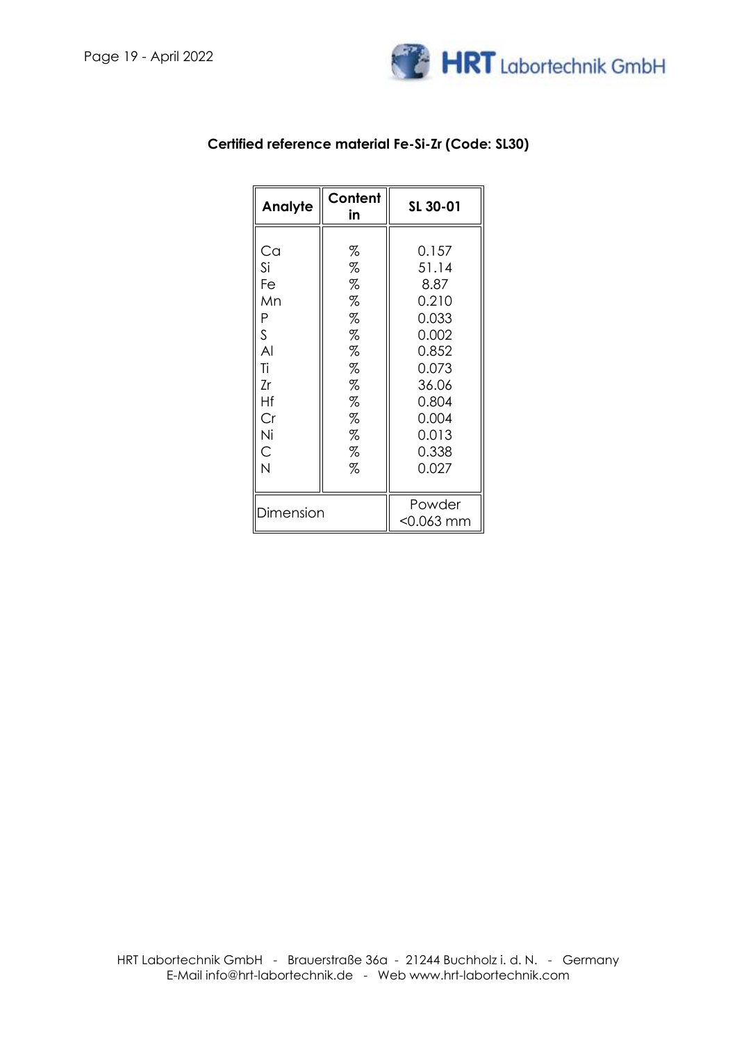## Certified reference material Fe-Si-Zr (Code: SL30)

| Analyte | Content in | SL 30-01 |
|---|---|---|
| Ca | % | 0.157 |
| Si | % | 51.14 |
| Fe | % | 8.87 |
| Mn | % | 0.210 |
| P | % | 0.033 |
| S | % | 0.002 |
| Al | % | 0.852 |
| Ti | % | 0.073 |
| Zr | % | 36.06 |
| Hf | % | 0.804 |
| Cr | % | 0.004 |
| Ni | % | 0.013 |
| C | % | 0.338 |
| N | % | 0.027 |
| Dimension | | Powder <0.063 mm |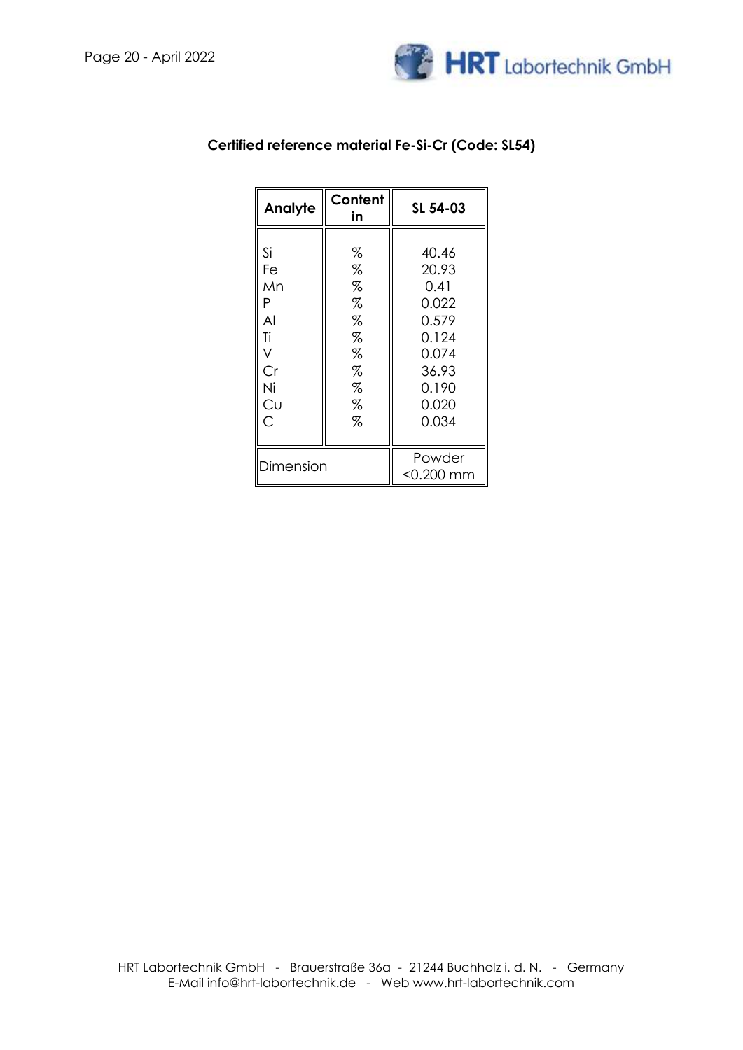**Certified reference material Fe-Si-Cr (Code: SL54)**

| Analyte | Content in | SL 54-03 |
|---|---|---|
| Si | % | 40.46 |
| Fe | % | 20.93 |
| Mn | % | 0.41 |
| P | % | 0.022 |
| Al | % | 0.579 |
| Ti | % | 0.124 |
| V | % | 0.074 |
| Cr | % | 36.93 |
| Ni | % | 0.190 |
| Cu | % | 0.020 |
| C | % | 0.034 |
| Dimension | | Powder <0.200 mm |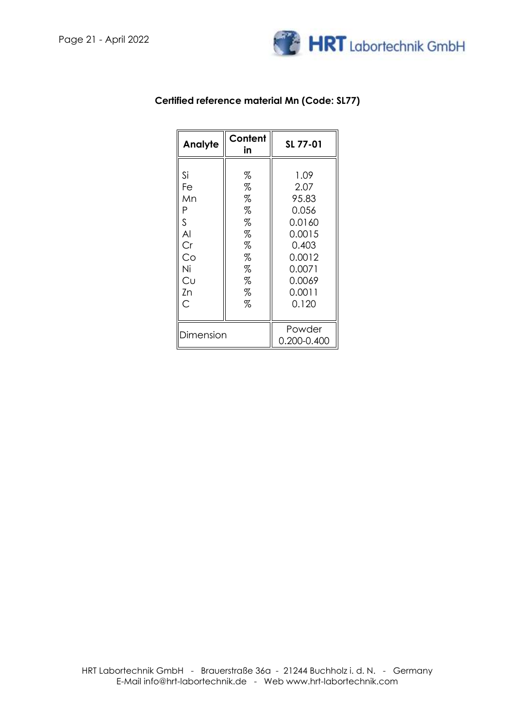**Certified reference material Mn (Code: SL77)**

| Analyte | Content in | SL 77-01 |
|---|---|---|
| Si | % | 1.09 |
| Fe | % | 2.07 |
| Mn | % | 95.83 |
| P | % | 0.056 |
| S | % | 0.0160 |
| Al | % | 0.0015 |
| Cr | % | 0.403 |
| Co | % | 0.0012 |
| Ni | % | 0.0071 |
| Cu | % | 0.0069 |
| Zn | % | 0.0011 |
| C | % | 0.120 |
| Dimension | | Powder 0.200-0.400 |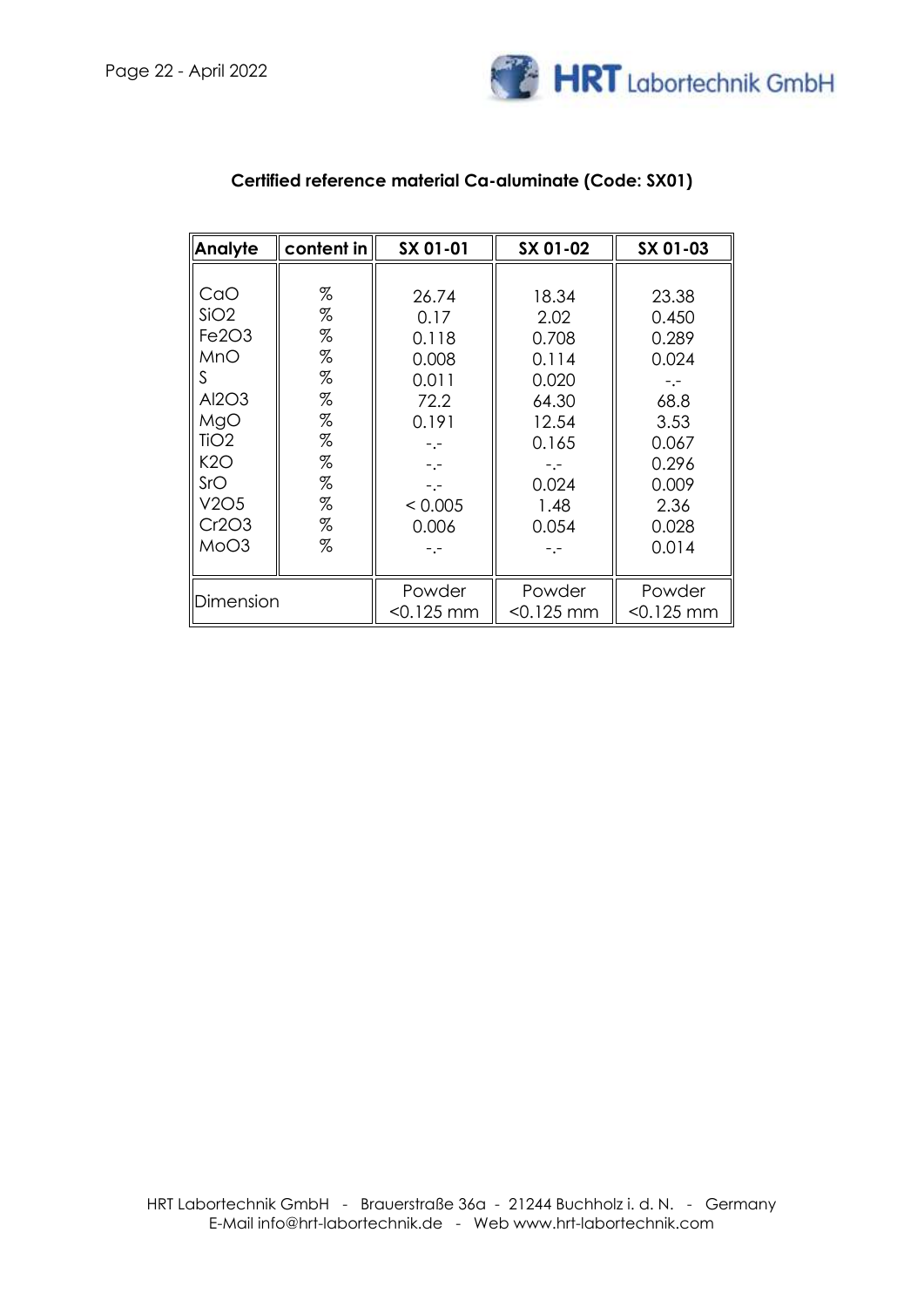## Certified reference material Ca-aluminate (Code: SX01)

| Analyte | content in | SX 01-01 | SX 01-02 | SX 01-03 |
|---|---|---|---|---|
| CaO | % | 26.74 | 18.34 | 23.38 |
| $SiO_2$ | % | 0.17 | 2.02 | 0.450 |
| $Fe_2O_3$ | % | 0.118 | 0.708 | 0.289 |
| MnO | % | 0.008 | 0.114 | 0.024 |
| S | % | 0.011 | 0.020 | -.- |
| $Al_2O_3$ | % | 72.2 | 64.30 | 68.8 |
| MgO | % | 0.191 | 12.54 | 3.53 |
| $TiO_2$ | % | -.- | 0.165 | 0.067 |
| $K_2O$ | % | -.- | -.- | 0.296 |
| SrO | % | -.- | 0.024 | 0.009 |
| $V_2O_5$ | % | < 0.005 | 1.48 | 2.36 |
| $Cr_2O_3$ | % | 0.006 | 0.054 | 0.028 |
| $MoO_3$ | % | -.- | -.- | 0.014 |
| Dimension | | Powder <0.125 mm | Powder <0.125 mm | Powder <0.125 mm |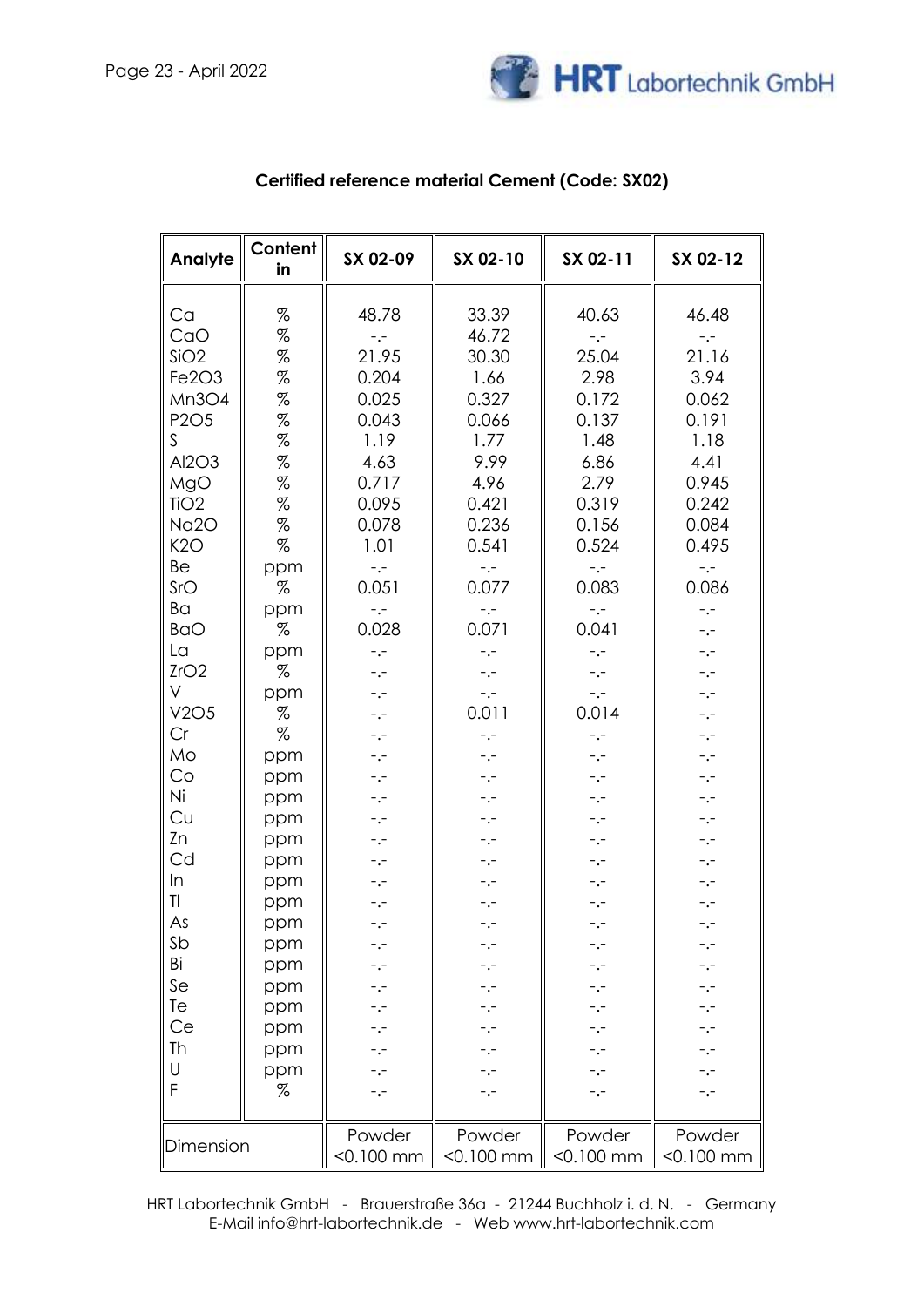## Certified reference material Cement (Code: SX02)

| Analyte | Content in | SX 02-09 | SX 02-10 | SX 02-11 | SX 02-12 |
|---|---|---|---|---|---|
| Ca | % | 48.78 | 33.39 | 40.63 | 46.48 |
| CaO | % | -.- | 46.72 | -.- | -.- |
| $SiO_2$ | % | 21.95 | 30.30 | 25.04 | 21.16 |
| $Fe_2O_3$ | % | 0.204 | 1.66 | 2.98 | 3.94 |
| $Mn_3O_4$ | % | 0.025 | 0.327 | 0.172 | 0.062 |
| $P_2O_5$ | % | 0.043 | 0.066 | 0.137 | 0.191 |
| S | % | 1.19 | 1.77 | 1.48 | 1.18 |
| $Al_2O_3$ | % | 4.63 | 9.99 | 6.86 | 4.41 |
| MgO | % | 0.717 | 4.96 | 2.79 | 0.945 |
| $TiO_2$ | % | 0.095 | 0.421 | 0.319 | 0.242 |
| $Na_2O$ | % | 0.078 | 0.236 | 0.156 | 0.084 |
| $K_2O$ | % | 1.01 | 0.541 | 0.524 | 0.495 |
| Be | ppm | -.- | -.- | -.- | -.- |
| SrO | % | 0.051 | 0.077 | 0.083 | 0.086 |
| Ba | ppm | -.- | -.- | -.- | -.- |
| BaO | % | 0.028 | 0.071 | 0.041 | -.- |
| La | ppm | -.- | -.- | -.- | -.- |
| $ZrO_2$ | % | -.- | -.- | -.- | -.- |
| V | ppm | -.- | -.- | -.- | -.- |
| $V_2O_5$ | % | -.- | 0.011 | 0.014 | -.- |
| Cr | % | -.- | -.- | -.- | -.- |
| Mo | ppm | -.- | -.- | -.- | -.- |
| Co | ppm | -.- | -.- | -.- | -.- |
| Ni | ppm | -.- | -.- | -.- | -.- |
| Cu | ppm | -.- | -.- | -.- | -.- |
| Zn | ppm | -.- | -.- | -.- | -.- |
| Cd | ppm | -.- | -.- | -.- | -.- |
| In | ppm | -.- | -.- | -.- | -.- |
| Tl | ppm | -.- | -.- | -.- | -.- |
| As | ppm | -.- | -.- | -.- | -.- |
| Sb | ppm | -.- | -.- | -.- | -.- |
| Bi | ppm | -.- | -.- | -.- | -.- |
| Se | ppm | -.- | -.- | -.- | -.- |
| Te | ppm | -.- | -.- | -.- | -.- |
| Ce | ppm | -.- | -.- | -.- | -.- |
| Th | ppm | -.- | -.- | -.- | -.- |
| U | ppm | -.- | -.- | -.- | -.- |
| F | % | -.- | -.- | -.- | -.- |
| Dimension | | Powder <0.100 mm | Powder <0.100 mm | Powder <0.100 mm | Powder <0.100 mm |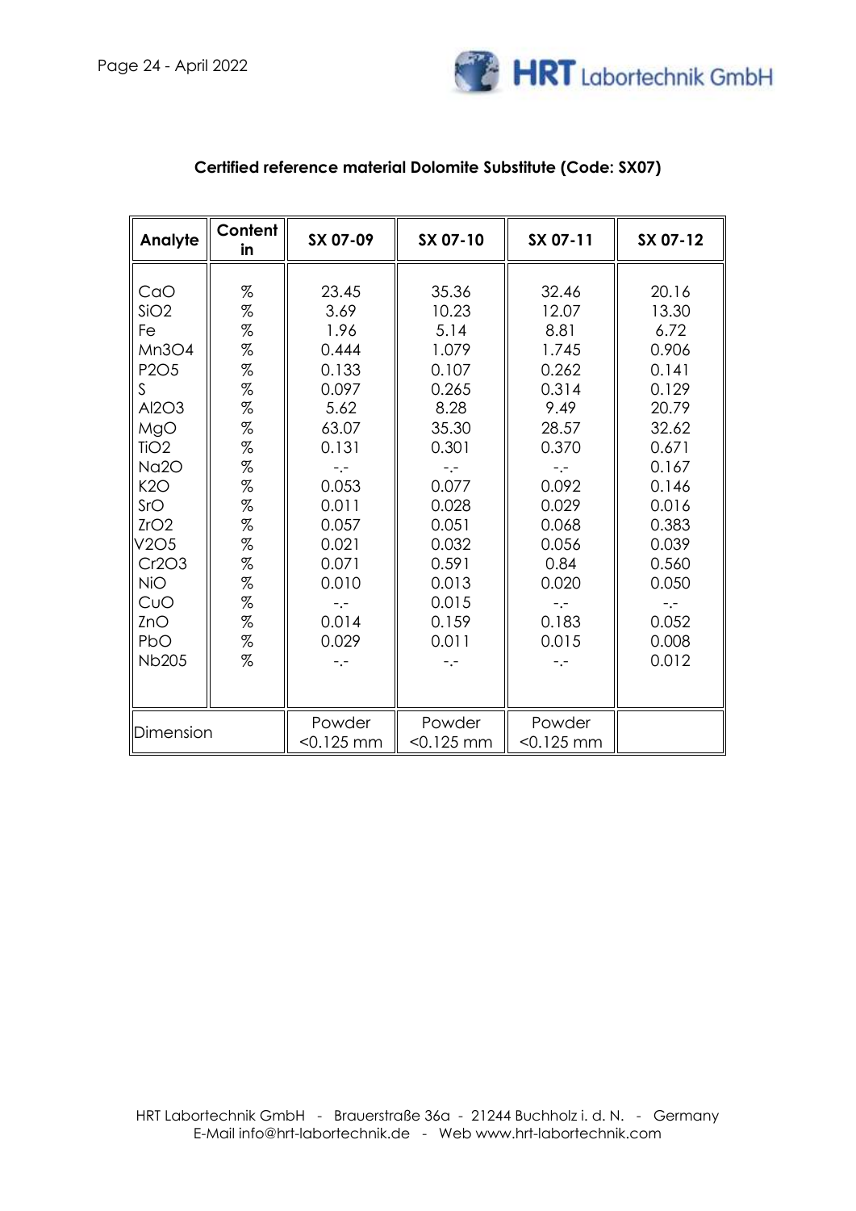## Certified reference material Dolomite Substitute (Code: SX07)

| Analyte | Content in | SX 07-09 | SX 07-10 | SX 07-11 | SX 07-12 |
|---|---|---|---|---|---|
| CaO | % | 23.45 | 35.36 | 32.46 | 20.16 |
| $SiO_2$ | % | 3.69 | 10.23 | 12.07 | 13.30 |
| Fe | % | 1.96 | 5.14 | 8.81 | 6.72 |
| $Mn_3O_4$ | % | 0.444 | 1.079 | 1.745 | 0.906 |
| $P_2O_5$ | % | 0.133 | 0.107 | 0.262 | 0.141 |
| S | % | 0.097 | 0.265 | 0.314 | 0.129 |
| $Al_2O_3$ | % | 5.62 | 8.28 | 9.49 | 20.79 |
| MgO | % | 63.07 | 35.30 | 28.57 | 32.62 |
| $TiO_2$ | % | 0.131 | 0.301 | 0.370 | 0.671 |
| $Na_2O$ | % | -.- | -.- | -.- | 0.167 |
| $K_2O$ | % | 0.053 | 0.077 | 0.092 | 0.146 |
| SrO | % | 0.011 | 0.028 | 0.029 | 0.016 |
| $ZrO_2$ | % | 0.057 | 0.051 | 0.068 | 0.383 |
| $V_2O_5$ | % | 0.021 | 0.032 | 0.056 | 0.039 |
| $Cr_2O_3$ | % | 0.071 | 0.591 | 0.84 | 0.560 |
| NiO | % | 0.010 | 0.013 | 0.020 | 0.050 |
| CuO | % | -.- | 0.015 | -.- | -.- |
| ZnO | % | 0.014 | 0.159 | 0.183 | 0.052 |
| PbO | % | 0.029 | 0.011 | 0.015 | 0.008 |
| $Nb_2O_5$ | % | -.- | -.- | -.- | 0.012 |
| Dimension | | Powder <0.125 mm | Powder <0.125 mm | Powder <0.125 mm | |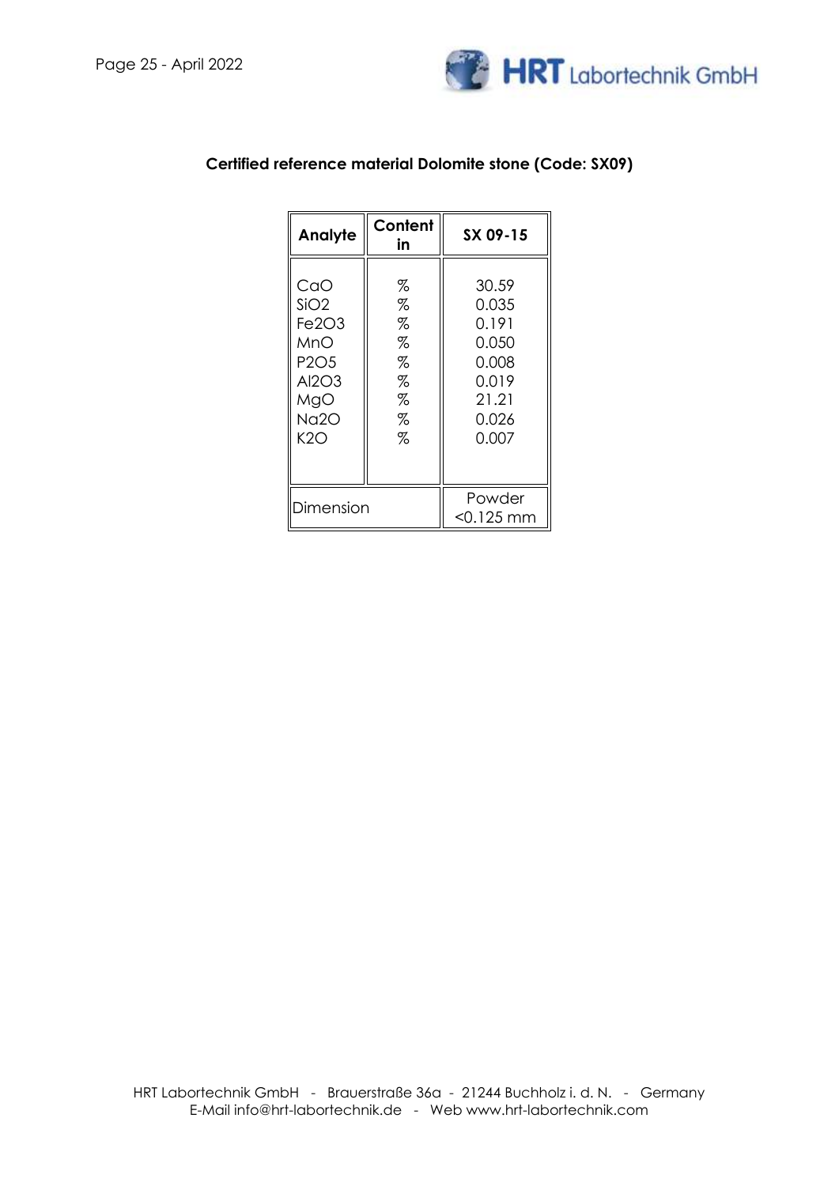## Certified reference material Dolomite stone (Code: SX09)

| Analyte | Content in | SX 09-15 |
|---|---|---|
| CaO | % | 30.59 |
| $SiO_2$ | % | 0.035 |
| $Fe_2O_3$ | % | 0.191 |
| MnO | % | 0.050 |
| $P_2O_5$ | % | 0.008 |
| $Al_2O_3$ | % | 0.019 |
| MgO | % | 21.21 |
| $Na_2O$ | % | 0.026 |
| $K_2O$ | % | 0.007 |
| Dimension | | Powder <0.125 mm |

HRT Labortechnik GmbH - Brauerstraße 36a - 21244 Buchholz i. d. N. - Germany
E-Mail info@hrt-labortechnik.de - Web www.hrt-labortechnik.com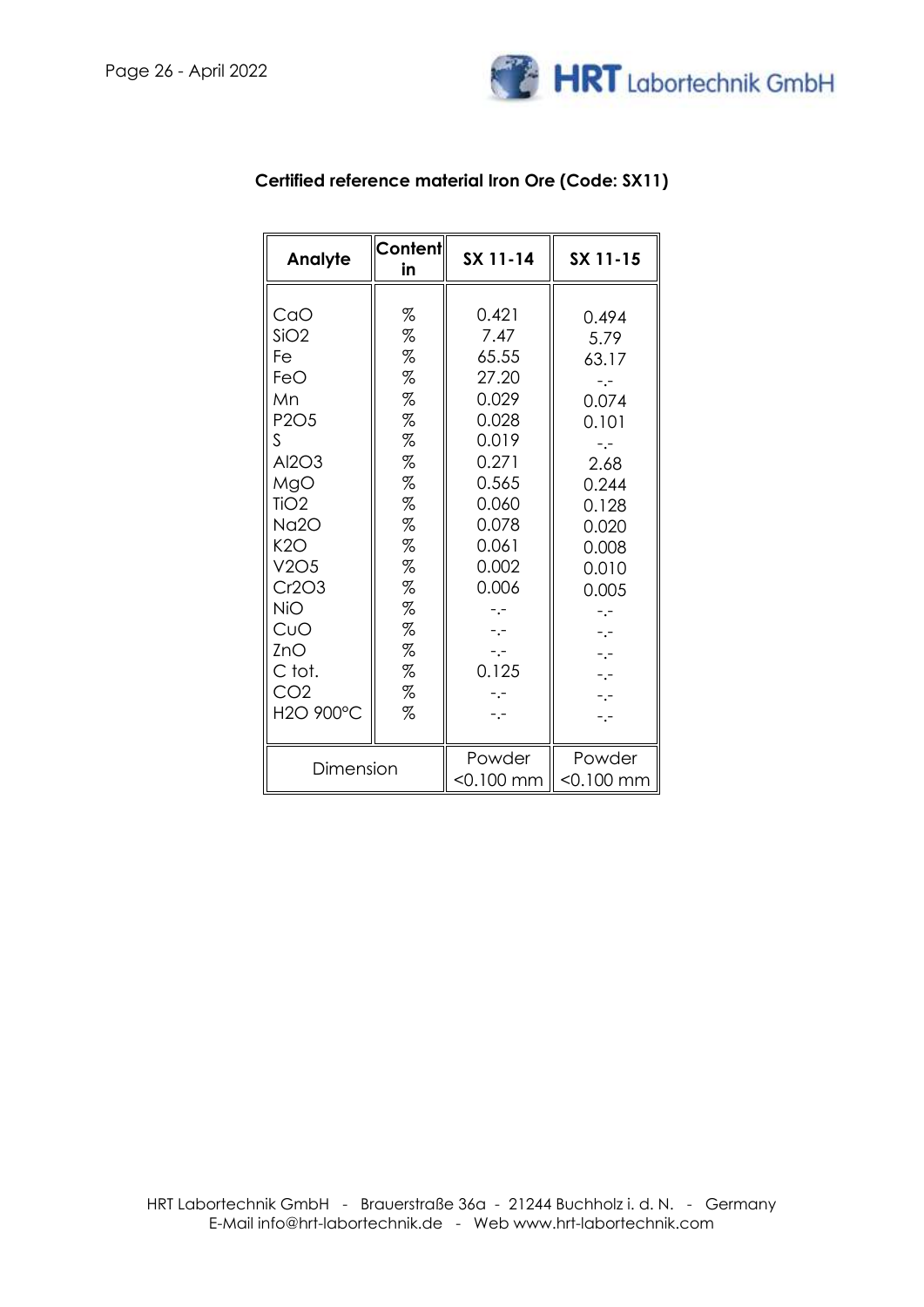**Certified reference material Iron Ore (Code: SX11)**

| Analyte | Content in | SX 11-14 | SX 11-15 |
|---|---|---|---|
| CaO | % | 0.421 | 0.494 |
| SiO2 | % | 7.47 | 5.79 |
| Fe | % | 65.55 | 63.17 |
| FeO | % | 27.20 | -.- |
| Mn | % | 0.029 | 0.074 |
| P2O5 | % | 0.028 | 0.101 |
| S | % | 0.019 | -.- |
| Al2O3 | % | 0.271 | 2.68 |
| MgO | % | 0.565 | 0.244 |
| TiO2 | % | 0.060 | 0.128 |
| Na2O | % | 0.078 | 0.020 |
| K2O | % | 0.061 | 0.008 |
| V2O5 | % | 0.002 | 0.010 |
| Cr2O3 | % | 0.006 | 0.005 |
| NiO | % | -.- | -.- |
| CuO | % | -.- | -.- |
| ZnO | % | -.- | -.- |
| C tot. | % | 0.125 | -.- |
| CO2 | % | -.- | -.- |
| H2O 900°C | % | -.- | -.- |
| Dimension | | Powder <0.100 mm | Powder <0.100 mm |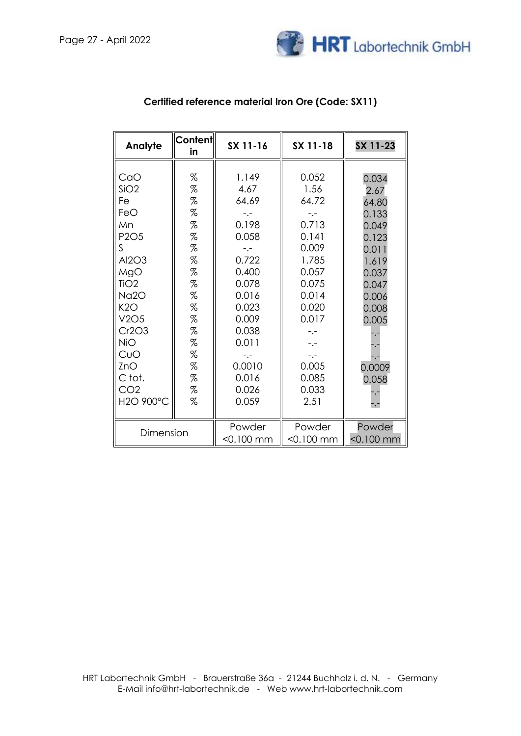## Certified reference material Iron Ore (Code: SX11)

| Analyte | Content in | SX 11-16 | SX 11-18 | SX 11-23 |
|---|---|---|---|---|
| CaO | % | 1.149 | 0.052 | 0.034 |
| SiO2 | % | 4.67 | 1.56 | 2.67 |
| Fe | % | 64.69 | 64.72 | 64.80 |
| FeO | % | -.- | -.- | 0.133 |
| Mn | % | 0.198 | 0.713 | 0.049 |
| P2O5 | % | 0.058 | 0.141 | 0.123 |
| S | % | -.- | 0.009 | 0.011 |
| Al2O3 | % | 0.722 | 1.785 | 1.619 |
| MgO | % | 0.400 | 0.057 | 0.037 |
| TiO2 | % | 0.078 | 0.075 | 0.047 |
| Na2O | % | 0.016 | 0.014 | 0.006 |
| K2O | % | 0.023 | 0.020 | 0.008 |
| V2O5 | % | 0.009 | 0.017 | 0.005 |
| Cr2O3 | % | 0.038 | -.- | -.- |
| NiO | % | 0.011 | -.- | -.- |
| CuO | % | -.- | -.- | -.- |
| ZnO | % | 0.0010 | 0.005 | 0.0009 |
| C tot. | % | 0.016 | 0.085 | 0.058 |
| CO2 | % | 0.026 | 0.033 | -.- |
| H2O 900°C | % | 0.059 | 2.51 | -.- |
| Dimension | | Powder <0.100 mm | Powder <0.100 mm | Powder <0.100 mm |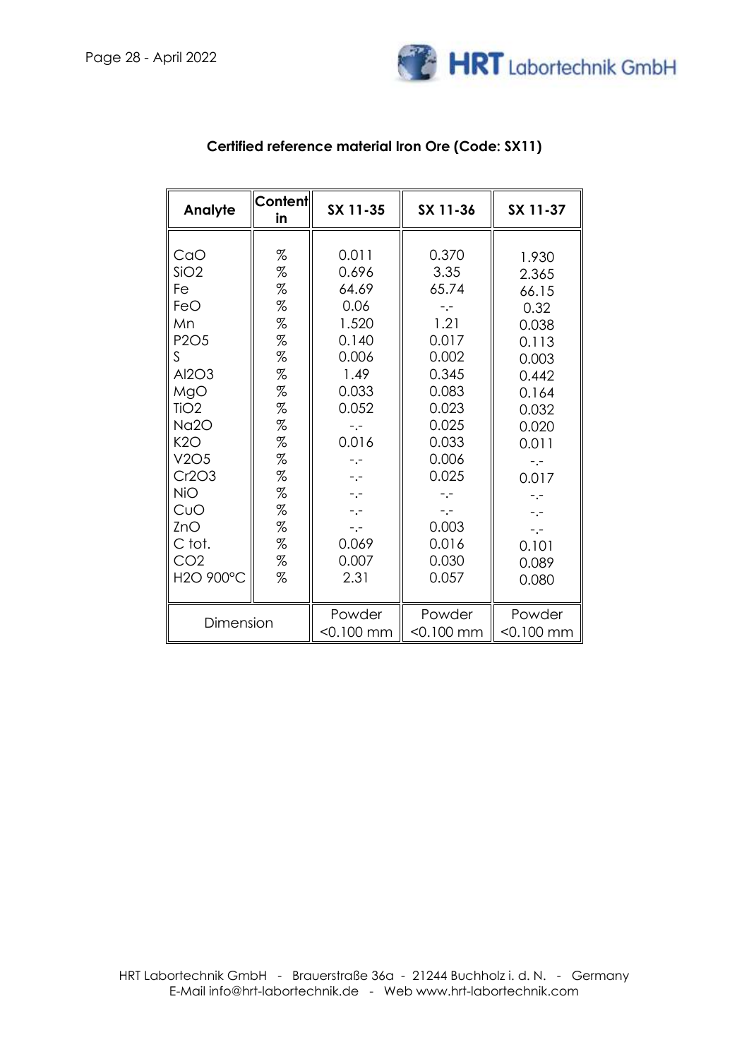## Certified reference material Iron Ore (Code: SX11)

| Analyte | Content in | SX 11-35 | SX 11-36 | SX 11-37 |
|---|---|---|---|---|
| CaO | % | 0.011 | 0.370 | 1.930 |
| $SiO_2$ | % | 0.696 | 3.35 | 2.365 |
| Fe | % | 64.69 | 65.74 | 66.15 |
| FeO | % | 0.06 | -.- | 0.32 |
| Mn | % | 1.520 | 1.21 | 0.038 |
| $P_2O_5$ | % | 0.140 | 0.017 | 0.113 |
| S | % | 0.006 | 0.002 | 0.003 |
| $Al_2O_3$ | % | 1.49 | 0.345 | 0.442 |
| MgO | % | 0.033 | 0.083 | 0.164 |
| $TiO_2$ | % | 0.052 | 0.023 | 0.032 |
| $Na_2O$ | % | -.- | 0.025 | 0.020 |
| $K_2O$ | % | 0.016 | 0.033 | 0.011 |
| $V_2O_5$ | % | -.- | 0.006 | -.- |
| $Cr_2O_3$ | % | -.- | 0.025 | 0.017 |
| NiO | % | -.- | -.- | -.- |
| CuO | % | -.- | -.- | -.- |
| ZnO | % | -.- | 0.003 | -.- |
| C tot. | % | 0.069 | 0.016 | 0.101 |
| $CO_2$ | % | 0.007 | 0.030 | 0.089 |
| $H_2O$ 900°C | % | 2.31 | 0.057 | 0.080 |
| Dimension | | Powder <0.100 mm | Powder <0.100 mm | Powder <0.100 mm |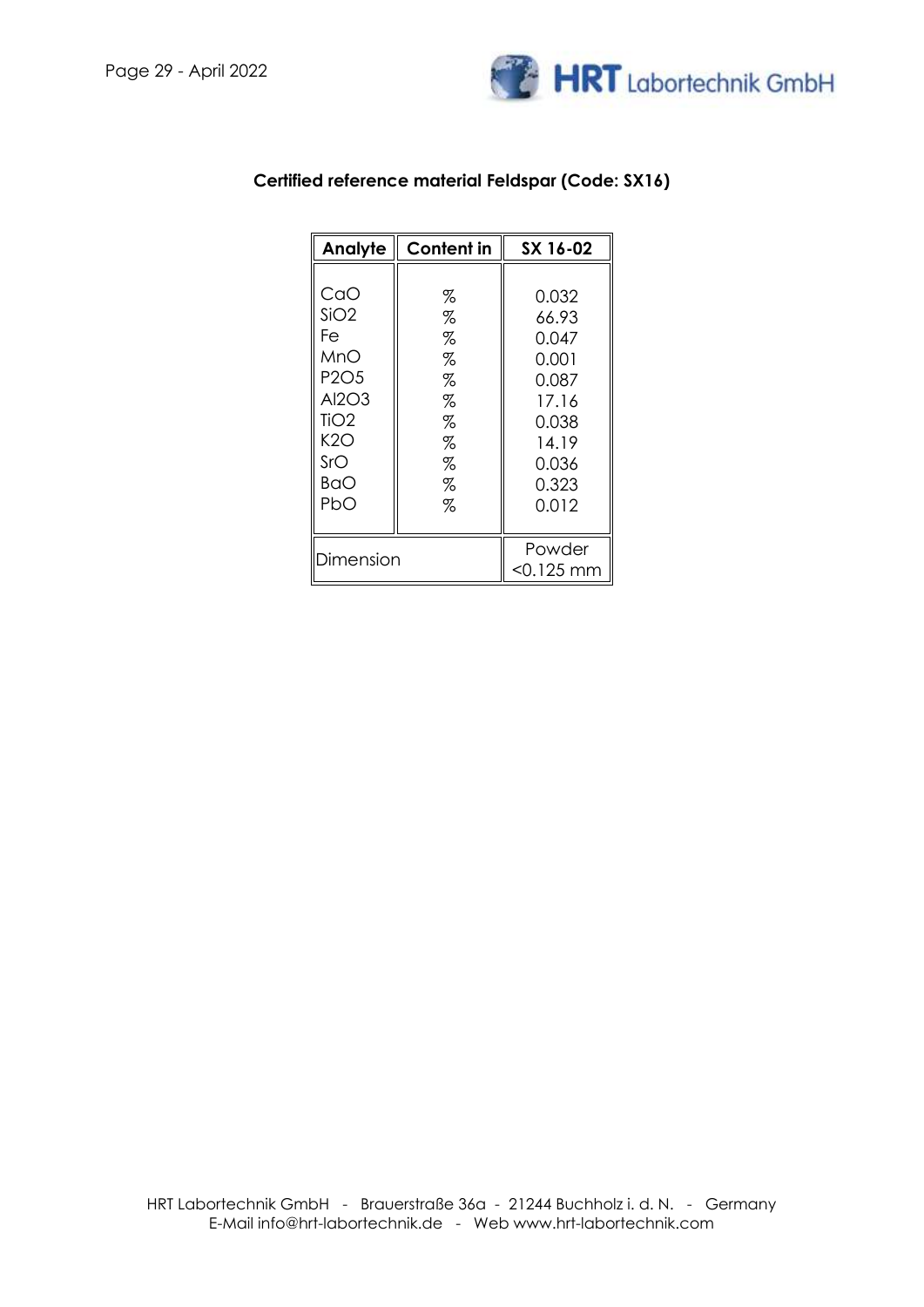**Certified reference material Feldspar (Code: SX16)**

| Analyte | Content in | SX 16-02 |
|---|---|---|
| CaO | % | 0.032 |
| $SiO_2$ | % | 66.93 |
| Fe | % | 0.047 |
| MnO | % | 0.001 |
| $P_2O_5$ | % | 0.087 |
| $Al_2O_3$ | % | 17.16 |
| $TiO_2$ | % | 0.038 |
| $K_2O$ | % | 14.19 |
| SrO | % | 0.036 |
| BaO | % | 0.323 |
| PbO | % | 0.012 |
| Dimension | | Powder <0.125 mm |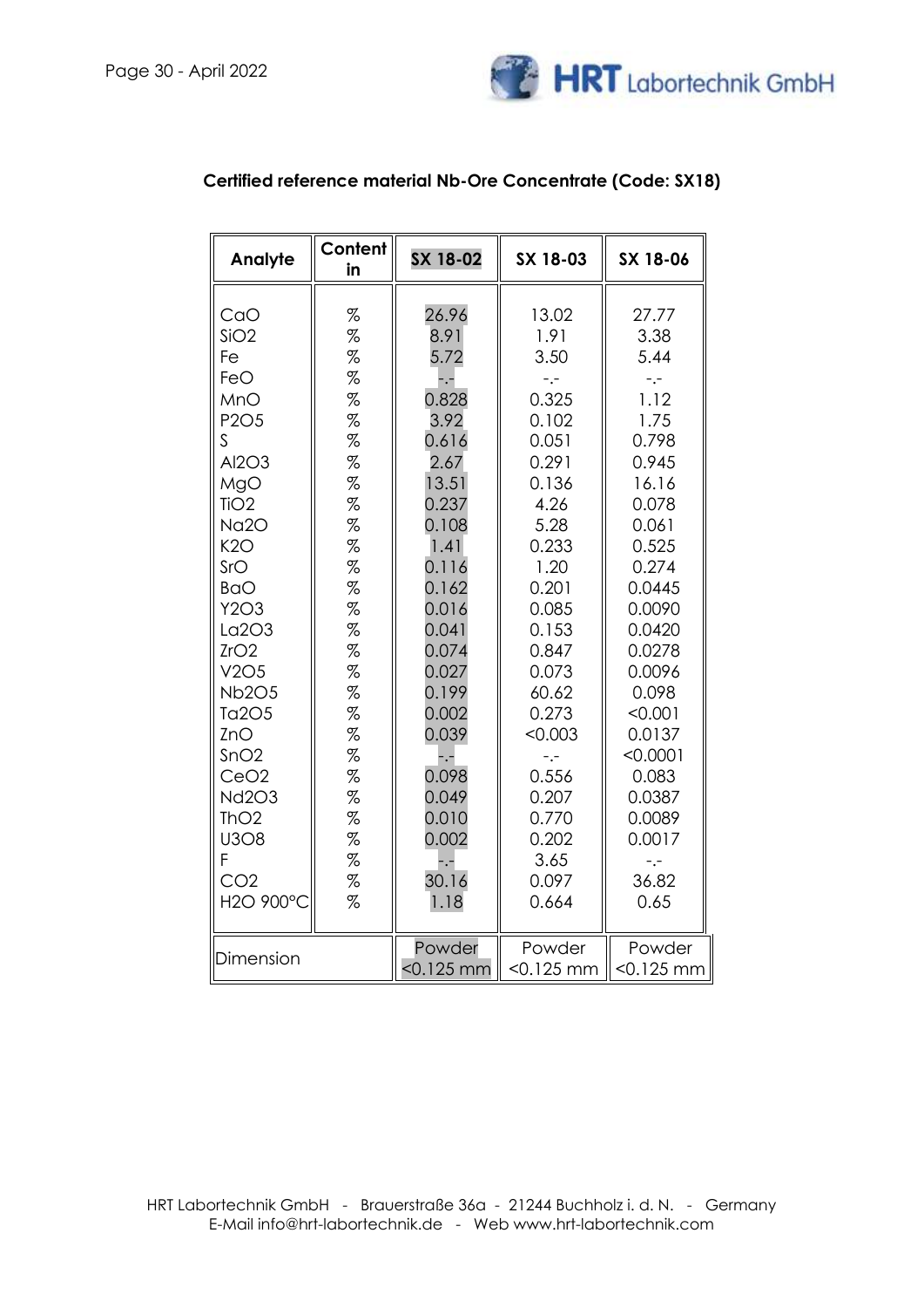**Certified reference material Nb-Ore Concentrate (Code: SX18)**

| Analyte | Content in | SX 18-02 | SX 18-03 | SX 18-06 |
|---|---|---|---|---|
| CaO | % | 26.96 | 13.02 | 27.77 |
| $SiO_2$ | % | 8.91 | 1.91 | 3.38 |
| Fe | % | 5.72 | 3.50 | 5.44 |
| FeO | % | -.- | -.- | -.- |
| MnO | % | 0.828 | 0.325 | 1.12 |
| $P_2O_5$ | % | 3.92 | 0.102 | 1.75 |
| S | % | 0.616 | 0.051 | 0.798 |
| $Al_2O_3$ | % | 2.67 | 0.291 | 0.945 |
| MgO | % | 13.51 | 0.136 | 16.16 |
| $TiO_2$ | % | 0.237 | 4.26 | 0.078 |
| $Na_2O$ | % | 0.108 | 5.28 | 0.061 |
| $K_2O$ | % | 1.41 | 0.233 | 0.525 |
| SrO | % | 0.116 | 1.20 | 0.274 |
| BaO | % | 0.162 | 0.201 | 0.0445 |
| $Y_2O_3$ | % | 0.016 | 0.085 | 0.0090 |
| $La_2O_3$ | % | 0.041 | 0.153 | 0.0420 |
| $ZrO_2$ | % | 0.074 | 0.847 | 0.0278 |
| $V_2O_5$ | % | 0.027 | 0.073 | 0.0096 |
| $Nb_2O_5$ | % | 0.199 | 60.62 | 0.098 |
| $Ta_2O_5$ | % | 0.002 | 0.273 | <0.001 |
| ZnO | % | 0.039 | <0.003 | 0.0137 |
| $SnO_2$ | % | -.- | -.- | <0.0001 |
| $CeO_2$ | % | 0.098 | 0.556 | 0.083 |
| $Nd_2O_3$ | % | 0.049 | 0.207 | 0.0387 |
| $ThO_2$ | % | 0.010 | 0.770 | 0.0089 |
| $U_3O_8$ | % | 0.002 | 0.202 | 0.0017 |
| F | % | -.- | 3.65 | -.- |
| $CO_2$ | % | 30.16 | 0.097 | 36.82 |
| $H_2O$ 900°C | % | 1.18 | 0.664 | 0.65 |
| Dimension | | Powder <0.125 mm | Powder <0.125 mm | Powder <0.125 mm |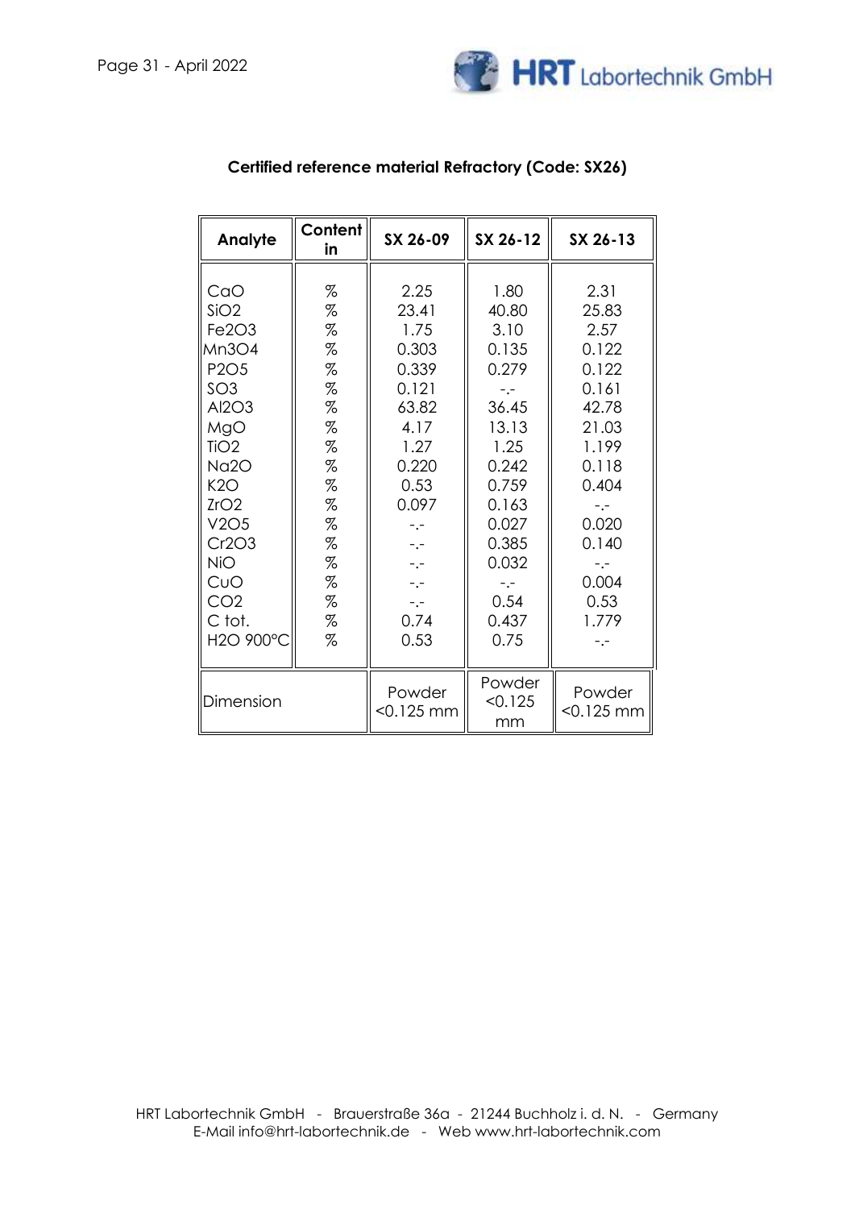## Certified reference material Refractory (Code: SX26)

| Analyte | Content in | SX 26-09 | SX 26-12 | SX 26-13 |
|---|---|---|---|---|
| CaO | % | 2.25 | 1.80 | 2.31 |
| $SiO_2$ | % | 23.41 | 40.80 | 25.83 |
| $Fe_2O_3$ | % | 1.75 | 3.10 | 2.57 |
| $Mn_3O_4$ | % | 0.303 | 0.135 | 0.122 |
| $P_2O_5$ | % | 0.339 | 0.279 | 0.122 |
| $SO_3$ | % | 0.121 | -.- | 0.161 |
| $Al_2O_3$ | % | 63.82 | 36.45 | 42.78 |
| MgO | % | 4.17 | 13.13 | 21.03 |
| $TiO_2$ | % | 1.27 | 1.25 | 1.199 |
| $Na_2O$ | % | 0.220 | 0.242 | 0.118 |
| $K_2O$ | % | 0.53 | 0.759 | 0.404 |
| $ZrO_2$ | % | 0.097 | 0.163 | -.- |
| $V_2O_5$ | % | -.- | 0.027 | 0.020 |
| $Cr_2O_3$ | % | -.- | 0.385 | 0.140 |
| NiO | % | -.- | 0.032 | -.- |
| CuO | % | -.- | -.- | 0.004 |
| $CO_2$ | % | -.- | 0.54 | 0.53 |
| C tot. | % | 0.74 | 0.437 | 1.779 |
| $H_2O$ 900°C | % | 0.53 | 0.75 | -.- |
| Dimension | | Powder <0.125 mm | Powder <0.125 mm | Powder <0.125 mm |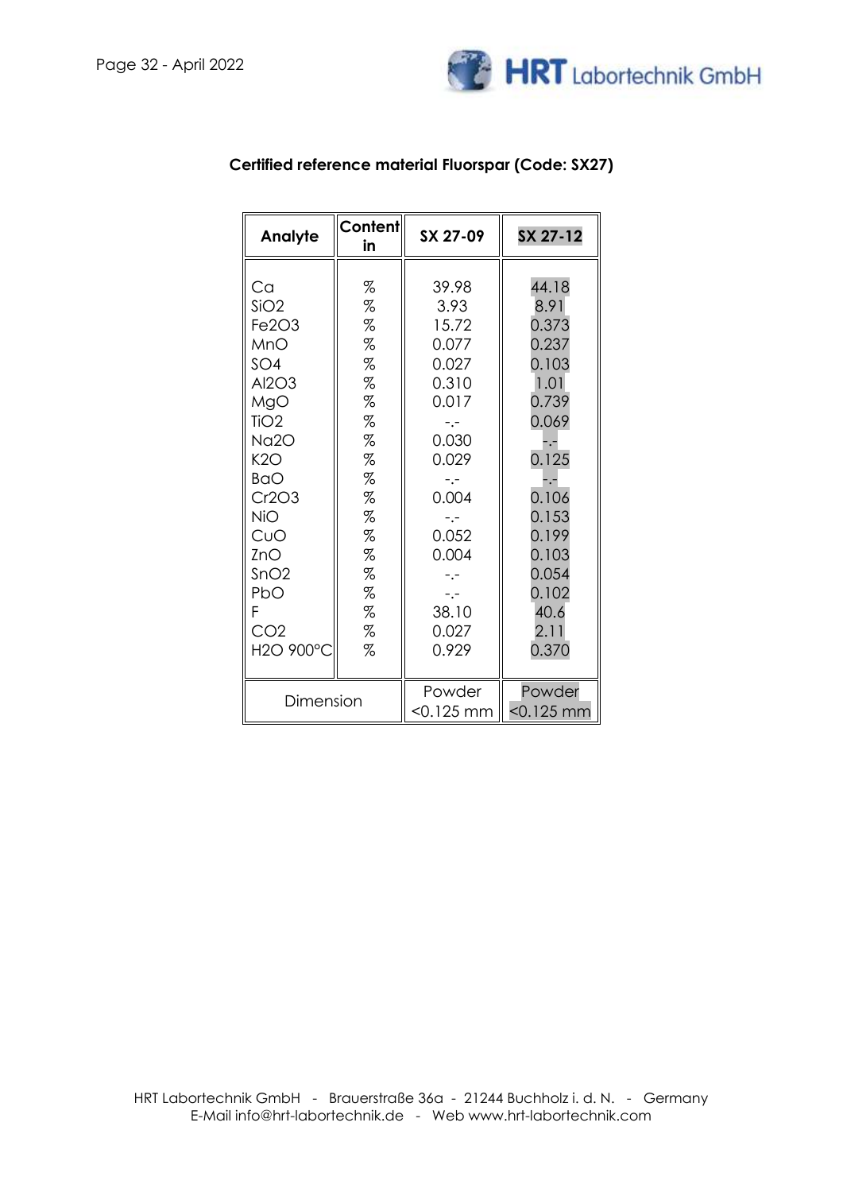## Certified reference material Fluorspar (Code: SX27)

| Analyte | Content in | SX 27-09 | SX 27-12 |
|---|---|---|---|
| Ca | % | 39.98 | 44.18 |
| $SiO_2$ | % | 3.93 | 8.91 |
| $Fe_2O_3$ | % | 15.72 | 0.373 |
| MnO | % | 0.077 | 0.237 |
| $SO_4$ | % | 0.027 | 0.103 |
| $Al_2O_3$ | % | 0.310 | 1.01 |
| MgO | % | 0.017 | 0.739 |
| $TiO_2$ | % | -.- | 0.069 |
| $Na_2O$ | % | 0.030 | -.- |
| $K_2O$ | % | 0.029 | 0.125 |
| BaO | % | -.- | -.- |
| $Cr_2O_3$ | % | 0.004 | 0.106 |
| NiO | % | -.- | 0.153 |
| CuO | % | 0.052 | 0.199 |
| ZnO | % | 0.004 | 0.103 |
| $SnO_2$ | % | -.- | 0.054 |
| PbO | % | -.- | 0.102 |
| F | % | 38.10 | 40.6 |
| $CO_2$ | % | 0.027 | 2.11 |
| $H_2O$ 900°C | % | 0.929 | 0.370 |
| Dimension | | Powder <0.125 mm | Powder <0.125 mm |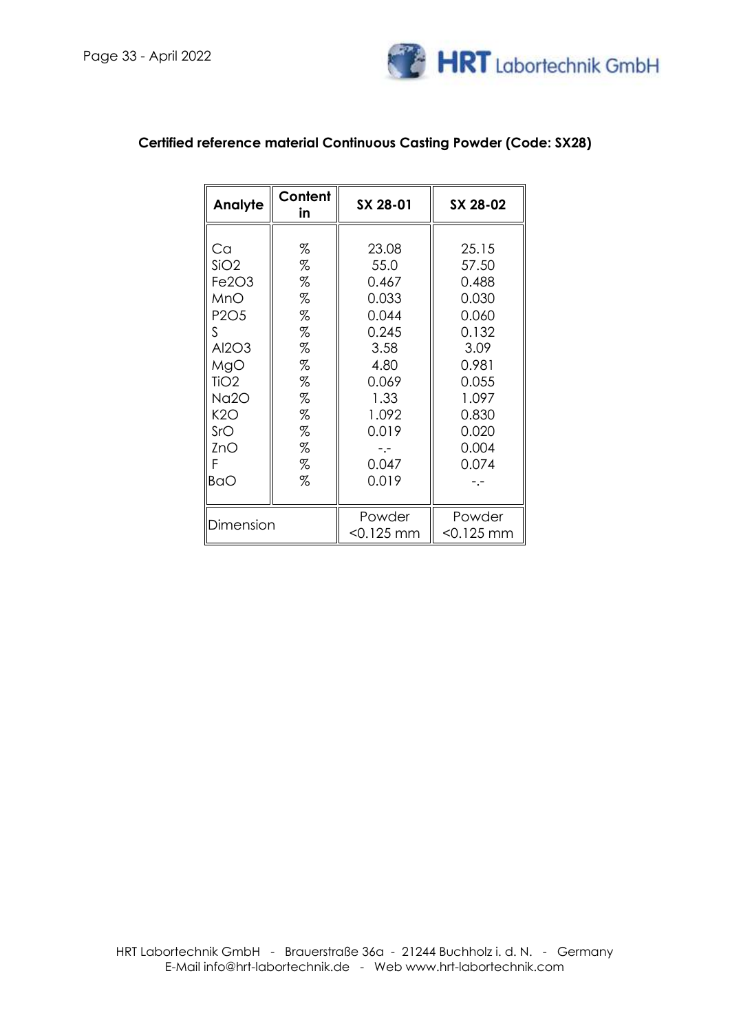**Certified reference material Continuous Casting Powder (Code: SX28)**

| Analyte | Content in | SX 28-01 | SX 28-02 |
|---|---|---|---|
| Ca | % | 23.08 | 25.15 |
| $SiO_2$ | % | 55.0 | 57.50 |
| $Fe_2O_3$ | % | 0.467 | 0.488 |
| MnO | % | 0.033 | 0.030 |
| $P_2O_5$ | % | 0.044 | 0.060 |
| S | % | 0.245 | 0.132 |
| $Al_2O_3$ | % | 3.58 | 3.09 |
| MgO | % | 4.80 | 0.981 |
| $TiO_2$ | % | 0.069 | 0.055 |
| $Na_2O$ | % | 1.33 | 1.097 |
| $K_2O$ | % | 1.092 | 0.830 |
| SrO | % | 0.019 | 0.020 |
| ZnO | % | -.- | 0.004 |
| F | % | 0.047 | 0.074 |
| BaO | % | 0.019 | -.- |
| Dimension | | Powder <0.125 mm | Powder <0.125 mm |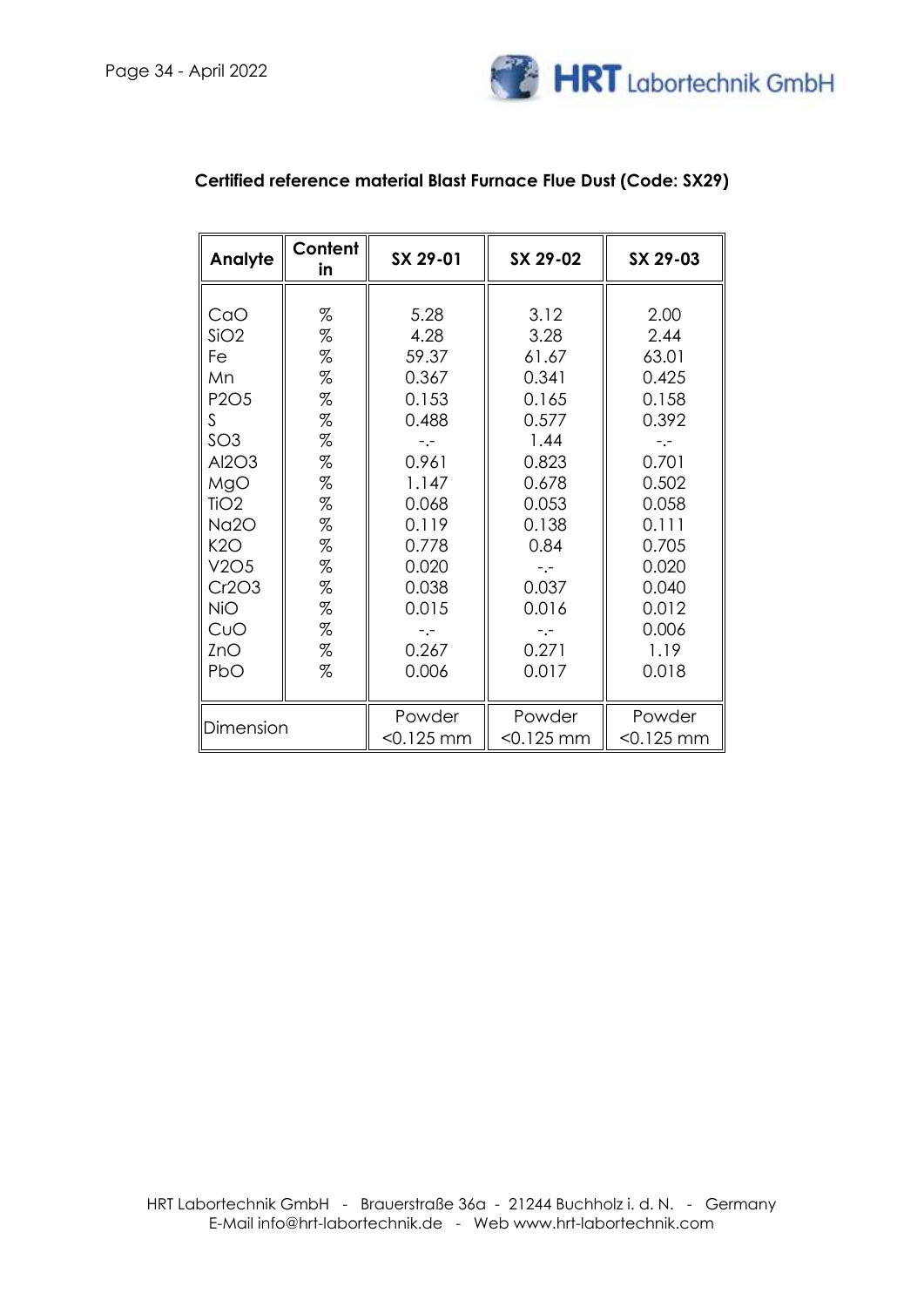**Certified reference material Blast Furnace Flue Dust (Code: SX29)**

| Analyte | Content in | SX 29-01 | SX 29-02 | SX 29-03 |
|---|---|---|---|---|
| CaO | % | 5.28 | 3.12 | 2.00 |
| $SiO_2$ | % | 4.28 | 3.28 | 2.44 |
| Fe | % | 59.37 | 61.67 | 63.01 |
| Mn | % | 0.367 | 0.341 | 0.425 |
| $P_2O_5$ | % | 0.153 | 0.165 | 0.158 |
| S | % | 0.488 | 0.577 | 0.392 |
| $SO_3$ | % | -.- | 1.44 | -.- |
| $Al_2O_3$ | % | 0.961 | 0.823 | 0.701 |
| MgO | % | 1.147 | 0.678 | 0.502 |
| $TiO_2$ | % | 0.068 | 0.053 | 0.058 |
| $Na_2O$ | % | 0.119 | 0.138 | 0.111 |
| $K_2O$ | % | 0.778 | 0.84 | 0.705 |
| $V_2O_5$ | % | 0.020 | -.- | 0.020 |
| $Cr_2O_3$ | % | 0.038 | 0.037 | 0.040 |
| NiO | % | 0.015 | 0.016 | 0.012 |
| CuO | % | -.- | -.- | 0.006 |
| ZnO | % | 0.267 | 0.271 | 1.19 |
| PbO | % | 0.006 | 0.017 | 0.018 |
| Dimension | | Powder <0.125 mm | Powder <0.125 mm | Powder <0.125 mm |

HRT Labortechnik GmbH - Brauerstraße 36a - 21244 Buchholz i. d. N. - Germany
E-Mail info@hrt-labortechnik.de - Web www.hrt-labortechnik.com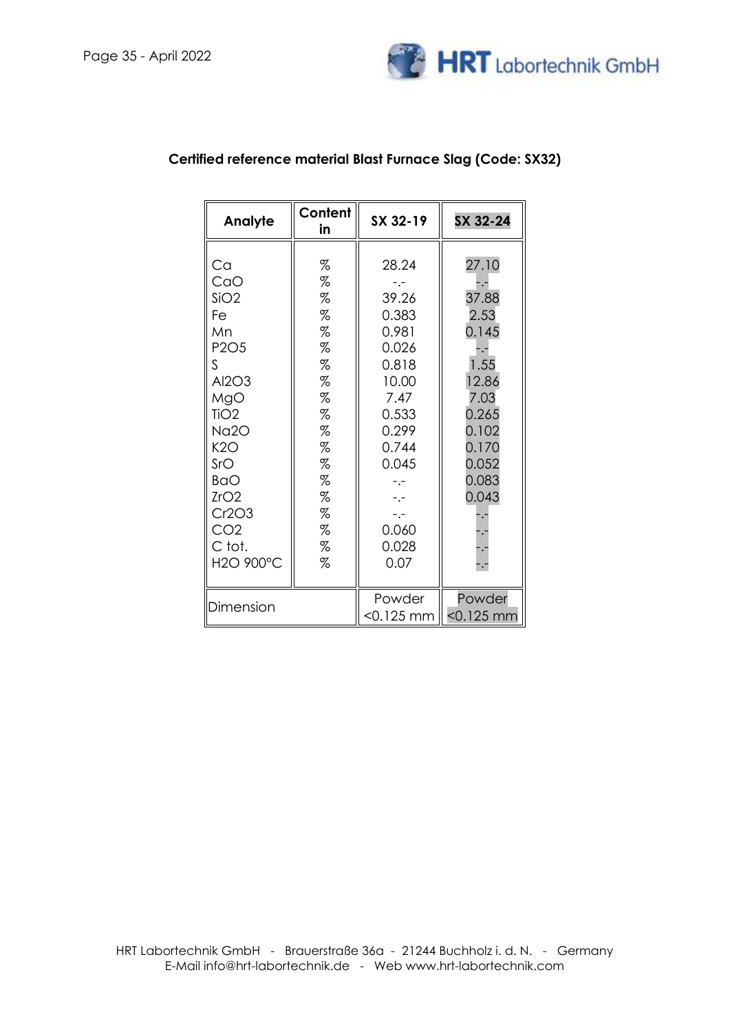## Certified reference material Blast Furnace Slag (Code: SX32)

| Analyte | Content in | SX 32-19 | SX 32-24 |
|---|---|---|---|
| Ca | % | 28.24 | 27.10 |
| CaO | % | -.- | -.- |
| $SiO_2$ | % | 39.26 | 37.88 |
| Fe | % | 0.383 | 2.53 |
| Mn | % | 0.981 | 0.145 |
| $P_2O_5$ | % | 0.026 | -.- |
| S | % | 0.818 | 1.55 |
| $Al_2O_3$ | % | 10.00 | 12.86 |
| MgO | % | 7.47 | 7.03 |
| $TiO_2$ | % | 0.533 | 0.265 |
| $Na_2O$ | % | 0.299 | 0.102 |
| $K_2O$ | % | 0.744 | 0.170 |
| SrO | % | 0.045 | 0.052 |
| BaO | % | -.- | 0.083 |
| $ZrO_2$ | % | -.- | 0.043 |
| $Cr_2O_3$ | % | -.- | -.- |
| $CO_2$ | % | 0.060 | -.- |
| C tot. | % | 0.028 | -.- |
| $H_2O$ 900°C | % | 0.07 | -.- |
| Dimension | | Powder <0.125 mm | Powder <0.125 mm |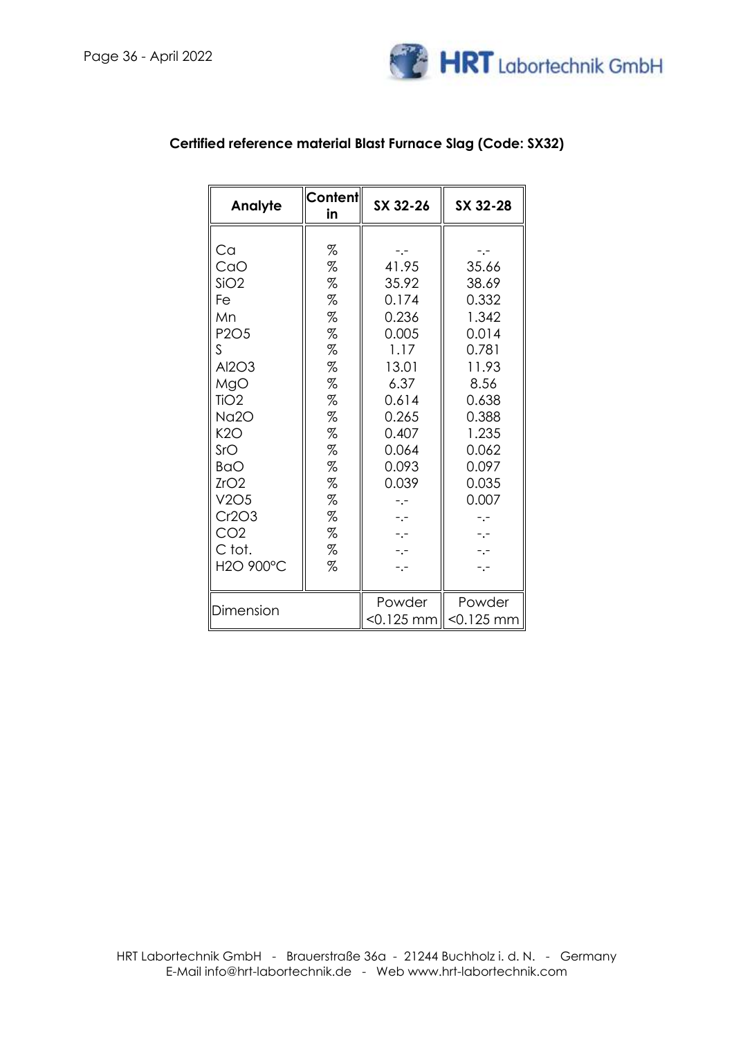## Certified reference material Blast Furnace Slag (Code: SX32)

| Analyte | Content in | SX 32-26 | SX 32-28 |
|---|---|---|---|
| Ca | % | -.- | -.- |
| CaO | % | 41.95 | 35.66 |
| $SiO_2$ | % | 35.92 | 38.69 |
| Fe | % | 0.174 | 0.332 |
| Mn | % | 0.236 | 1.342 |
| $P_2O_5$ | % | 0.005 | 0.014 |
| S | % | 1.17 | 0.781 |
| $Al_2O_3$ | % | 13.01 | 11.93 |
| MgO | % | 6.37 | 8.56 |
| $TiO_2$ | % | 0.614 | 0.638 |
| $Na_2O$ | % | 0.265 | 0.388 |
| $K_2O$ | % | 0.407 | 1.235 |
| SrO | % | 0.064 | 0.062 |
| BaO | % | 0.093 | 0.097 |
| $ZrO_2$ | % | 0.039 | 0.035 |
| $V_2O_5$ | % | -.- | 0.007 |
| $Cr_2O_3$ | % | -.- | -.- |
| $CO_2$ | % | -.- | -.- |
| C tot. | % | -.- | -.- |
| $H_2O$ 900°C | % | -.- | -.- |
| Dimension | | Powder <0.125 mm | Powder <0.125 mm |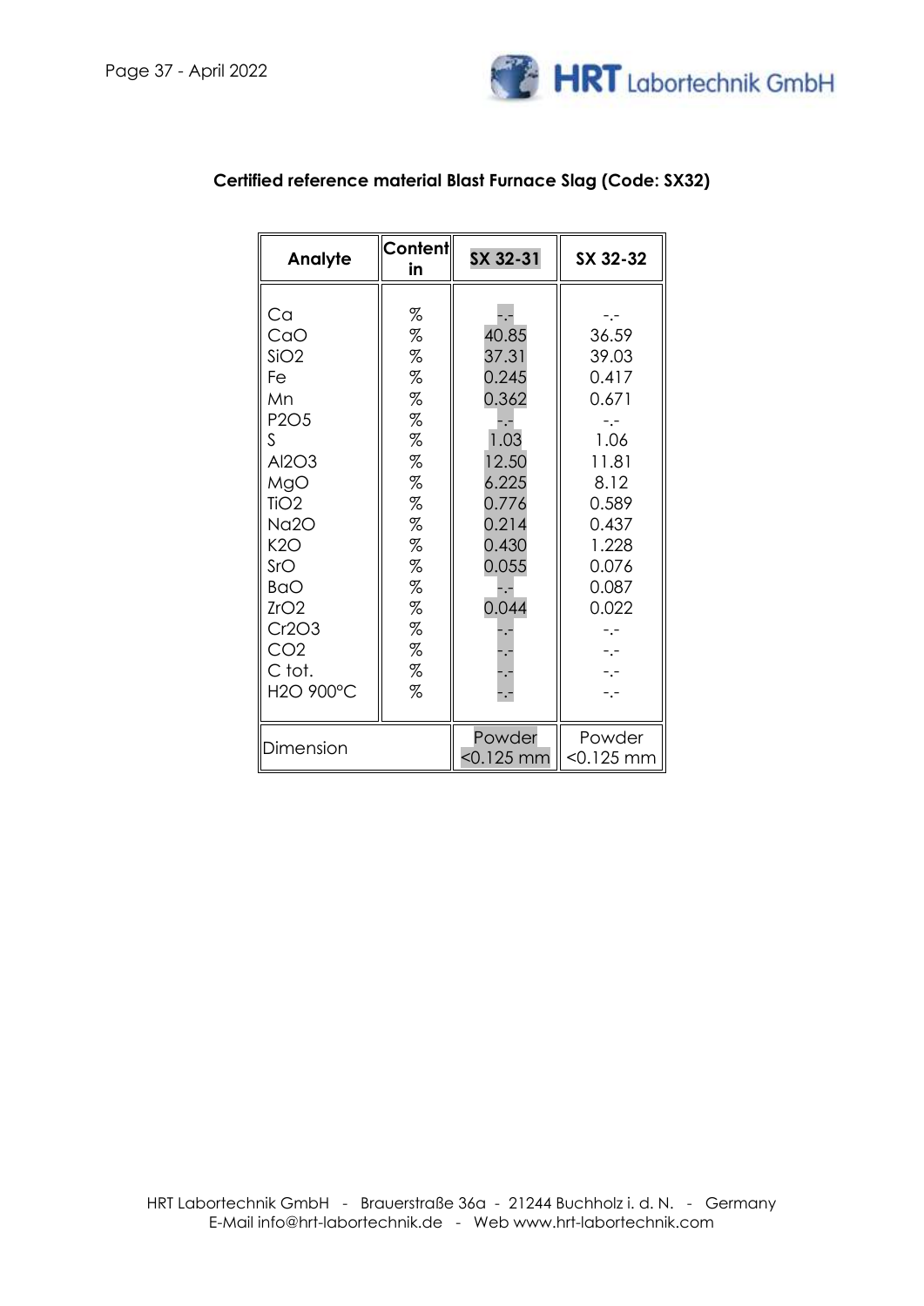**Certified reference material Blast Furnace Slag (Code: SX32)**

| Analyte | Content in | SX 32-31 | SX 32-32 |
|---|---|---|---|
| Ca | % | -.- | -.- |
| CaO | % | 40.85 | 36.59 |
| $SiO_2$ | % | 37.31 | 39.03 |
| Fe | % | 0.245 | 0.417 |
| Mn | % | 0.362 | 0.671 |
| $P_2O_5$ | % | -.- | -.- |
| S | % | 1.03 | 1.06 |
| $Al_2O_3$ | % | 12.50 | 11.81 |
| MgO | % | 6.225 | 8.12 |
| $TiO_2$ | % | 0.776 | 0.589 |
| $Na_2O$ | % | 0.214 | 0.437 |
| $K_2O$ | % | 0.430 | 1.228 |
| SrO | % | 0.055 | 0.076 |
| BaO | % | -.- | 0.087 |
| $ZrO_2$ | % | 0.044 | 0.022 |
| $Cr_2O_3$ | % | -.- | -.- |
| $CO_2$ | % | -.- | -.- |
| C tot. | % | -.- | -.- |
| $H_2O$ 900°C | % | -.- | -.- |
| Dimension | | Powder <0.125 mm | Powder <0.125 mm |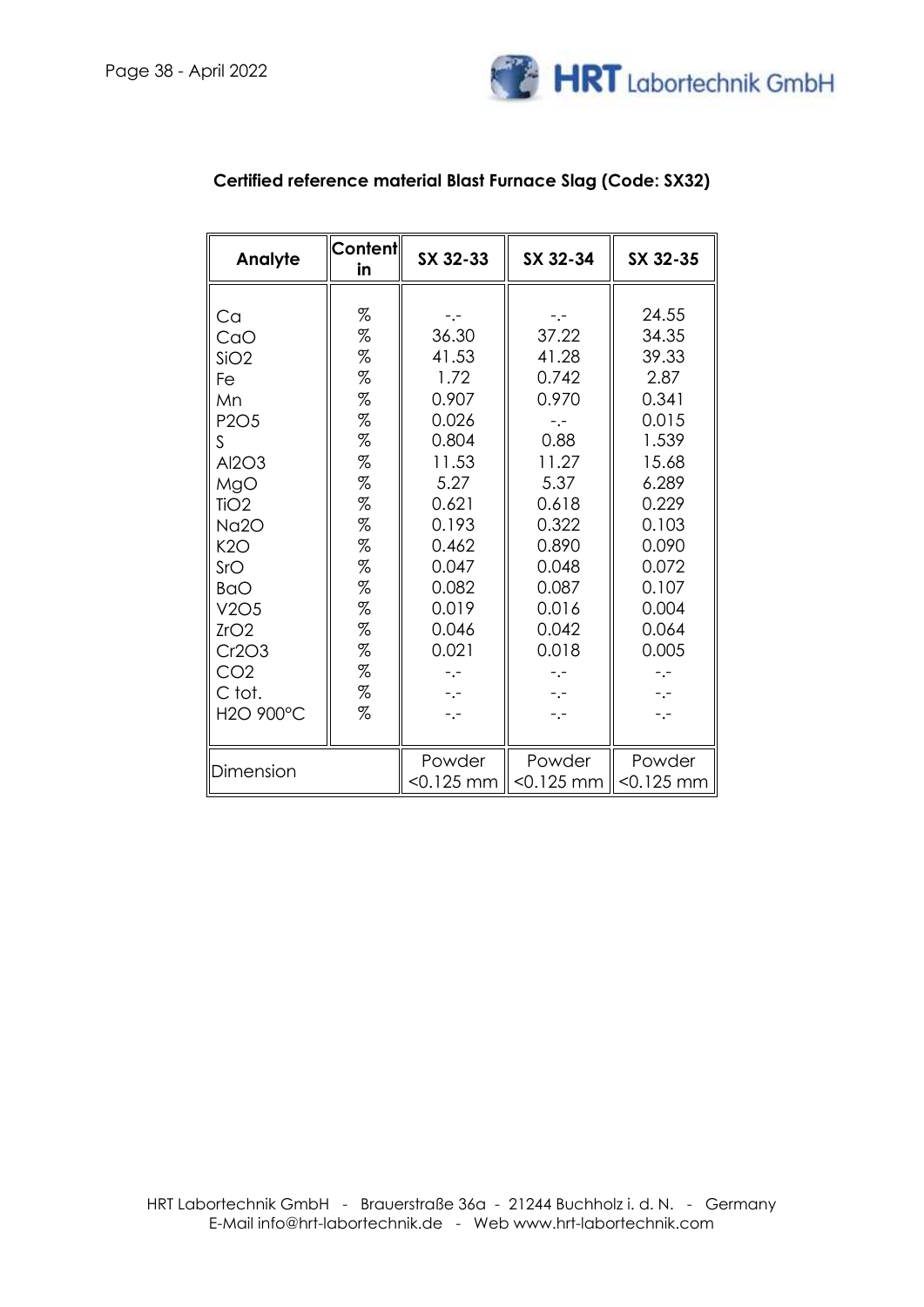## Certified reference material Blast Furnace Slag (Code: SX32)

| Analyte | Content in | SX 32-33 | SX 32-34 | SX 32-35 |
|---|---|---|---|---|
| Ca | % | -.- | -.- | 24.55 |
| CaO | % | 36.30 | 37.22 | 34.35 |
| $SiO_2$ | % | 41.53 | 41.28 | 39.33 |
| Fe | % | 1.72 | 0.742 | 2.87 |
| Mn | % | 0.907 | 0.970 | 0.341 |
| $P_2O_5$ | % | 0.026 | -.- | 0.015 |
| S | % | 0.804 | 0.88 | 1.539 |
| $Al_2O_3$ | % | 11.53 | 11.27 | 15.68 |
| MgO | % | 5.27 | 5.37 | 6.289 |
| $TiO_2$ | % | 0.621 | 0.618 | 0.229 |
| $Na_2O$ | % | 0.193 | 0.322 | 0.103 |
| $K_2O$ | % | 0.462 | 0.890 | 0.090 |
| SrO | % | 0.047 | 0.048 | 0.072 |
| BaO | % | 0.082 | 0.087 | 0.107 |
| $V_2O_5$ | % | 0.019 | 0.016 | 0.004 |
| $ZrO_2$ | % | 0.046 | 0.042 | 0.064 |
| $Cr_2O_3$ | % | 0.021 | 0.018 | 0.005 |
| $CO_2$ | % | -.- | -.- | -.- |
| C tot. | % | -.- | -.- | -.- |
| $H_2O$ 900°C | % | -.- | -.- | -.- |
| Dimension | | Powder <0.125 mm | Powder <0.125 mm | Powder <0.125 mm |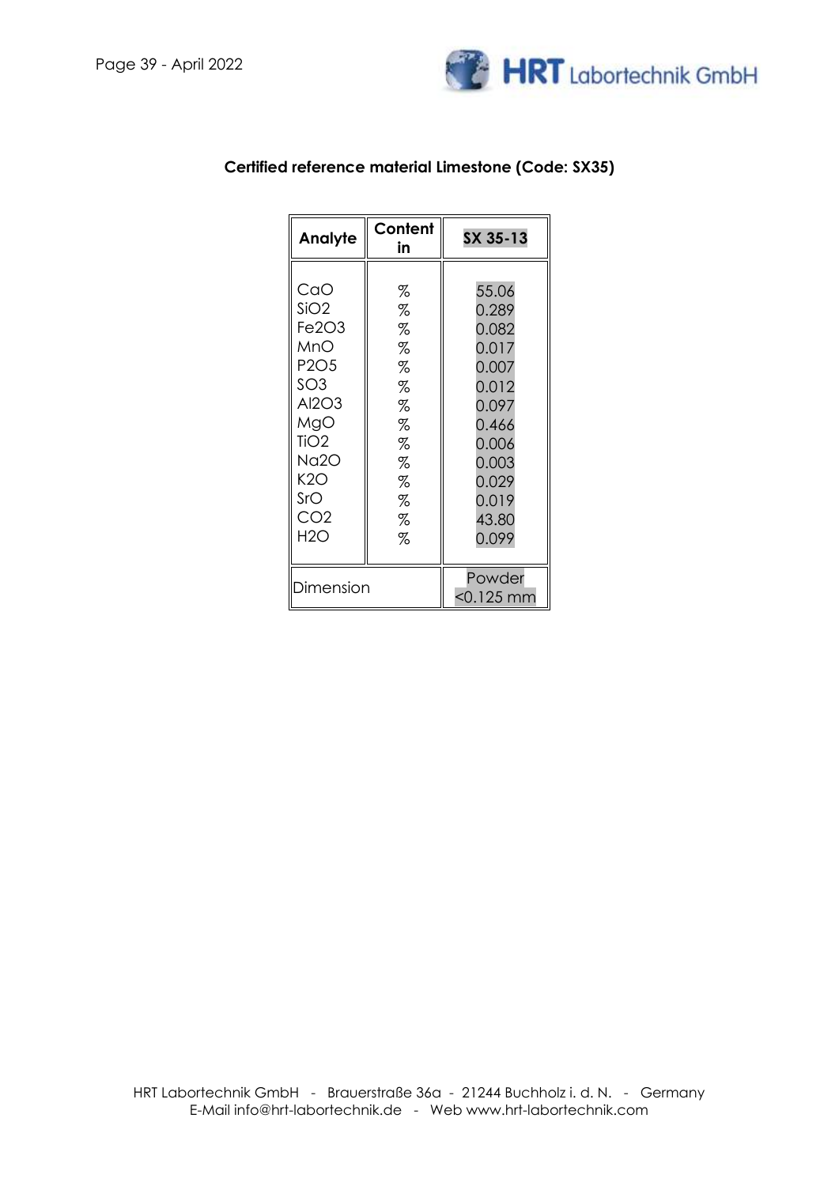## Certified reference material Limestone (Code: SX35)

| Analyte | Content in | SX 35-13 |
|---|---|---|
| CaO | % | 55.06 |
| $SiO_2$ | % | 0.289 |
| $Fe_2O_3$ | % | 0.082 |
| MnO | % | 0.017 |
| $P_2O_5$ | % | 0.007 |
| $SO_3$ | % | 0.012 |
| $Al_2O_3$ | % | 0.097 |
| MgO | % | 0.466 |
| $TiO_2$ | % | 0.006 |
| $Na_2O$ | % | 0.003 |
| $K_2O$ | % | 0.029 |
| SrO | % | 0.019 |
| $CO_2$ | % | 43.80 |
| $H_2O$ | % | 0.099 |
| Dimension | | Powder <0.125 mm |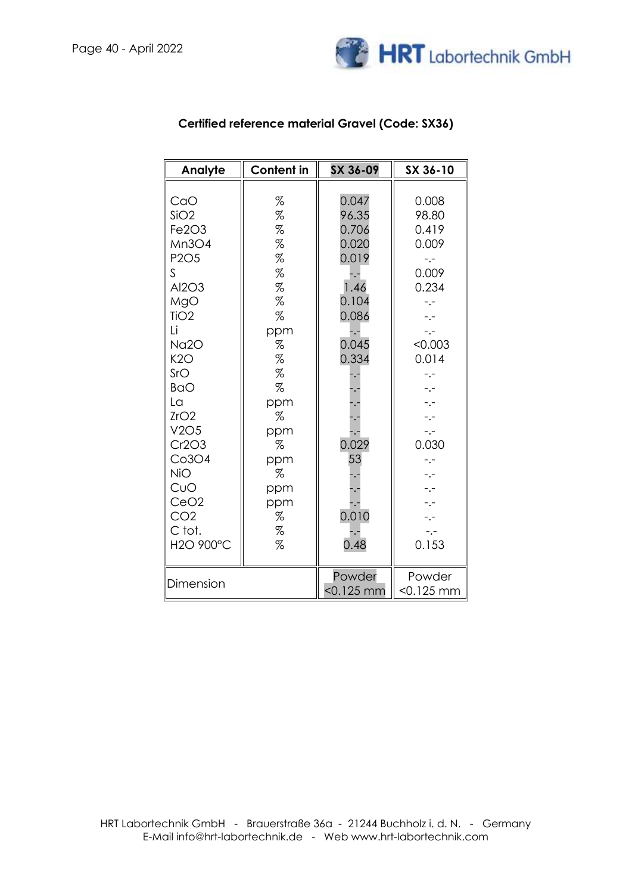## Certified reference material Gravel (Code: SX36)

| Analyte | Content in | SX 36-09 | SX 36-10 |
|---|---|---|---|
| CaO | % | 0.047 | 0.008 |
| $SiO_2$ | % | 96.35 | 98.80 |
| $Fe_2O_3$ | % | 0.706 | 0.419 |
| $Mn_3O_4$ | % | 0.020 | 0.009 |
| $P_2O_5$ | % | 0.019 | -.- |
| S | % | -.- | 0.009 |
| $Al_2O_3$ | % | 1.46 | 0.234 |
| MgO | % | 0.104 | -.- |
| $TiO_2$ | % | 0.086 | -.- |
| Li | ppm | -.- | -.- |
| $Na_2O$ | % | 0.045 | <0.003 |
| $K_2O$ | % | 0.334 | 0.014 |
| SrO | % | -.- | -.- |
| BaO | % | -.- | -.- |
| La | ppm | -.- | -.- |
| $ZrO_2$ | % | -.- | -.- |
| $V_2O_5$ | ppm | -.- | -.- |
| $Cr_2O_3$ | % | 0.029 | 0.030 |
| $Co_3O_4$ | ppm | 53 | -.- |
| NiO | % | -.- | -.- |
| CuO | ppm | -.- | -.- |
| $CeO_2$ | ppm | -.- | -.- |
| $CO_2$ | % | 0.010 | -.- |
| C tot. | % | -.- | -.- |
| $H_2O$ 900°C | % | 0.48 | 0.153 |
| Dimension | | Powder <0.125 mm | Powder <0.125 mm |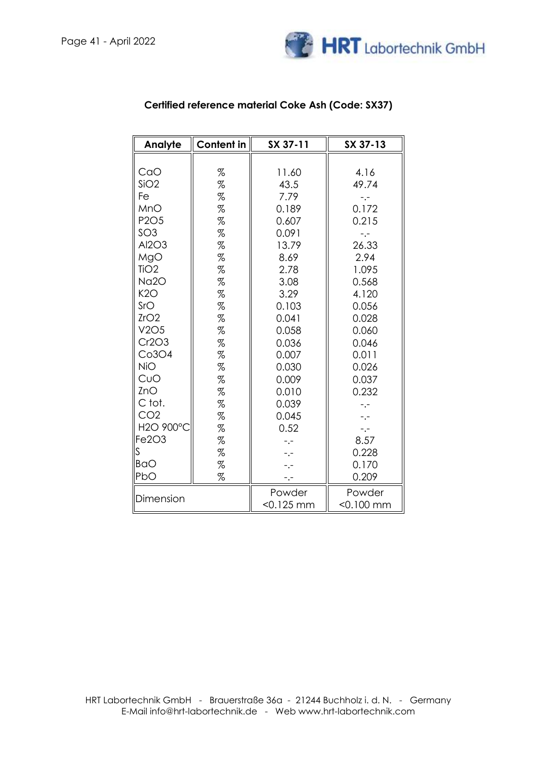## Certified reference material Coke Ash (Code: SX37)

| Analyte | Content in | SX 37-11 | SX 37-13 |
|---|---|---|---|
| CaO | % | 11.60 | 4.16 |
| $SiO_2$ | % | 43.5 | 49.74 |
| Fe | % | 7.79 | -.- |
| MnO | % | 0.189 | 0.172 |
| $P_2O_5$ | % | 0.607 | 0.215 |
| $SO_3$ | % | 0.091 | -.- |
| $Al_2O_3$ | % | 13.79 | 26.33 |
| MgO | % | 8.69 | 2.94 |
| $TiO_2$ | % | 2.78 | 1.095 |
| $Na_2O$ | % | 3.08 | 0.568 |
| $K_2O$ | % | 3.29 | 4.120 |
| SrO | % | 0.103 | 0.056 |
| $ZrO_2$ | % | 0.041 | 0.028 |
| $V_2O_5$ | % | 0.058 | 0.060 |
| $Cr_2O_3$ | % | 0.036 | 0.046 |
| $Co_3O_4$ | % | 0.007 | 0.011 |
| NiO | % | 0.030 | 0.026 |
| CuO | % | 0.009 | 0.037 |
| ZnO | % | 0.010 | 0.232 |
| C tot. | % | 0.039 | -.- |
| $CO_2$ | % | 0.045 | -.- |
| $H_2O$ 900°C | % | 0.52 | -.- |
| $Fe_2O_3$ | % | -.- | 8.57 |
| S | % | -.- | 0.228 |
| BaO | % | -.- | 0.170 |
| PbO | % | -.- | 0.209 |
| Dimension | | Powder <0.125 mm | Powder <0.100 mm |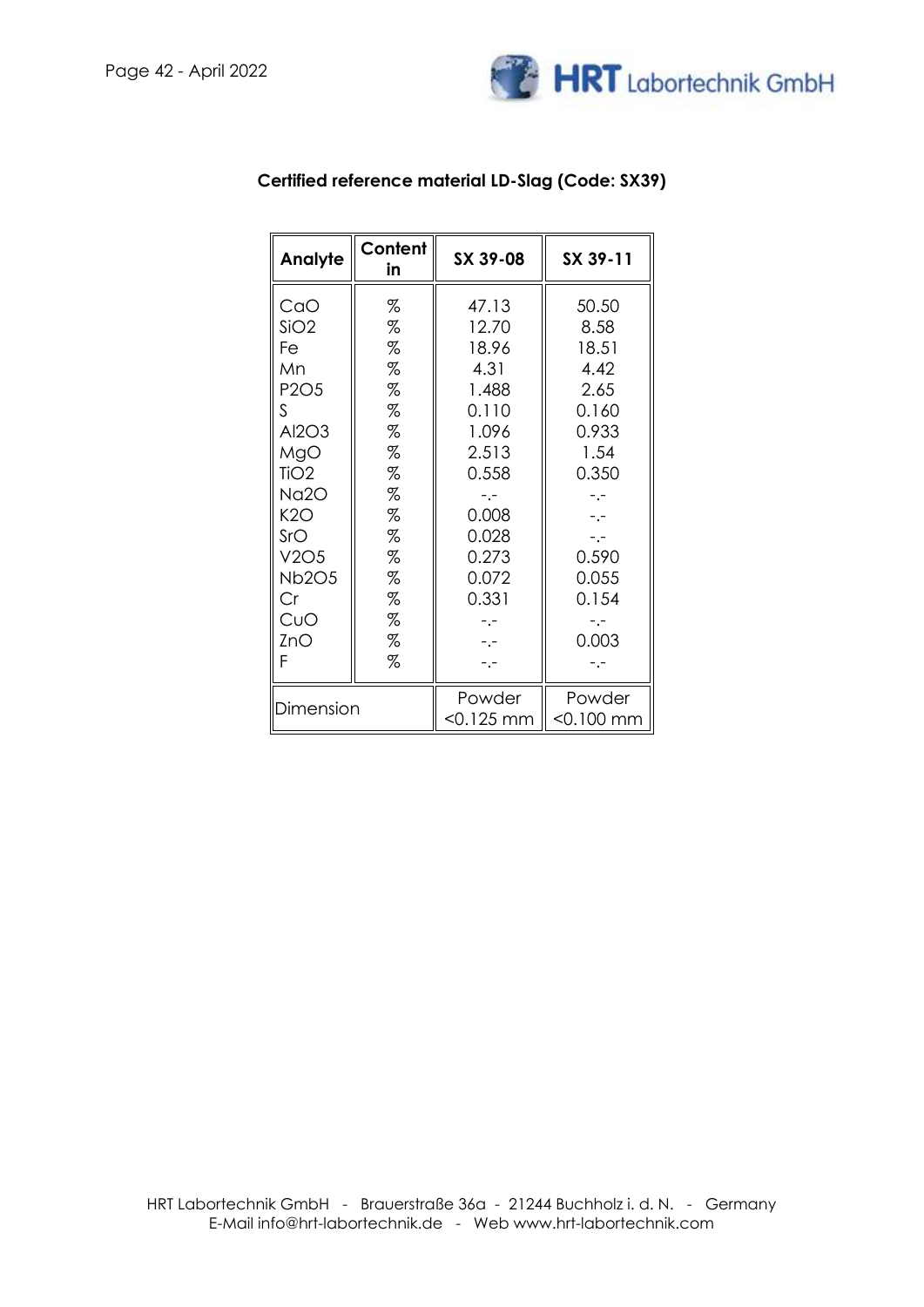## Certified reference material LD-Slag (Code: SX39)

| Analyte | Content in | SX 39-08 | SX 39-11 |
|---|---|---|---|
| CaO | % | 47.13 | 50.50 |
| $SiO_2$ | % | 12.70 | 8.58 |
| Fe | % | 18.96 | 18.51 |
| Mn | % | 4.31 | 4.42 |
| $P_2O_5$ | % | 1.488 | 2.65 |
| S | % | 0.110 | 0.160 |
| $Al_2O_3$ | % | 1.096 | 0.933 |
| MgO | % | 2.513 | 1.54 |
| $TiO_2$ | % | 0.558 | 0.350 |
| $Na_2O$ | % | -.- | -.- |
| $K_2O$ | % | 0.008 | -.- |
| SrO | % | 0.028 | -.- |
| $V_2O_5$ | % | 0.273 | 0.590 |
| $Nb_2O_5$ | % | 0.072 | 0.055 |
| Cr | % | 0.331 | 0.154 |
| CuO | % | -.- | -.- |
| ZnO | % | -.- | 0.003 |
| F | % | -.- | -.- |
| Dimension | | Powder <0.125 mm | Powder <0.100 mm |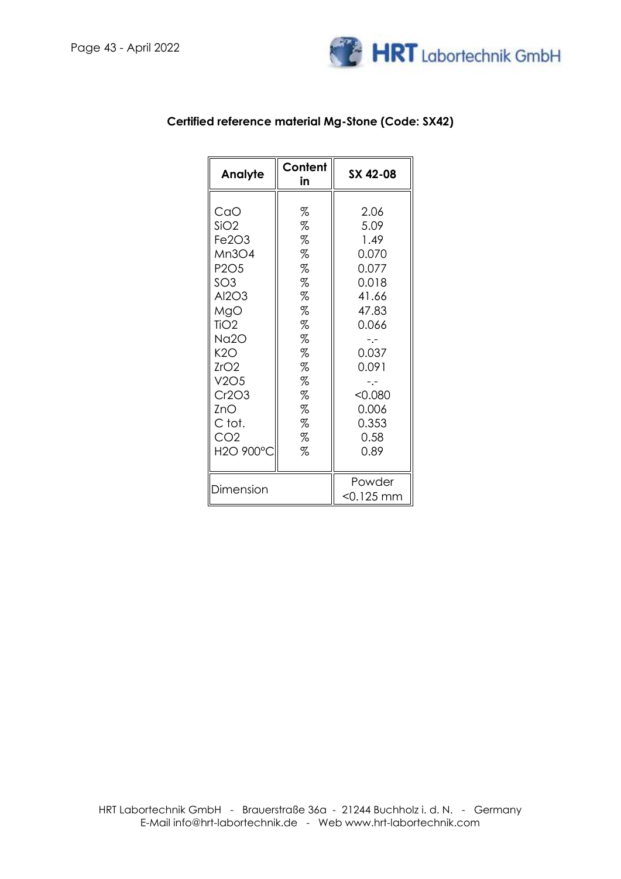**Certified reference material Mg-Stone (Code: SX42)**

| Analyte | Content in | SX 42-08 |
|---|---|---|
| CaO | % | 2.06 |
| SiO2 | % | 5.09 |
| Fe2O3 | % | 1.49 |
| Mn3O4 | % | 0.070 |
| P2O5 | % | 0.077 |
| SO3 | % | 0.018 |
| Al2O3 | % | 41.66 |
| MgO | % | 47.83 |
| TiO2 | % | 0.066 |
| Na2O | % | -.- |
| K2O | % | 0.037 |
| ZrO2 | % | 0.091 |
| V2O5 | % | -.- |
| Cr2O3 | % | <0.080 |
| ZnO | % | 0.006 |
| C tot. | % | 0.353 |
| CO2 | % | 0.58 |
| H2O 900°C | % | 0.89 |
| Dimension | | Powder <0.125 mm |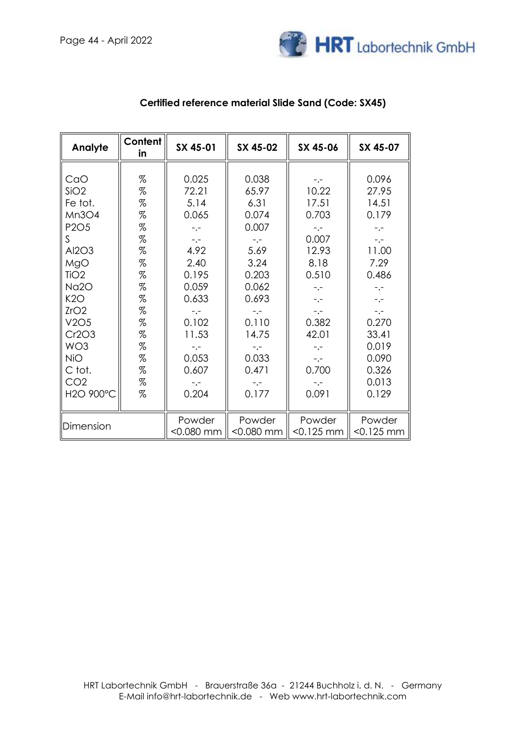## Certified reference material Slide Sand (Code: SX45)

| Analyte | Content in | SX 45-01 | SX 45-02 | SX 45-06 | SX 45-07 |
|---|---|---|---|---|---|
| CaO | % | 0.025 | 0.038 | -.- | 0.096 |
| SiO2 | % | 72.21 | 65.97 | 10.22 | 27.95 |
| Fe tot. | % | 5.14 | 6.31 | 17.51 | 14.51 |
| Mn3O4 | % | 0.065 | 0.074 | 0.703 | 0.179 |
| P2O5 | % | -.- | 0.007 | -.- | -.- |
| S | % | -.- | -.- | 0.007 | -.- |
| Al2O3 | % | 4.92 | 5.69 | 12.93 | 11.00 |
| MgO | % | 2.40 | 3.24 | 8.18 | 7.29 |
| TiO2 | % | 0.195 | 0.203 | 0.510 | 0.486 |
| Na2O | % | 0.059 | 0.062 | -.- | -.- |
| K2O | % | 0.633 | 0.693 | -.- | -.- |
| ZrO2 | % | -.- | -.- | -.- | -.- |
| V2O5 | % | 0.102 | 0.110 | 0.382 | 0.270 |
| Cr2O3 | % | 11.53 | 14.75 | 42.01 | 33.41 |
| WO3 | % | -.- | -.- | -.- | 0.019 |
| NiO | % | 0.053 | 0.033 | -.- | 0.090 |
| C tot. | % | 0.607 | 0.471 | 0.700 | 0.326 |
| CO2 | % | -.- | -.- | -.- | 0.013 |
| H2O 900°C | % | 0.204 | 0.177 | 0.091 | 0.129 |
| Dimension | | Powder <0.080 mm | Powder <0.080 mm | Powder <0.125 mm | Powder <0.125 mm |

HRT Labortechnik GmbH - Brauerstraße 36a - 21244 Buchholz i. d. N. - Germany
E-Mail info@hrt-labortechnik.de - Web www.hrt-labortechnik.com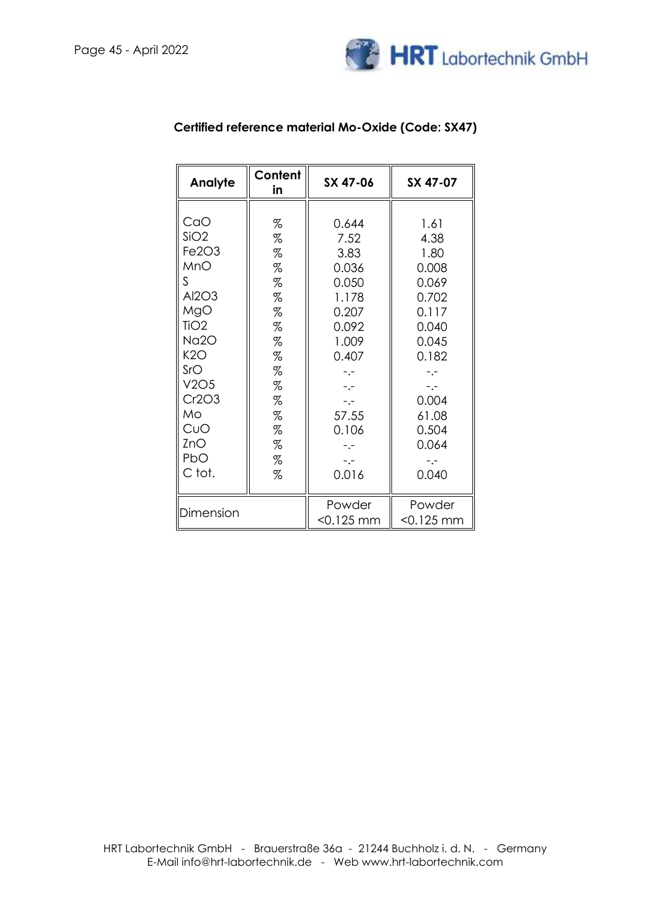**Certified reference material Mo-Oxide (Code: SX47)**

| Analyte | Content in | SX 47-06 | SX 47-07 |
|---|---|---|---|
| CaO | % | 0.644 | 1.61 |
| $SiO_2$ | % | 7.52 | 4.38 |
| $Fe_2O_3$ | % | 3.83 | 1.80 |
| MnO | % | 0.036 | 0.008 |
| S | % | 0.050 | 0.069 |
| $Al_2O_3$ | % | 1.178 | 0.702 |
| MgO | % | 0.207 | 0.117 |
| $TiO_2$ | % | 0.092 | 0.040 |
| $Na_2O$ | % | 1.009 | 0.045 |
| $K_2O$ | % | 0.407 | 0.182 |
| SrO | % | -.- | -.- |
| $V_2O_5$ | % | -.- | -.- |
| $Cr_2O_3$ | % | -.- | 0.004 |
| Mo | % | 57.55 | 61.08 |
| CuO | % | 0.106 | 0.504 |
| ZnO | % | -.- | 0.064 |
| PbO | % | -.- | -.- |
| C tot. | % | 0.016 | 0.040 |
| Dimension | | Powder <0.125 mm | Powder <0.125 mm |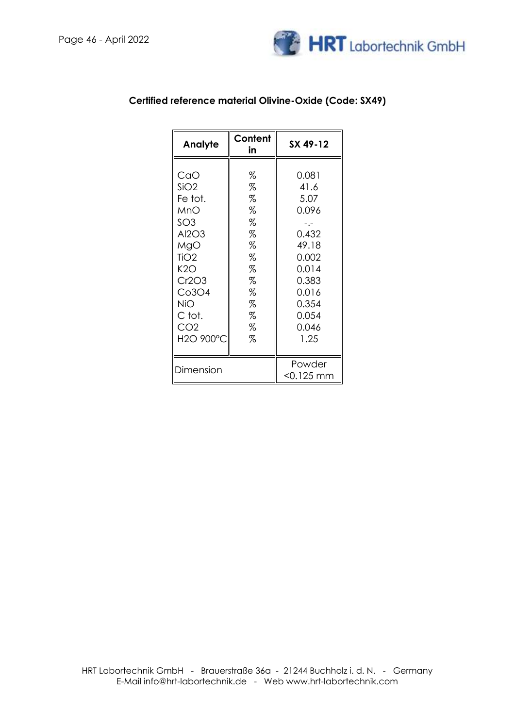## Certified reference material Olivine-Oxide (Code: SX49)

| Analyte | Content in | SX 49-12 |
|---|---|---|
| CaO | % | 0.081 |
| $SiO_2$ | % | 41.6 |
| Fe tot. | % | 5.07 |
| MnO | % | 0.096 |
| $SO_3$ | % | -.- |
| $Al_2O_3$ | % | 0.432 |
| MgO | % | 49.18 |
| $TiO_2$ | % | 0.002 |
| $K_2O$ | % | 0.014 |
| $Cr_2O_3$ | % | 0.383 |
| $Co_3O_4$ | % | 0.016 |
| NiO | % | 0.354 |
| C tot. | % | 0.054 |
| $CO_2$ | % | 0.046 |
| $H_2O$ 900°C | % | 1.25 |
| Dimension | | Powder <0.125 mm |

HRT Labortechnik GmbH - Brauerstraße 36a - 21244 Buchholz i. d. N. - Germany
E-Mail info@hrt-labortechnik.de - Web www.hrt-labortechnik.com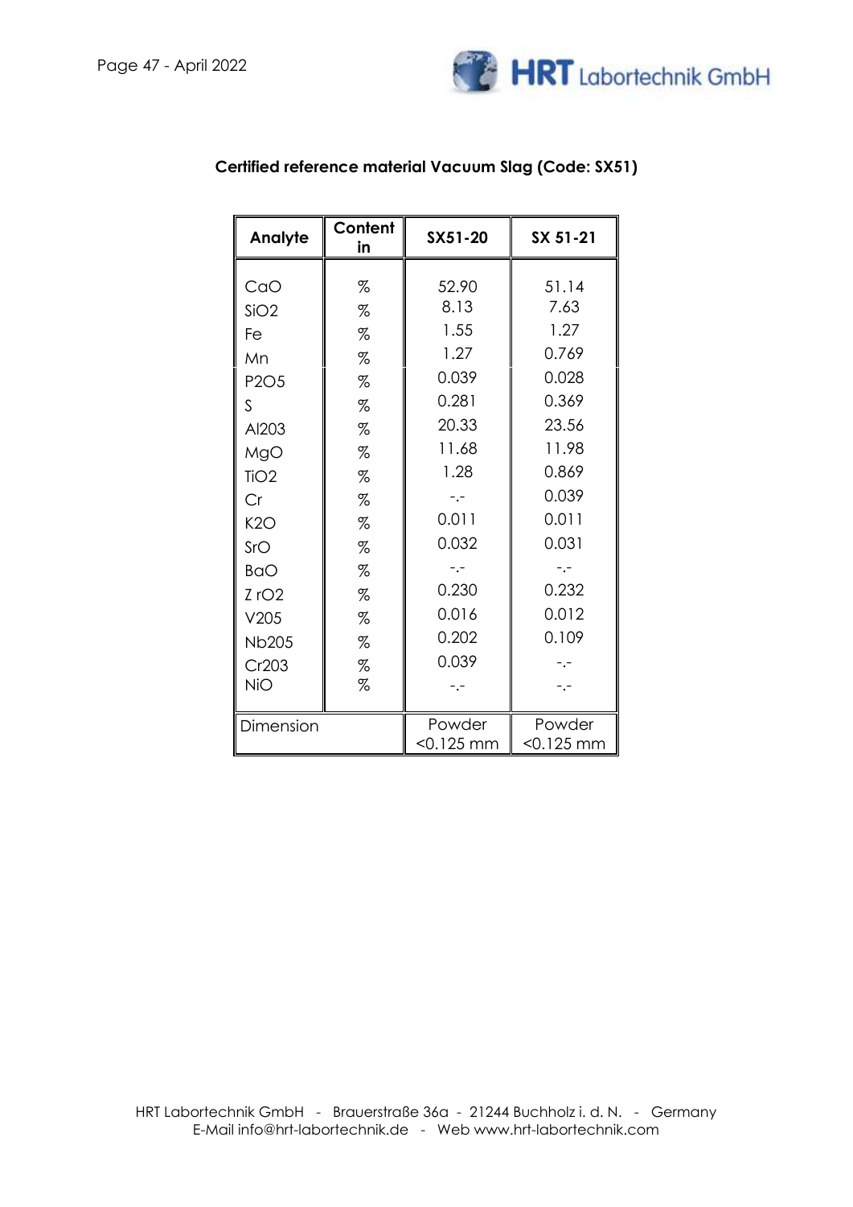## Certified reference material Vacuum Slag (Code: SX51)

| Analyte | Content in | SX51-20 | SX 51-21 |
|---|---|---|---|
| CaO | % | 52.90 | 51.14 |
| $SiO_2$ | % | 8.13 | 7.63 |
| Fe | % | 1.55 | 1.27 |
| Mn | % | 1.27 | 0.769 |
| $P_2O_5$ | % | 0.039 | 0.028 |
| S | % | 0.281 | 0.369 |
| $Al_2O_3$ | % | 20.33 | 23.56 |
| MgO | % | 11.68 | 11.98 |
| $TiO_2$ | % | 1.28 | 0.869 |
| Cr | % | -.- | 0.039 |
| $K_2O$ | % | 0.011 | 0.011 |
| SrO | % | 0.032 | 0.031 |
| BaO | % | -.- | -.- |
| $ZrO_2$ | % | 0.230 | 0.232 |
| $V_2O_5$ | % | 0.016 | 0.012 |
| $Nb_2O_5$ | % | 0.202 | 0.109 |
| $Cr_2O_3$ | % | 0.039 | -.- |
| NiO | % | -.- | -.- |
| Dimension | | Powder <0.125 mm | Powder <0.125 mm |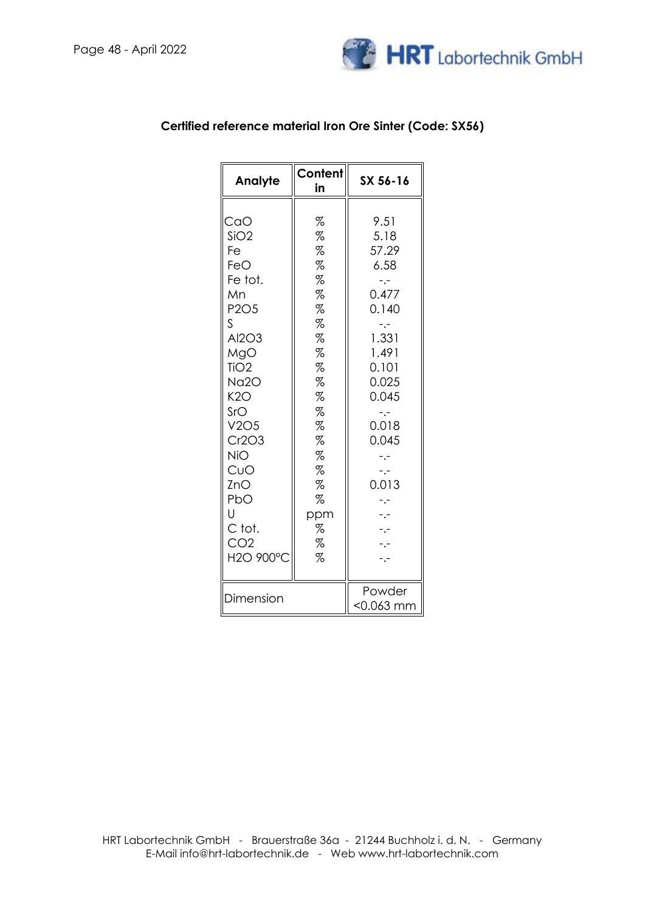**Certified reference material Iron Ore Sinter (Code: SX56)**

| Analyte | Content in | SX 56-16 |
|---|---|---|
| CaO | % | 9.51 |
| $SiO_2$ | % | 5.18 |
| Fe | % | 57.29 |
| FeO | % | 6.58 |
| Fe tot. | % | -.- |
| Mn | % | 0.477 |
| $P_2O_5$ | % | 0.140 |
| S | % | -.- |
| $Al_2O_3$ | % | 1.331 |
| MgO | % | 1.491 |
| $TiO_2$ | % | 0.101 |
| $Na_2O$ | % | 0.025 |
| $K_2O$ | % | 0.045 |
| SrO | % | -.- |
| $V_2O_5$ | % | 0.018 |
| $Cr_2O_3$ | % | 0.045 |
| NiO | % | -.- |
| CuO | % | -.- |
| ZnO | % | 0.013 |
| PbO | % | -.- |
| U | ppm | -.- |
| C tot. | % | -.- |
| $CO_2$ | % | -.- |
| $H_2O$ 900°C | % | -.- |
| Dimension | | Powder <0.063 mm |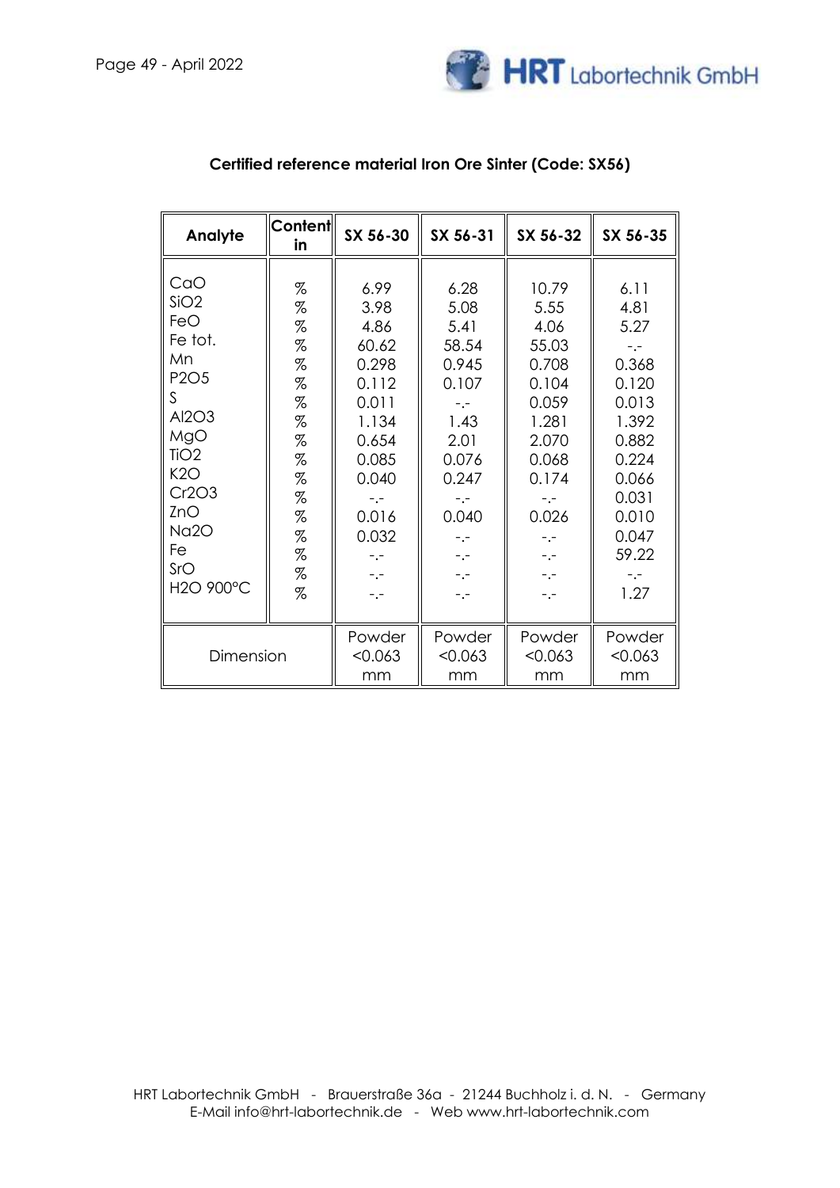**Certified reference material Iron Ore Sinter (Code: SX56)**

| Analyte | Content in | SX 56-30 | SX 56-31 | SX 56-32 | SX 56-35 |
|---|---|---|---|---|---|
| CaO | % | 6.99 | 6.28 | 10.79 | 6.11 |
| SiO2 | % | 3.98 | 5.08 | 5.55 | 4.81 |
| FeO | % | 4.86 | 5.41 | 4.06 | 5.27 |
| Fe tot. | % | 60.62 | 58.54 | 55.03 | -.- |
| Mn | % | 0.298 | 0.945 | 0.708 | 0.368 |
| P2O5 | % | 0.112 | 0.107 | 0.104 | 0.120 |
| S | % | 0.011 | -.- | 0.059 | 0.013 |
| Al2O3 | % | 1.134 | 1.43 | 1.281 | 1.392 |
| MgO | % | 0.654 | 2.01 | 2.070 | 0.882 |
| TiO2 | % | 0.085 | 0.076 | 0.068 | 0.224 |
| K2O | % | 0.040 | 0.247 | 0.174 | 0.066 |
| Cr2O3 | % | -.- | -.- | -.- | 0.031 |
| ZnO | % | 0.016 | 0.040 | 0.026 | 0.010 |
| Na2O | % | 0.032 | -.- | -.- | 0.047 |
| Fe | % | -.- | -.- | -.- | 59.22 |
| SrO | % | -.- | -.- | -.- | -.- |
| H2O 900°C | % | -.- | -.- | -.- | 1.27 |
| Dimension | | Powder <0.063 mm | Powder <0.063 mm | Powder <0.063 mm | Powder <0.063 mm |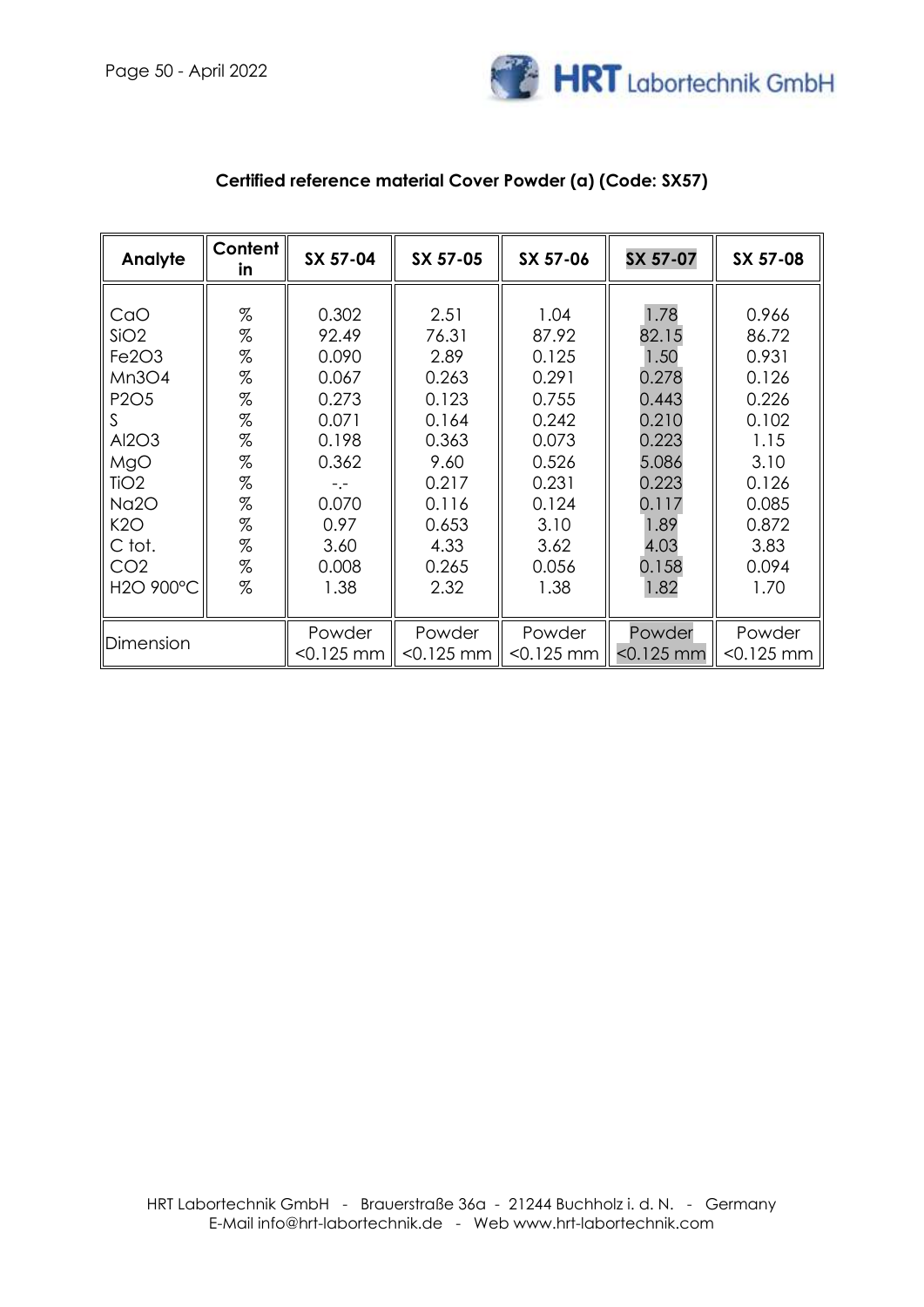**Certified reference material Cover Powder (a) (Code: SX57)**

| Analyte | Content in | SX 57-04 | SX 57-05 | SX 57-06 | SX 57-07 | SX 57-08 |
|---|---|---|---|---|---|---|
| CaO | % | 0.302 | 2.51 | 1.04 | 1.78 | 0.966 |
| $SiO_2$ | % | 92.49 | 76.31 | 87.92 | 82.15 | 86.72 |
| $Fe_2O_3$ | % | 0.090 | 2.89 | 0.125 | 1.50 | 0.931 |
| $Mn_3O_4$ | % | 0.067 | 0.263 | 0.291 | 0.278 | 0.126 |
| $P_2O_5$ | % | 0.273 | 0.123 | 0.755 | 0.443 | 0.226 |
| S | % | 0.071 | 0.164 | 0.242 | 0.210 | 0.102 |
| $Al_2O_3$ | % | 0.198 | 0.363 | 0.073 | 0.223 | 1.15 |
| MgO | % | 0.362 | 9.60 | 0.526 | 5.086 | 3.10 |
| $TiO_2$ | % | -.- | 0.217 | 0.231 | 0.223 | 0.126 |
| $Na_2O$ | % | 0.070 | 0.116 | 0.124 | 0.117 | 0.085 |
| $K_2O$ | % | 0.97 | 0.653 | 3.10 | 1.89 | 0.872 |
| C tot. | % | 3.60 | 4.33 | 3.62 | 4.03 | 3.83 |
| $CO_2$ | % | 0.008 | 0.265 | 0.056 | 0.158 | 0.094 |
| $H_2O$ 900°C | % | 1.38 | 2.32 | 1.38 | 1.82 | 1.70 |
| Dimension | | Powder <0.125 mm | Powder <0.125 mm | Powder <0.125 mm | Powder <0.125 mm | Powder <0.125 mm |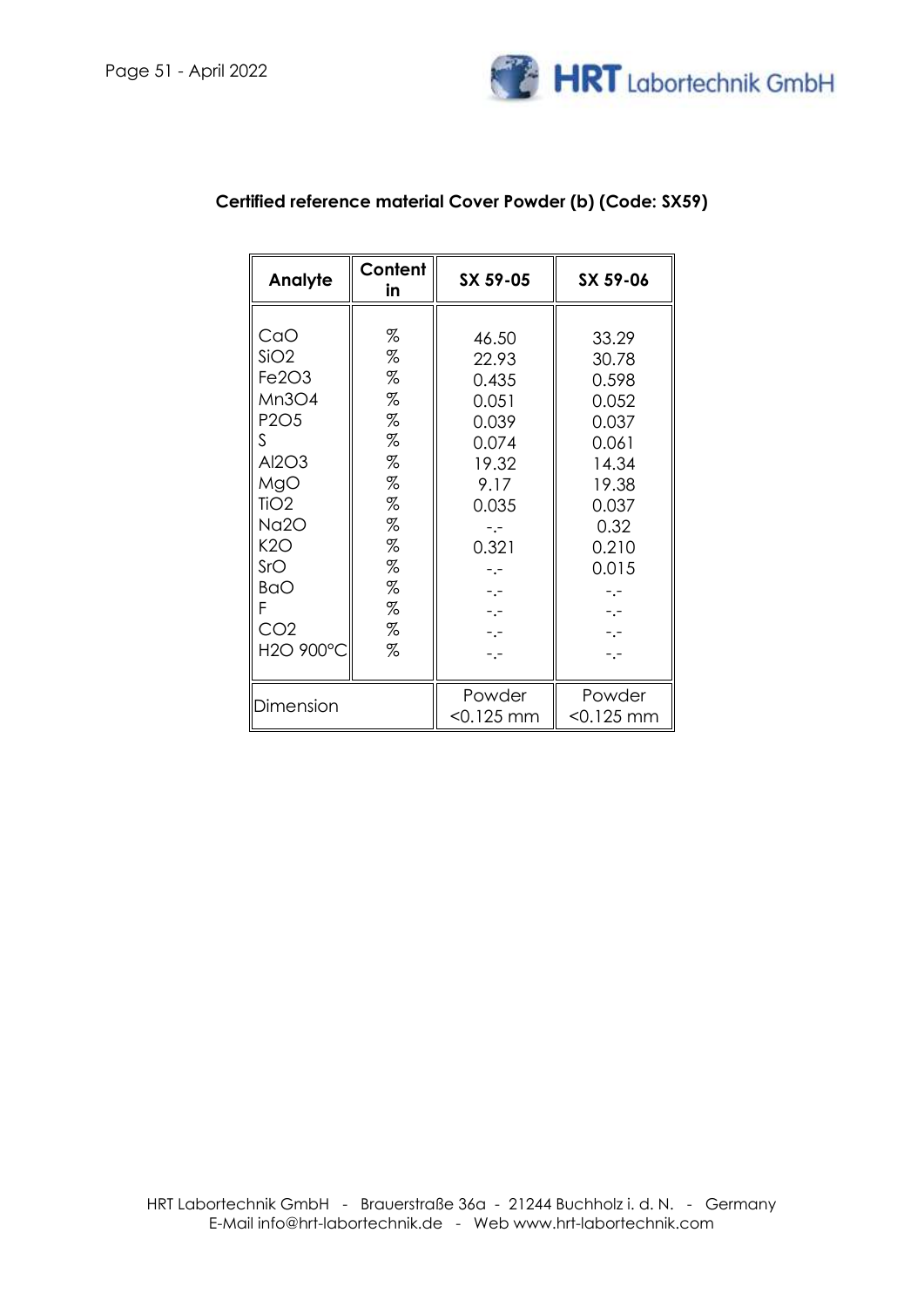**Certified reference material Cover Powder (b) (Code: SX59)**

| Analyte | Content in | SX 59-05 | SX 59-06 |
|---|---|---|---|
| CaO | % | 46.50 | 33.29 |
| SiO2 | % | 22.93 | 30.78 |
| Fe2O3 | % | 0.435 | 0.598 |
| Mn3O4 | % | 0.051 | 0.052 |
| P2O5 | % | 0.039 | 0.037 |
| S | % | 0.074 | 0.061 |
| Al2O3 | % | 19.32 | 14.34 |
| MgO | % | 9.17 | 19.38 |
| TiO2 | % | 0.035 | 0.037 |
| Na2O | % | -.- | 0.32 |
| K2O | % | 0.321 | 0.210 |
| SrO | % | -.- | 0.015 |
| BaO | % | -.- | -.- |
| F | % | -.- | -.- |
| CO2 | % | -.- | -.- |
| H2O 900°C | % | -.- | -.- |
| Dimension | | Powder <0.125 mm | Powder <0.125 mm |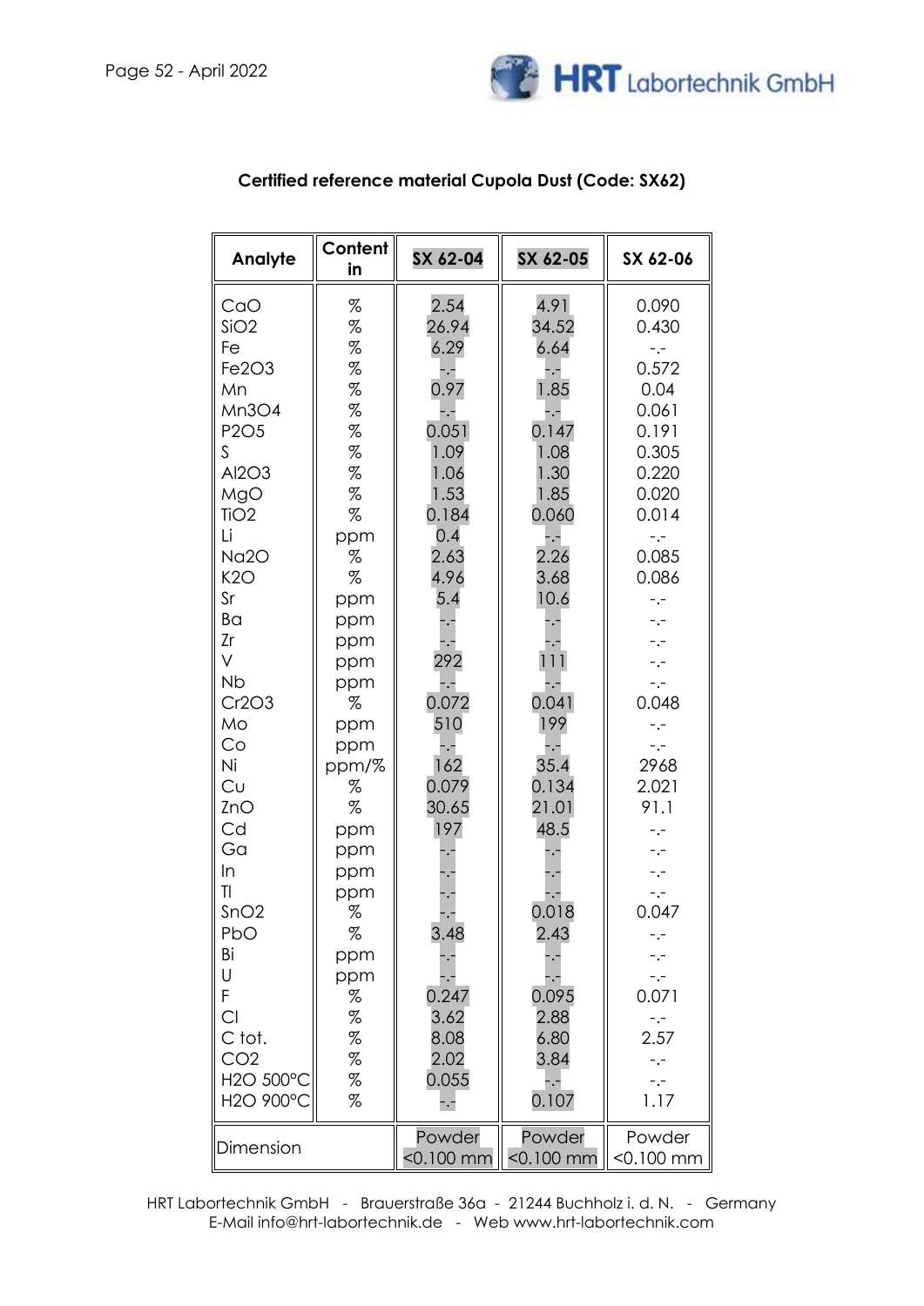## Certified reference material Cupola Dust (Code: SX62)

| Analyte | Content in | SX 62-04 | SX 62-05 | SX 62-06 |
|---|---|---|---|---|
| CaO | % | 2.54 | 4.91 | 0.090 |
| SiO2 | % | 26.94 | 34.52 | 0.430 |
| Fe | % | 6.29 | 6.64 | -.- |
| Fe2O3 | % | -.- | -.- | 0.572 |
| Mn | % | 0.97 | 1.85 | 0.04 |
| Mn3O4 | % | -.- | -.- | 0.061 |
| P2O5 | % | 0.051 | 0.147 | 0.191 |
| S | % | 1.09 | 1.08 | 0.305 |
| Al2O3 | % | 1.06 | 1.30 | 0.220 |
| MgO | % | 1.53 | 1.85 | 0.020 |
| TiO2 | % | 0.184 | 0.060 | 0.014 |
| Li | ppm | 0.4 | -.- | -.- |
| Na2O | % | 2.63 | 2.26 | 0.085 |
| K2O | % | 4.96 | 3.68 | 0.086 |
| Sr | ppm | 5.4 | 10.6 | -.- |
| Ba | ppm | -.- | -.- | -.- |
| Zr | ppm | -.- | -.- | -.- |
| V | ppm | 292 | 111 | -.- |
| Nb | ppm | -.- | -.- | -.- |
| Cr2O3 | % | 0.072 | 0.041 | 0.048 |
| Mo | ppm | 510 | 199 | -.- |
| Co | ppm | -.- | -.- | -.- |
| Ni | ppm/% | 162 | 35.4 | 2968 |
| Cu | % | 0.079 | 0.134 | 2.021 |
| ZnO | % | 30.65 | 21.01 | 91.1 |
| Cd | ppm | 197 | 48.5 | -.- |
| Ga | ppm | -.- | -.- | -.- |
| In | ppm | -.- | -.- | -.- |
| Tl | ppm | -.- | -.- | -.- |
| SnO2 | % | -.- | 0.018 | 0.047 |
| PbO | % | 3.48 | 2.43 | -.- |
| Bi | ppm | -.- | -.- | -.- |
| U | ppm | -.- | -.- | -.- |
| F | % | 0.247 | 0.095 | 0.071 |
| Cl | % | 3.62 | 2.88 | -.- |
| C tot. | % | 8.08 | 6.80 | 2.57 |
| CO2 | % | 2.02 | 3.84 | -.- |
| H2O 500°C | % | 0.055 | -.- | -.- |
| H2O 900°C | % | -.- | 0.107 | 1.17 |
| Dimension | | Powder <0.100 mm | Powder <0.100 mm | Powder <0.100 mm |

HRT Labortechnik GmbH - Brauerstraße 36a - 21244 Buchholz i. d. N. - Germany
E-Mail info@hrt-labortechnik.de - Web www.hrt-labortechnik.com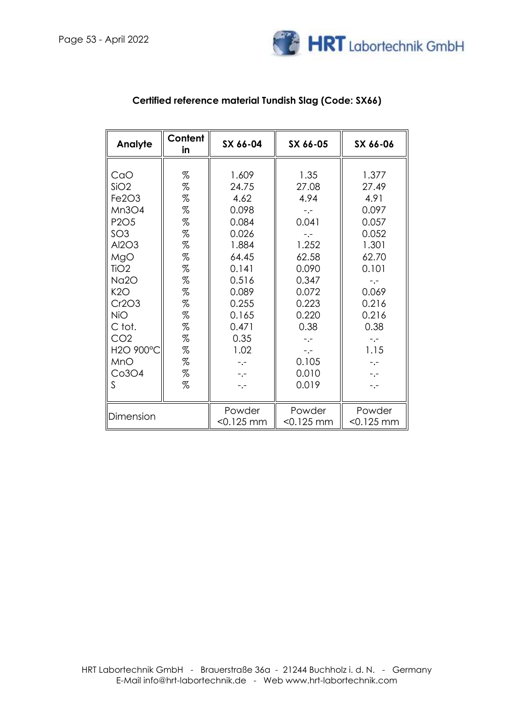## Certified reference material Tundish Slag (Code: SX66)

| Analyte | Content in | SX 66-04 | SX 66-05 | SX 66-06 |
|---|---|---|---|---|
| CaO | % | 1.609 | 1.35 | 1.377 |
| $SiO_2$ | % | 24.75 | 27.08 | 27.49 |
| $Fe_2O_3$ | % | 4.62 | 4.94 | 4.91 |
| $Mn_3O_4$ | % | 0.098 | -.- | 0.097 |
| $P_2O_5$ | % | 0.084 | 0.041 | 0.057 |
| $SO_3$ | % | 0.026 | -.- | 0.052 |
| $Al_2O_3$ | % | 1.884 | 1.252 | 1.301 |
| MgO | % | 64.45 | 62.58 | 62.70 |
| $TiO_2$ | % | 0.141 | 0.090 | 0.101 |
| $Na_2O$ | % | 0.516 | 0.347 | -.- |
| $K_2O$ | % | 0.089 | 0.072 | 0.069 |
| $Cr_2O_3$ | % | 0.255 | 0.223 | 0.216 |
| NiO | % | 0.165 | 0.220 | 0.216 |
| C tot. | % | 0.471 | 0.38 | 0.38 |
| $CO_2$ | % | 0.35 | -.- | -.- |
| $H_2O$ 900°C | % | 1.02 | -.- | 1.15 |
| MnO | % | -.- | 0.105 | -.- |
| $Co_3O_4$ | % | -.- | 0.010 | -.- |
| S | % | -.- | 0.019 | -.- |
| Dimension | | Powder <0.125 mm | Powder <0.125 mm | Powder <0.125 mm |

HRT Labortechnik GmbH - Brauerstraße 36a - 21244 Buchholz i. d. N. - Germany
E-Mail info@hrt-labortechnik.de - Web www.hrt-labortechnik.com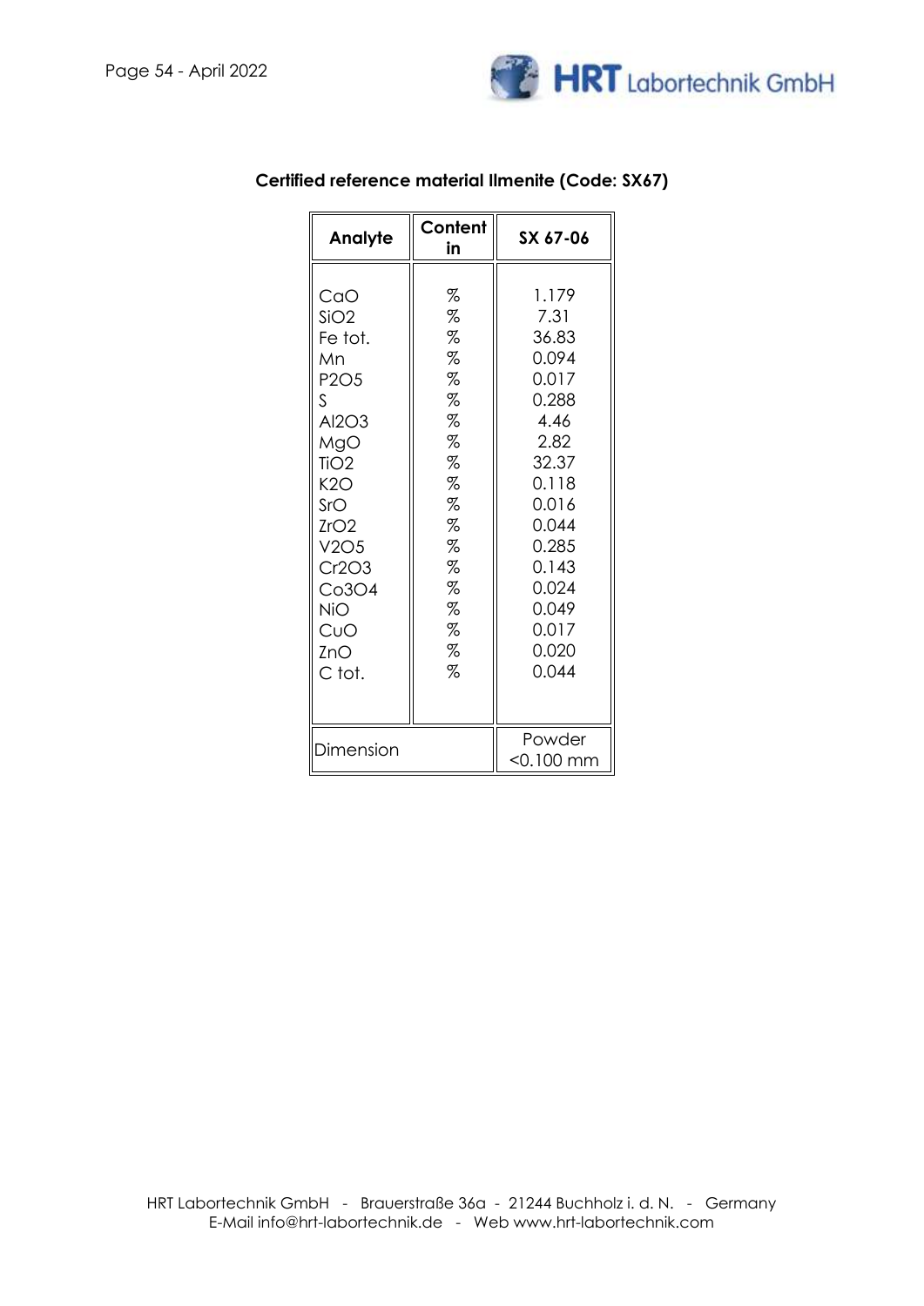## Certified reference material Ilmenite (Code: SX67)

| Analyte | Content in | SX 67-06 |
|---|---|---|
| CaO | % | 1.179 |
| $SiO_2$ | % | 7.31 |
| Fe tot. | % | 36.83 |
| Mn | % | 0.094 |
| $P_2O_5$ | % | 0.017 |
| S | % | 0.288 |
| $Al_2O_3$ | % | 4.46 |
| MgO | % | 2.82 |
| $TiO_2$ | % | 32.37 |
| $K_2O$ | % | 0.118 |
| SrO | % | 0.016 |
| $ZrO_2$ | % | 0.044 |
| $V_2O_5$ | % | 0.285 |
| $Cr_2O_3$ | % | 0.143 |
| $Co_3O_4$ | % | 0.024 |
| NiO | % | 0.049 |
| CuO | % | 0.017 |
| ZnO | % | 0.020 |
| C tot. | % | 0.044 |
| Dimension | | Powder <0.100 mm |

HRT Labortechnik GmbH - Brauerstraße 36a - 21244 Buchholz i. d. N. - Germany
E-Mail info@hrt-labortechnik.de - Web www.hrt-labortechnik.com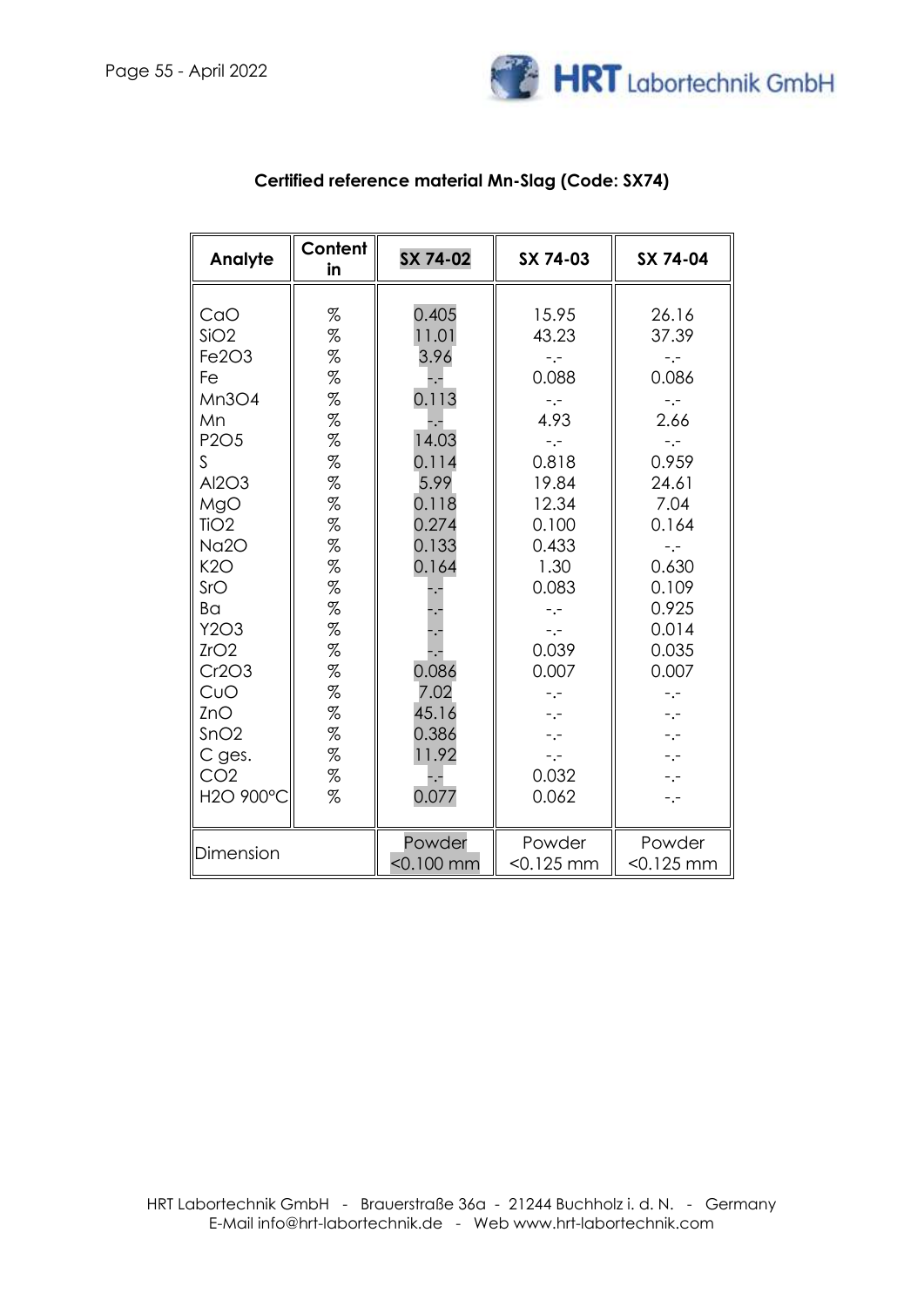## Certified reference material Mn-Slag (Code: SX74)

| Analyte | Content in | SX 74-02 | SX 74-03 | SX 74-04 |
|---|---|---|---|---|
| CaO | % | 0.405 | 15.95 | 26.16 |
| SiO2 | % | 11.01 | 43.23 | 37.39 |
| Fe2O3 | % | 3.96 | -.- | -.- |
| Fe | % | -.- | 0.088 | 0.086 |
| Mn3O4 | % | 0.113 | -.- | -.- |
| Mn | % | -.- | 4.93 | 2.66 |
| P2O5 | % | 14.03 | -.- | -.- |
| S | % | 0.114 | 0.818 | 0.959 |
| Al2O3 | % | 5.99 | 19.84 | 24.61 |
| MgO | % | 0.118 | 12.34 | 7.04 |
| TiO2 | % | 0.274 | 0.100 | 0.164 |
| Na2O | % | 0.133 | 0.433 | -.- |
| K2O | % | 0.164 | 1.30 | 0.630 |
| SrO | % | -.- | 0.083 | 0.109 |
| Ba | % | -.- | -.- | 0.925 |
| Y2O3 | % | -.- | -.- | 0.014 |
| ZrO2 | % | -.- | 0.039 | 0.035 |
| Cr2O3 | % | 0.086 | 0.007 | 0.007 |
| CuO | % | 7.02 | -.- | -.- |
| ZnO | % | 45.16 | -.- | -.- |
| SnO2 | % | 0.386 | -.- | -.- |
| C ges. | % | 11.92 | -.- | -.- |
| CO2 | % | -.- | 0.032 | -.- |
| H2O 900°C | % | 0.077 | 0.062 | -.- |
| Dimension | | Powder <0.100 mm | Powder <0.125 mm | Powder <0.125 mm |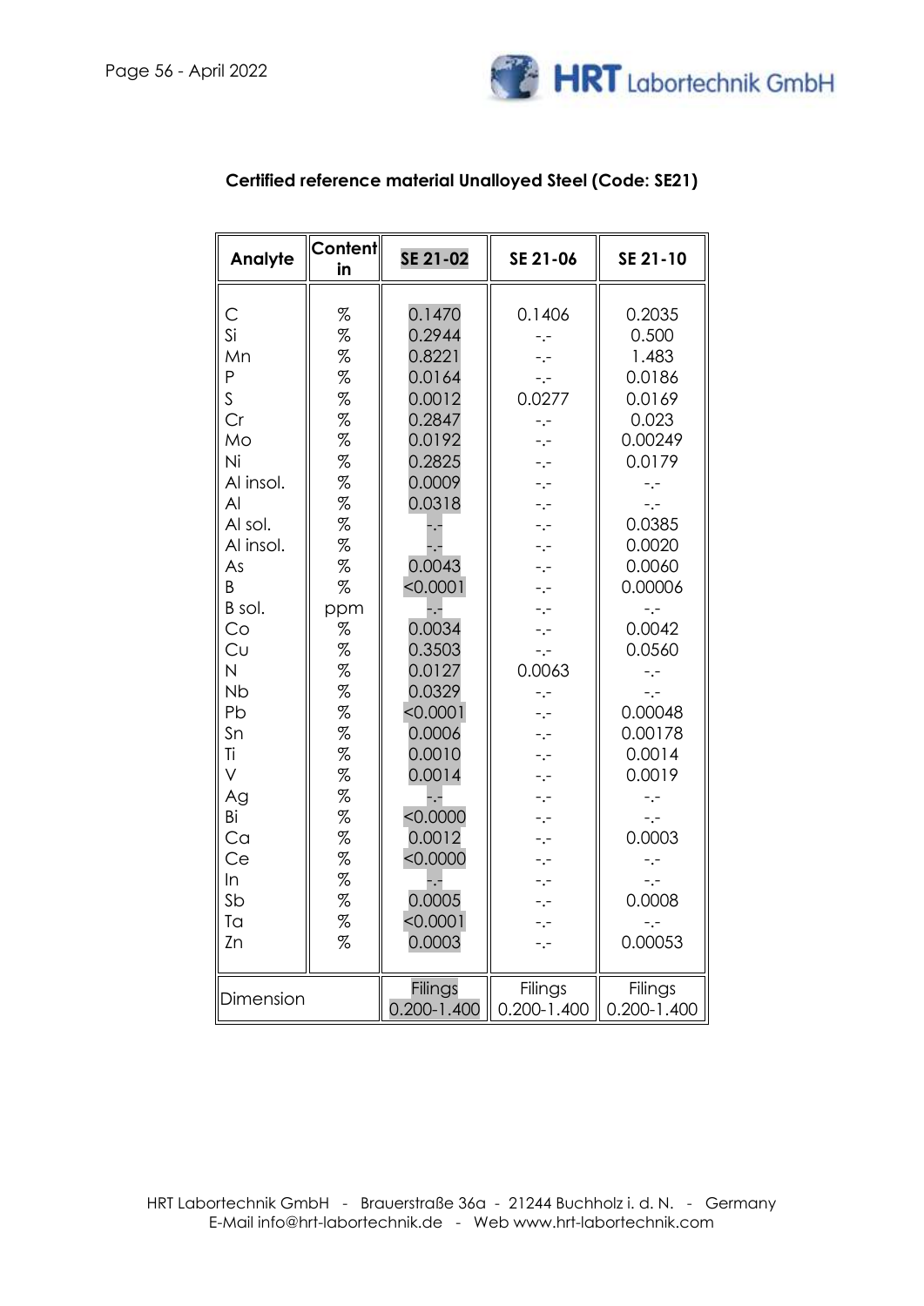## Certified reference material Unalloyed Steel (Code: SE21)

| Analyte | Content in | SE 21-02 | SE 21-06 | SE 21-10 |
|---|---|---|---|---|
| C | % | 0.1470 | 0.1406 | 0.2035 |
| Si | % | 0.2944 | -.- | 0.500 |
| Mn | % | 0.8221 | -.- | 1.483 |
| P | % | 0.0164 | -.- | 0.0186 |
| S | % | 0.0012 | 0.0277 | 0.0169 |
| Cr | % | 0.2847 | -.- | 0.023 |
| Mo | % | 0.0192 | -.- | 0.00249 |
| Ni | % | 0.2825 | -.- | 0.0179 |
| Al insol. | % | 0.0009 | -.- | -.- |
| Al | % | 0.0318 | -.- | -.- |
| Al sol. | % | -.- | -.- | 0.0385 |
| Al insol. | % | -.- | -.- | 0.0020 |
| As | % | 0.0043 | -.- | 0.0060 |
| B | % | <0.0001 | -.- | 0.00006 |
| B sol. | ppm | -.- | -.- | -.- |
| Co | % | 0.0034 | -.- | 0.0042 |
| Cu | % | 0.3503 | -.- | 0.0560 |
| N | % | 0.0127 | 0.0063 | -.- |
| Nb | % | 0.0329 | -.- | -.- |
| Pb | % | <0.0001 | -.- | 0.00048 |
| Sn | % | 0.0006 | -.- | 0.00178 |
| Ti | % | 0.0010 | -.- | 0.0014 |
| V | % | 0.0014 | -.- | 0.0019 |
| Ag | % | -.- | -.- | -.- |
| Bi | % | <0.0000 | -.- | -.- |
| Ca | % | 0.0012 | -.- | 0.0003 |
| Ce | % | <0.0000 | -.- | -.- |
| In | % | -.- | -.- | -.- |
| Sb | % | 0.0005 | -.- | 0.0008 |
| Ta | % | <0.0001 | -.- | -.- |
| Zn | % | 0.0003 | -.- | 0.00053 |
| Dimension | | Filings 0.200-1.400 | Filings 0.200-1.400 | Filings 0.200-1.400 |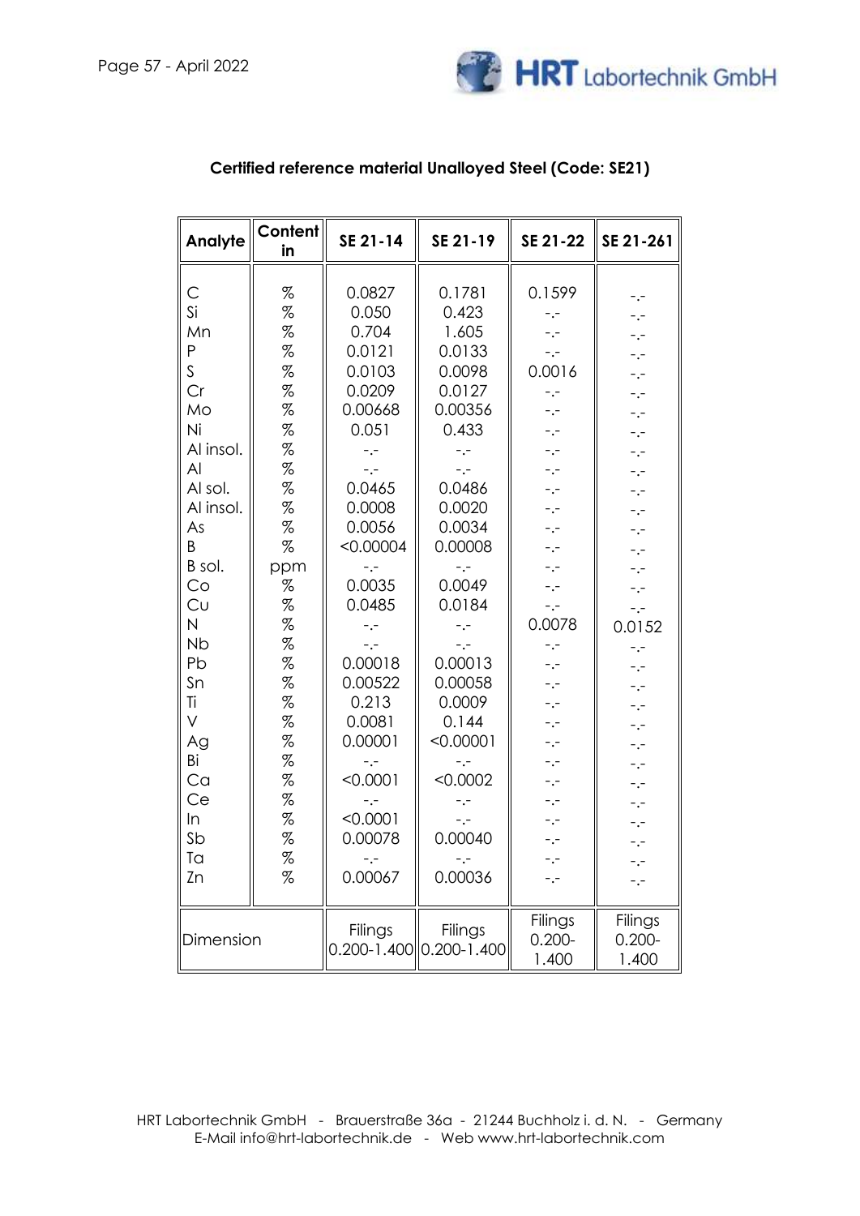## Certified reference material Unalloyed Steel (Code: SE21)

| Analyte | Content in | SE 21-14 | SE 21-19 | SE 21-22 | SE 21-261 |
|---|---|---|---|---|---|
| C | % | 0.0827 | 0.1781 | 0.1599 | -.- |
| Si | % | 0.050 | 0.423 | -.- | -.- |
| Mn | % | 0.704 | 1.605 | -.- | -.- |
| P | % | 0.0121 | 0.0133 | -.- | -.- |
| S | % | 0.0103 | 0.0098 | 0.0016 | -.- |
| Cr | % | 0.0209 | 0.0127 | -.- | -.- |
| Mo | % | 0.00668 | 0.00356 | -.- | -.- |
| Ni | % | 0.051 | 0.433 | -.- | -.- |
| Al insol. | % | -.- | -.- | -.- | -.- |
| Al | % | -.- | -.- | -.- | -.- |
| Al sol. | % | 0.0465 | 0.0486 | -.- | -.- |
| Al insol. | % | 0.0008 | 0.0020 | -.- | -.- |
| As | % | 0.0056 | 0.0034 | -.- | -.- |
| B | % | <0.00004 | 0.00008 | -.- | -.- |
| B sol. | ppm | -.- | -.- | -.- | -.- |
| Co | % | 0.0035 | 0.0049 | -.- | -.- |
| Cu | % | 0.0485 | 0.0184 | -.- | -.- |
| N | % | -.- | -.- | 0.0078 | 0.0152 |
| Nb | % | -.- | -.- | -.- | -.- |
| Pb | % | 0.00018 | 0.00013 | -.- | -.- |
| Sn | % | 0.00522 | 0.00058 | -.- | -.- |
| Ti | % | 0.213 | 0.0009 | -.- | -.- |
| V | % | 0.0081 | 0.144 | -.- | -.- |
| Ag | % | 0.00001 | <0.00001 | -.- | -.- |
| Bi | % | -.- | -.- | -.- | -.- |
| Ca | % | <0.0001 | <0.0002 | -.- | -.- |
| Ce | % | -.- | -.- | -.- | -.- |
| In | % | <0.0001 | -.- | -.- | -.- |
| Sb | % | 0.00078 | 0.00040 | -.- | -.- |
| Ta | % | -.- | -.- | -.- | -.- |
| Zn | % | 0.00067 | 0.00036 | -.- | -.- |
| Dimension | | Filings 0.200-1.400 | Filings 0.200-1.400 | Filings 0.200-1.400 | Filings 0.200-1.400 |

HRT Labortechnik GmbH - Brauerstraße 36a - 21244 Buchholz i. d. N. - Germany
E-Mail info@hrt-labortechnik.de - Web www.hrt-labortechnik.com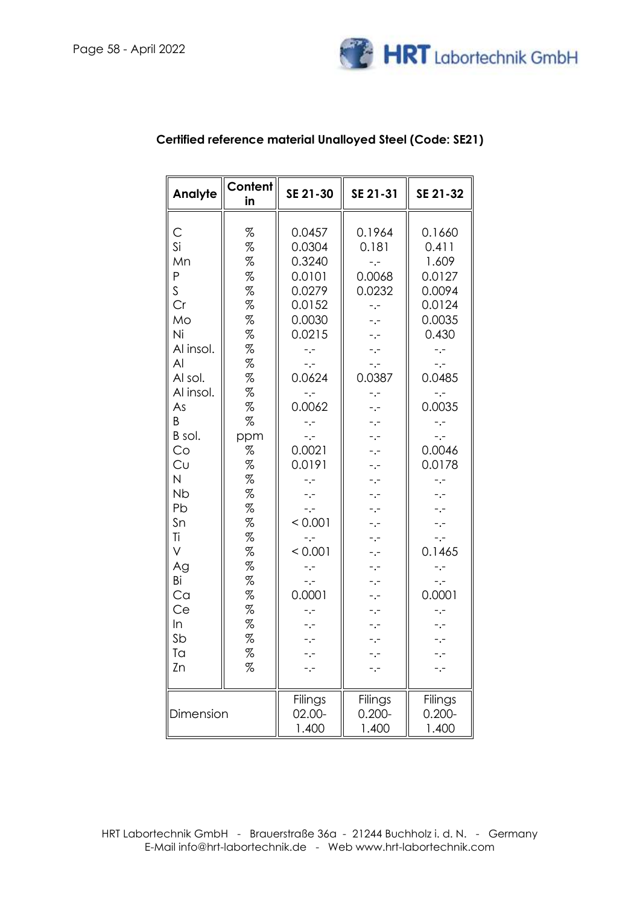## Certified reference material Unalloyed Steel (Code: SE21)

| Analyte | Content in | SE 21-30 | SE 21-31 | SE 21-32 |
|---|---|---|---|---|
| C | % | 0.0457 | 0.1964 | 0.1660 |
| Si | % | 0.0304 | 0.181 | 0.411 |
| Mn | % | 0.3240 | -.- | 1.609 |
| P | % | 0.0101 | 0.0068 | 0.0127 |
| S | % | 0.0279 | 0.0232 | 0.0094 |
| Cr | % | 0.0152 | -.- | 0.0124 |
| Mo | % | 0.0030 | -.- | 0.0035 |
| Ni | % | 0.0215 | -.- | 0.430 |
| Al insol. | % | -.- | -.- | -.- |
| Al | % | -.- | -.- | -.- |
| Al sol. | % | 0.0624 | 0.0387 | 0.0485 |
| Al insol. | % | -.- | -.- | -.- |
| As | % | 0.0062 | -.- | 0.0035 |
| B | % | -.- | -.- | -.- |
| B sol. | ppm | -.- | -.- | -.- |
| Co | % | 0.0021 | -.- | 0.0046 |
| Cu | % | 0.0191 | -.- | 0.0178 |
| N | % | -.- | -.- | -.- |
| Nb | % | -.- | -.- | -.- |
| Pb | % | -.- | -.- | -.- |
| Sn | % | < 0.001 | -.- | -.- |
| Ti | % | -.- | -.- | -.- |
| V | % | < 0.001 | -.- | 0.1465 |
| Ag | % | -.- | -.- | -.- |
| Bi | % | -.- | -.- | -.- |
| Ca | % | 0.0001 | -.- | 0.0001 |
| Ce | % | -.- | -.- | -.- |
| In | % | -.- | -.- | -.- |
| Sb | % | -.- | -.- | -.- |
| Ta | % | -.- | -.- | -.- |
| Zn | % | -.- | -.- | -.- |
| Dimension | | Filings 02.00-1.400 | Filings 0.200-1.400 | Filings 0.200-1.400 |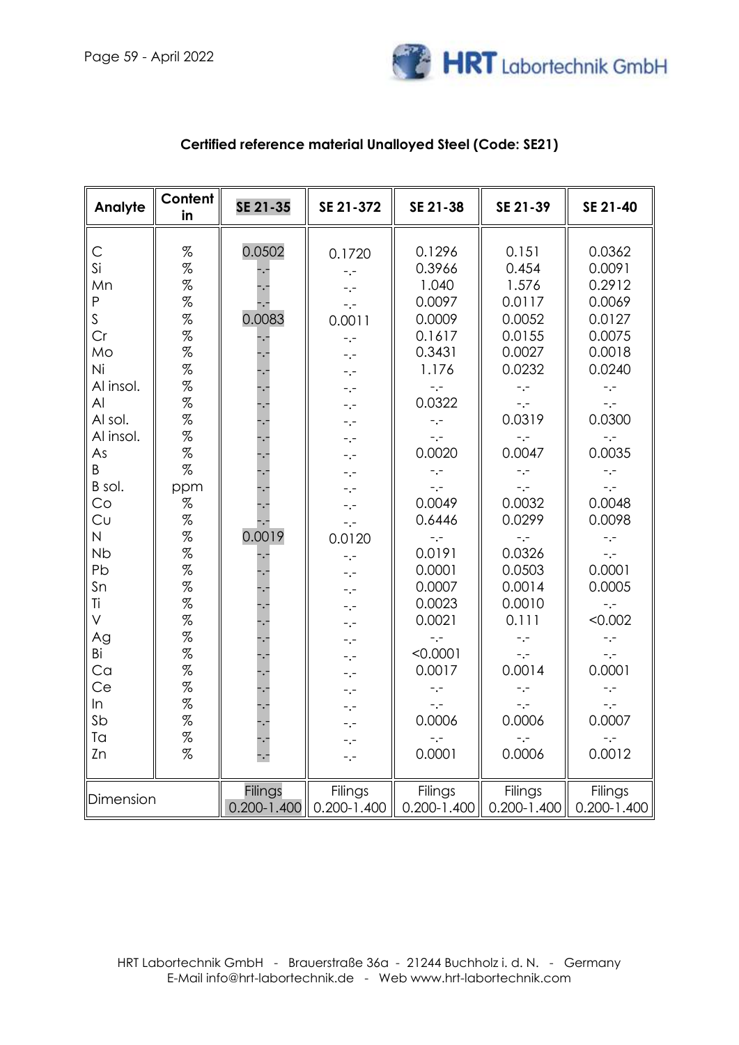## Certified reference material Unalloyed Steel (Code: SE21)

| Analyte | Content in | SE 21-35 | SE 21-372 | SE 21-38 | SE 21-39 | SE 21-40 |
|---|---|---|---|---|---|---|
| C | % | 0.0502 | 0.1720 | 0.1296 | 0.151 | 0.0362 |
| Si | % | -.- | -.- | 0.3966 | 0.454 | 0.0091 |
| Mn | % | -.- | -.- | 1.040 | 1.576 | 0.2912 |
| P | % | -.- | -.- | 0.0097 | 0.0117 | 0.0069 |
| S | % | 0.0083 | 0.0011 | 0.0009 | 0.0052 | 0.0127 |
| Cr | % | -.- | -.- | 0.1617 | 0.0155 | 0.0075 |
| Mo | % | -.- | -.- | 0.3431 | 0.0027 | 0.0018 |
| Ni | % | -.- | -.- | 1.176 | 0.0232 | 0.0240 |
| Al insol. | % | -.- | -.- | -.- | -.- | -.- |
| Al | % | -.- | -.- | 0.0322 | -.- | -.- |
| Al sol. | % | -.- | -.- | -.- | 0.0319 | 0.0300 |
| Al insol. | % | -.- | -.- | -.- | -.- | -.- |
| As | % | -.- | -.- | 0.0020 | 0.0047 | 0.0035 |
| B | % | -.- | -.- | -.- | -.- | -.- |
| B sol. | ppm | -.- | -.- | -.- | -.- | -.- |
| Co | % | -.- | -.- | 0.0049 | 0.0032 | 0.0048 |
| Cu | % | -.- | -.- | 0.6446 | 0.0299 | 0.0098 |
| N | % | 0.0019 | 0.0120 | -.- | -.- | -.- |
| Nb | % | -.- | -.- | 0.0191 | 0.0326 | -.- |
| Pb | % | -.- | -.- | 0.0001 | 0.0503 | 0.0001 |
| Sn | % | -.- | -.- | 0.0007 | 0.0014 | 0.0005 |
| Ti | % | -.- | -.- | 0.0023 | 0.0010 | -.- |
| V | % | -.- | -.- | 0.0021 | 0.111 | <0.002 |
| Ag | % | -.- | -.- | -.- | -.- | -.- |
| Bi | % | -.- | -.- | <0.0001 | -.- | -.- |
| Ca | % | -.- | -.- | 0.0017 | 0.0014 | 0.0001 |
| Ce | % | -.- | -.- | -.- | -.- | -.- |
| In | % | -.- | -.- | -.- | -.- | -.- |
| Sb | % | -.- | -.- | 0.0006 | 0.0006 | 0.0007 |
| Ta | % | -.- | -.- | -.- | -.- | -.- |
| Zn | % | -.- | -.- | 0.0001 | 0.0006 | 0.0012 |
| Dimension | | Filings 0.200-1.400 | Filings 0.200-1.400 | Filings 0.200-1.400 | Filings 0.200-1.400 | Filings 0.200-1.400 |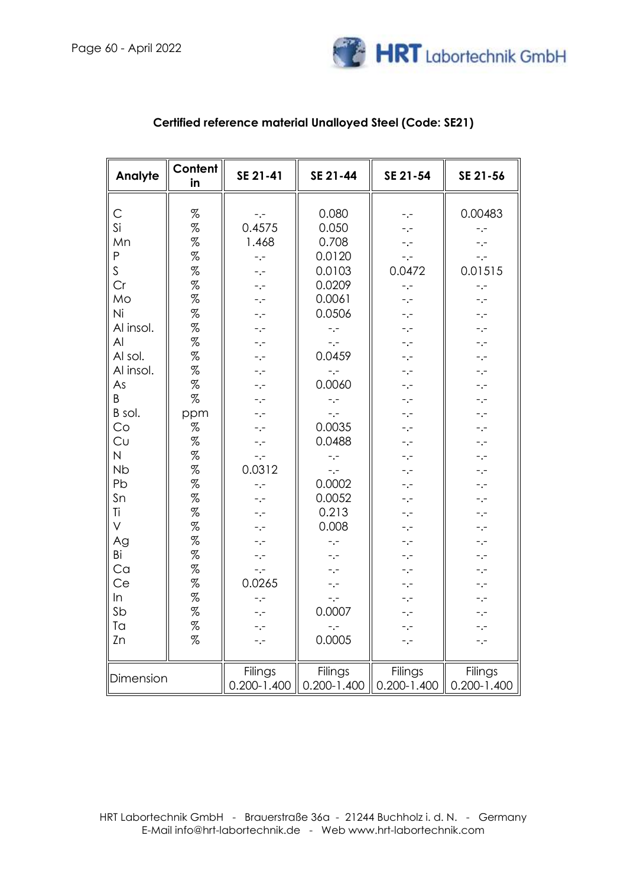**Certified reference material Unalloyed Steel (Code: SE21)**

| Analyte | Content in | SE 21-41 | SE 21-44 | SE 21-54 | SE 21-56 |
|---|---|---|---|---|---|
| C | % | -.- | 0.080 | -.- | 0.00483 |
| Si | % | 0.4575 | 0.050 | -.- | -.- |
| Mn | % | 1.468 | 0.708 | -.- | -.- |
| P | % | -.- | 0.0120 | -.- | -.- |
| S | % | -.- | 0.0103 | 0.0472 | 0.01515 |
| Cr | % | -.- | 0.0209 | -.- | -.- |
| Mo | % | -.- | 0.0061 | -.- | -.- |
| Ni | % | -.- | 0.0506 | -.- | -.- |
| Al insol. | % | -.- | -.- | -.- | -.- |
| Al | % | -.- | -.- | -.- | -.- |
| Al sol. | % | -.- | 0.0459 | -.- | -.- |
| Al insol. | % | -.- | -.- | -.- | -.- |
| As | % | -.- | 0.0060 | -.- | -.- |
| B | % | -.- | -.- | -.- | -.- |
| B sol. | ppm | -.- | -.- | -.- | -.- |
| Co | % | -.- | 0.0035 | -.- | -.- |
| Cu | % | -.- | 0.0488 | -.- | -.- |
| N | % | -.- | -.- | -.- | -.- |
| Nb | % | 0.0312 | -.- | -.- | -.- |
| Pb | % | -.- | 0.0002 | -.- | -.- |
| Sn | % | -.- | 0.0052 | -.- | -.- |
| Ti | % | -.- | 0.213 | -.- | -.- |
| V | % | -.- | 0.008 | -.- | -.- |
| Ag | % | -.- | -.- | -.- | -.- |
| Bi | % | -.- | -.- | -.- | -.- |
| Ca | % | -.- | -.- | -.- | -.- |
| Ce | % | 0.0265 | -.- | -.- | -.- |
| In | % | -.- | -.- | -.- | -.- |
| Sb | % | -.- | 0.0007 | -.- | -.- |
| Ta | % | -.- | -.- | -.- | -.- |
| Zn | % | -.- | 0.0005 | -.- | -.- |
| Dimension | | Filings 0.200-1.400 | Filings 0.200-1.400 | Filings 0.200-1.400 | Filings 0.200-1.400 |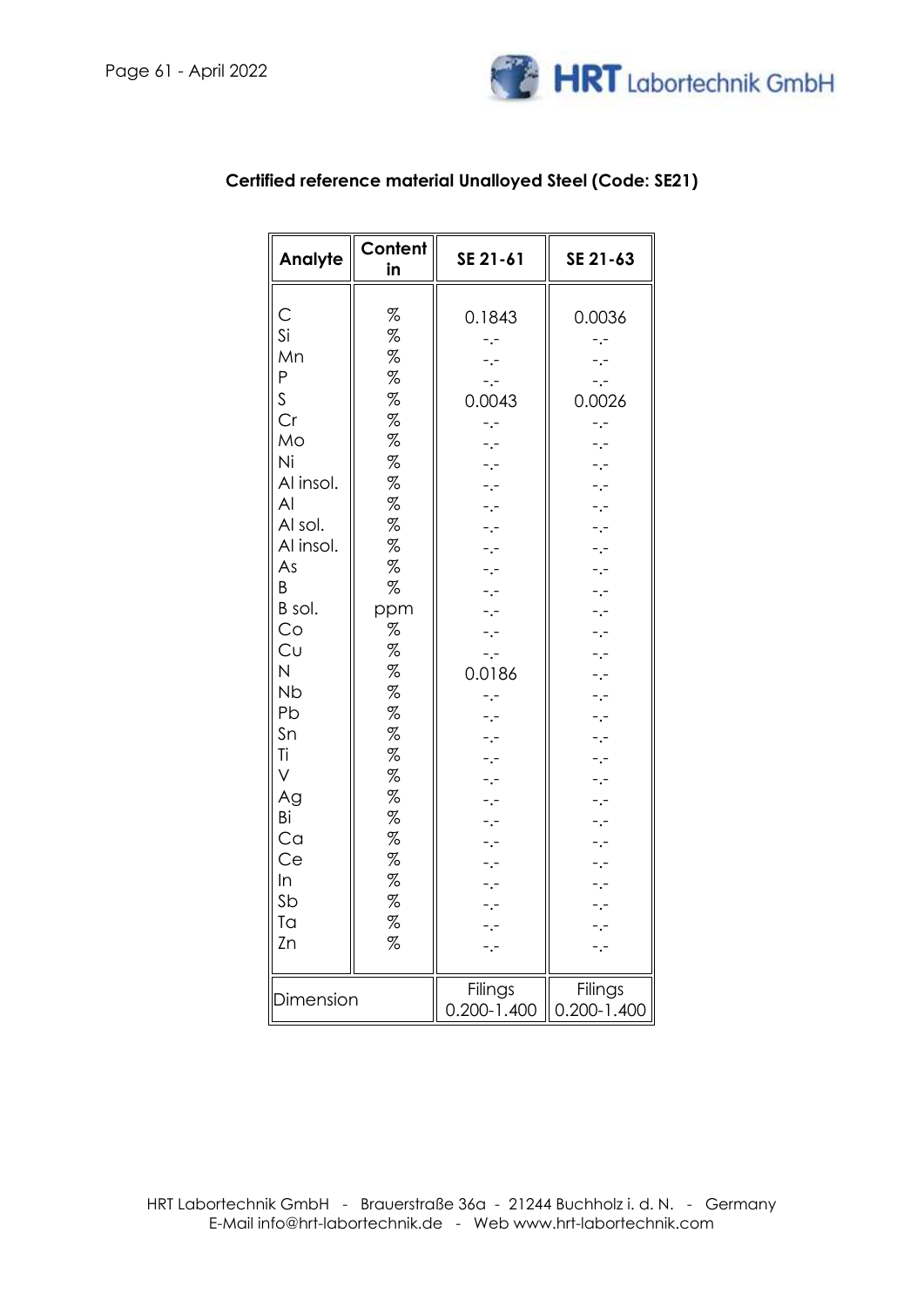**Certified reference material Unalloyed Steel (Code: SE21)**

| Analyte | Content in | SE 21-61 | SE 21-63 |
|---|---|---|---|
| C | % | 0.1843 | 0.0036 |
| Si | % | -.- | -.- |
| Mn | % | -.- | -.- |
| P | % | -.- | -.- |
| S | % | 0.0043 | 0.0026 |
| Cr | % | -.- | -.- |
| Mo | % | -.- | -.- |
| Ni | % | -.- | -.- |
| Al insol. | % | -.- | -.- |
| Al | % | -.- | -.- |
| Al sol. | % | -.- | -.- |
| Al insol. | % | -.- | -.- |
| As | % | -.- | -.- |
| B | % | -.- | -.- |
| B sol. | ppm | -.- | -.- |
| Co | % | -.- | -.- |
| Cu | % | -.- | -.- |
| N | % | 0.0186 | -.- |
| Nb | % | -.- | -.- |
| Pb | % | -.- | -.- |
| Sn | % | -.- | -.- |
| Ti | % | -.- | -.- |
| V | % | -.- | -.- |
| Ag | % | -.- | -.- |
| Bi | % | -.- | -.- |
| Ca | % | -.- | -.- |
| Ce | % | -.- | -.- |
| In | % | -.- | -.- |
| Sb | % | -.- | -.- |
| Ta | % | -.- | -.- |
| Zn | % | -.- | -.- |
| Dimension | | Filings 0.200-1.400 | Filings 0.200-1.400 |

HRT Labortechnik GmbH - Brauerstraße 36a - 21244 Buchholz i. d. N. - Germany
E-Mail info@hrt-labortechnik.de - Web www.hrt-labortechnik.com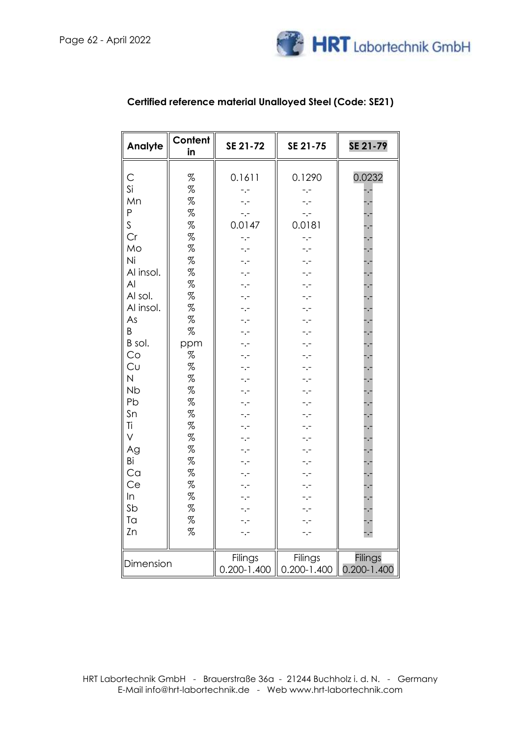**Certified reference material Unalloyed Steel (Code: SE21)**

| Analyte | Content in | SE 21-72 | SE 21-75 | SE 21-79 |
|---|---|---|---|---|
| C | % | 0.1611 | 0.1290 | 0.0232 |
| Si | % | -.- | -.- | -.- |
| Mn | % | -.- | -.- | -.- |
| P | % | -.- | -.- | -.- |
| S | % | 0.0147 | 0.0181 | -.- |
| Cr | % | -.- | -.- | -.- |
| Mo | % | -.- | -.- | -.- |
| Ni | % | -.- | -.- | -.- |
| Al insol. | % | -.- | -.- | -.- |
| Al | % | -.- | -.- | -.- |
| Al sol. | % | -.- | -.- | -.- |
| Al insol. | % | -.- | -.- | -.- |
| As | % | -.- | -.- | -.- |
| B | % | -.- | -.- | -.- |
| B sol. | ppm | -.- | -.- | -.- |
| Co | % | -.- | -.- | -.- |
| Cu | % | -.- | -.- | -.- |
| N | % | -.- | -.- | -.- |
| Nb | % | -.- | -.- | -.- |
| Pb | % | -.- | -.- | -.- |
| Sn | % | -.- | -.- | -.- |
| Ti | % | -.- | -.- | -.- |
| V | % | -.- | -.- | -.- |
| Ag | % | -.- | -.- | -.- |
| Bi | % | -.- | -.- | -.- |
| Ca | % | -.- | -.- | -.- |
| Ce | % | -.- | -.- | -.- |
| In | % | -.- | -.- | -.- |
| Sb | % | -.- | -.- | -.- |
| Ta | % | -.- | -.- | -.- |
| Zn | % | -.- | -.- | -.- |
| Dimension | | Filings 0.200-1.400 | Filings 0.200-1.400 | Filings 0.200-1.400 |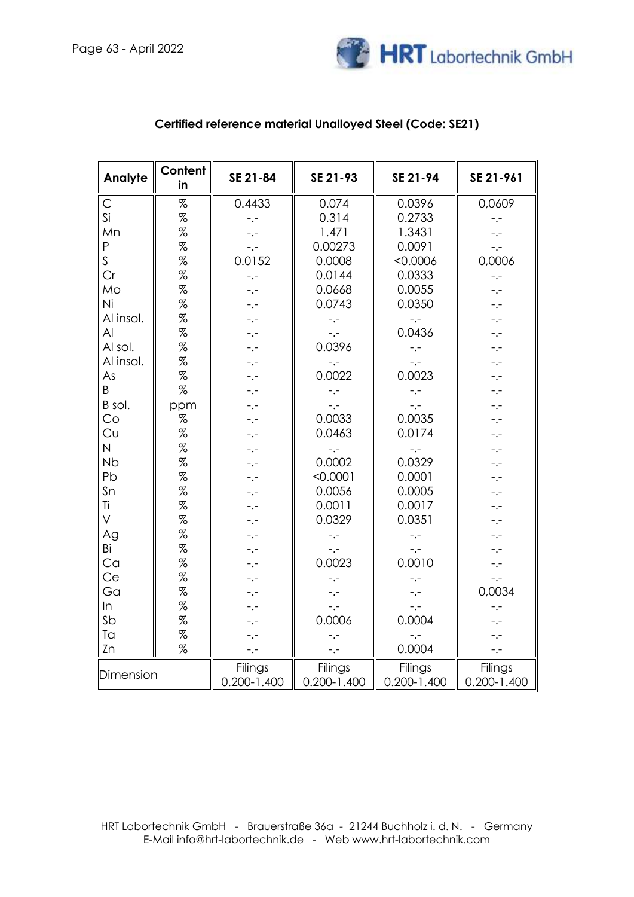## Certified reference material Unalloyed Steel (Code: SE21)

| Analyte | Content in | SE 21-84 | SE 21-93 | SE 21-94 | SE 21-961 |
|---|---|---|---|---|---|
| C | % | 0.4433 | 0.074 | 0.0396 | 0,0609 |
| Si | % | -.- | 0.314 | 0.2733 | -.- |
| Mn | % | -.- | 1.471 | 1.3431 | -.- |
| P | % | -.- | 0.00273 | 0.0091 | -.- |
| S | % | 0.0152 | 0.0008 | <0.0006 | 0,0006 |
| Cr | % | -.- | 0.0144 | 0.0333 | -.- |
| Mo | % | -.- | 0.0668 | 0.0055 | -.- |
| Ni | % | -.- | 0.0743 | 0.0350 | -.- |
| Al insol. | % | -.- | -.- | -.- | -.- |
| Al | % | -.- | -.- | 0.0436 | -.- |
| Al sol. | % | -.- | 0.0396 | -.- | -.- |
| Al insol. | % | -.- | -.- | -.- | -.- |
| As | % | -.- | 0.0022 | 0.0023 | -.- |
| B | % | -.- | -.- | -.- | -.- |
| B sol. | ppm | -.- | -.- | -.- | -.- |
| Co | % | -.- | 0.0033 | 0.0035 | -.- |
| Cu | % | -.- | 0.0463 | 0.0174 | -.- |
| N | % | -.- | -.- | -.- | -.- |
| Nb | % | -.- | 0.0002 | 0.0329 | -.- |
| Pb | % | -.- | <0.0001 | 0.0001 | -.- |
| Sn | % | -.- | 0.0056 | 0.0005 | -.- |
| Ti | % | -.- | 0.0011 | 0.0017 | -.- |
| V | % | -.- | 0.0329 | 0.0351 | -.- |
| Ag | % | -.- | -.- | -.- | -.- |
| Bi | % | -.- | -.- | -.- | -.- |
| Ca | % | -.- | 0.0023 | 0.0010 | -.- |
| Ce | % | -.- | -.- | -.- | -.- |
| Ga | % | -.- | -.- | -.- | 0,0034 |
| In | % | -.- | -.- | -.- | -.- |
| Sb | % | -.- | 0.0006 | 0.0004 | -.- |
| Ta | % | -.- | -.- | -.- | -.- |
| Zn | % | -.- | -.- | 0.0004 | -.- |
| Dimension | | Filings 0.200-1.400 | Filings 0.200-1.400 | Filings 0.200-1.400 | Filings 0.200-1.400 |

HRT Labortechnik GmbH - Brauerstraße 36a - 21244 Buchholz i. d. N. - Germany
E-Mail info@hrt-labortechnik.de - Web www.hrt-labortechnik.com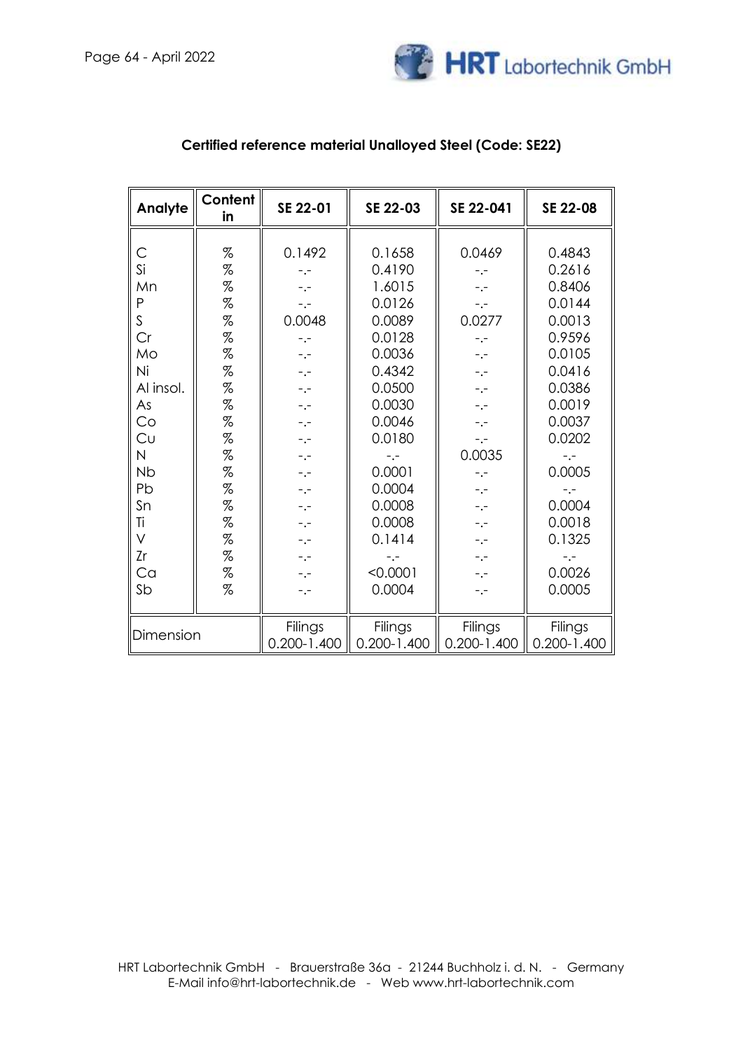**Certified reference material Unalloyed Steel (Code: SE22)**

| Analyte | Content in | SE 22-01 | SE 22-03 | SE 22-041 | SE 22-08 |
|---|---|---|---|---|---|
| C | % | 0.1492 | 0.1658 | 0.0469 | 0.4843 |
| Si | % | -.- | 0.4190 | -.- | 0.2616 |
| Mn | % | -.- | 1.6015 | -.- | 0.8406 |
| P | % | -.- | 0.0126 | -.- | 0.0144 |
| S | % | 0.0048 | 0.0089 | 0.0277 | 0.0013 |
| Cr | % | -.- | 0.0128 | -.- | 0.9596 |
| Mo | % | -.- | 0.0036 | -.- | 0.0105 |
| Ni | % | -.- | 0.4342 | -.- | 0.0416 |
| Al insol. | % | -.- | 0.0500 | -.- | 0.0386 |
| As | % | -.- | 0.0030 | -.- | 0.0019 |
| Co | % | -.- | 0.0046 | -.- | 0.0037 |
| Cu | % | -.- | 0.0180 | -.- | 0.0202 |
| N | % | -.- | -.- | 0.0035 | -.- |
| Nb | % | -.- | 0.0001 | -.- | 0.0005 |
| Pb | % | -.- | 0.0004 | -.- | -.- |
| Sn | % | -.- | 0.0008 | -.- | 0.0004 |
| Ti | % | -.- | 0.0008 | -.- | 0.0018 |
| V | % | -.- | 0.1414 | -.- | 0.1325 |
| Zr | % | -.- | -.- | -.- | -.- |
| Ca | % | -.- | <0.0001 | -.- | 0.0026 |
| Sb | % | -.- | 0.0004 | -.- | 0.0005 |
| Dimension | | Filings 0.200-1.400 | Filings 0.200-1.400 | Filings 0.200-1.400 | Filings 0.200-1.400 |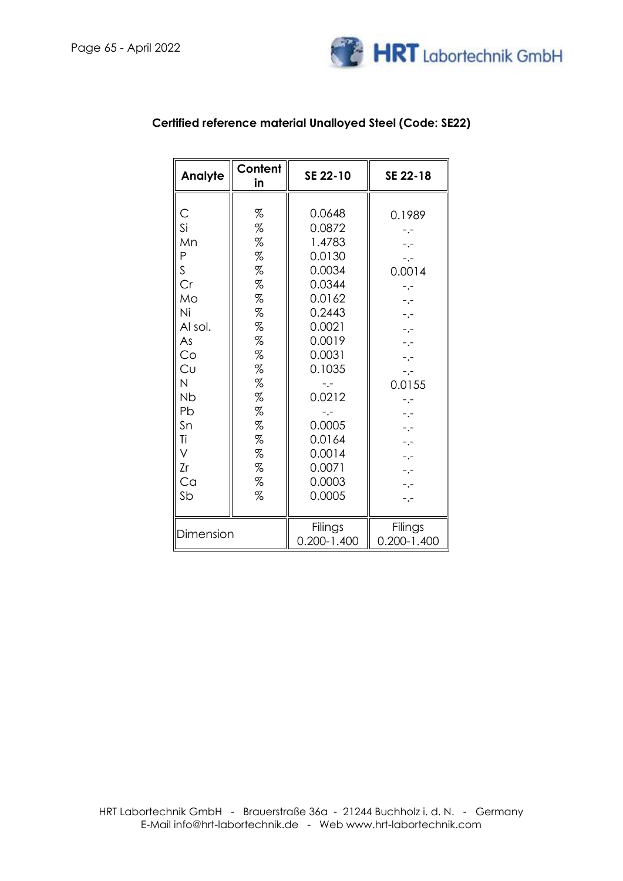## Certified reference material Unalloyed Steel (Code: SE22)

| Analyte | Content in | SE 22-10 | SE 22-18 |
|---|---|---|---|
| C | % | 0.0648 | 0.1989 |
| Si | % | 0.0872 | -.- |
| Mn | % | 1.4783 | -.- |
| P | % | 0.0130 | -.- |
| S | % | 0.0034 | 0.0014 |
| Cr | % | 0.0344 | -.- |
| Mo | % | 0.0162 | -.- |
| Ni | % | 0.2443 | -.- |
| Al sol. | % | 0.0021 | -.- |
| As | % | 0.0019 | -.- |
| Co | % | 0.0031 | -.- |
| Cu | % | 0.1035 | -.- |
| N | % | -.- | 0.0155 |
| Nb | % | 0.0212 | -.- |
| Pb | % | -.- | -.- |
| Sn | % | 0.0005 | -.- |
| Ti | % | 0.0164 | -.- |
| V | % | 0.0014 | -.- |
| Zr | % | 0.0071 | -.- |
| Ca | % | 0.0003 | -.- |
| Sb | % | 0.0005 | -.- |
| Dimension | | Filings 0.200-1.400 | Filings 0.200-1.400 |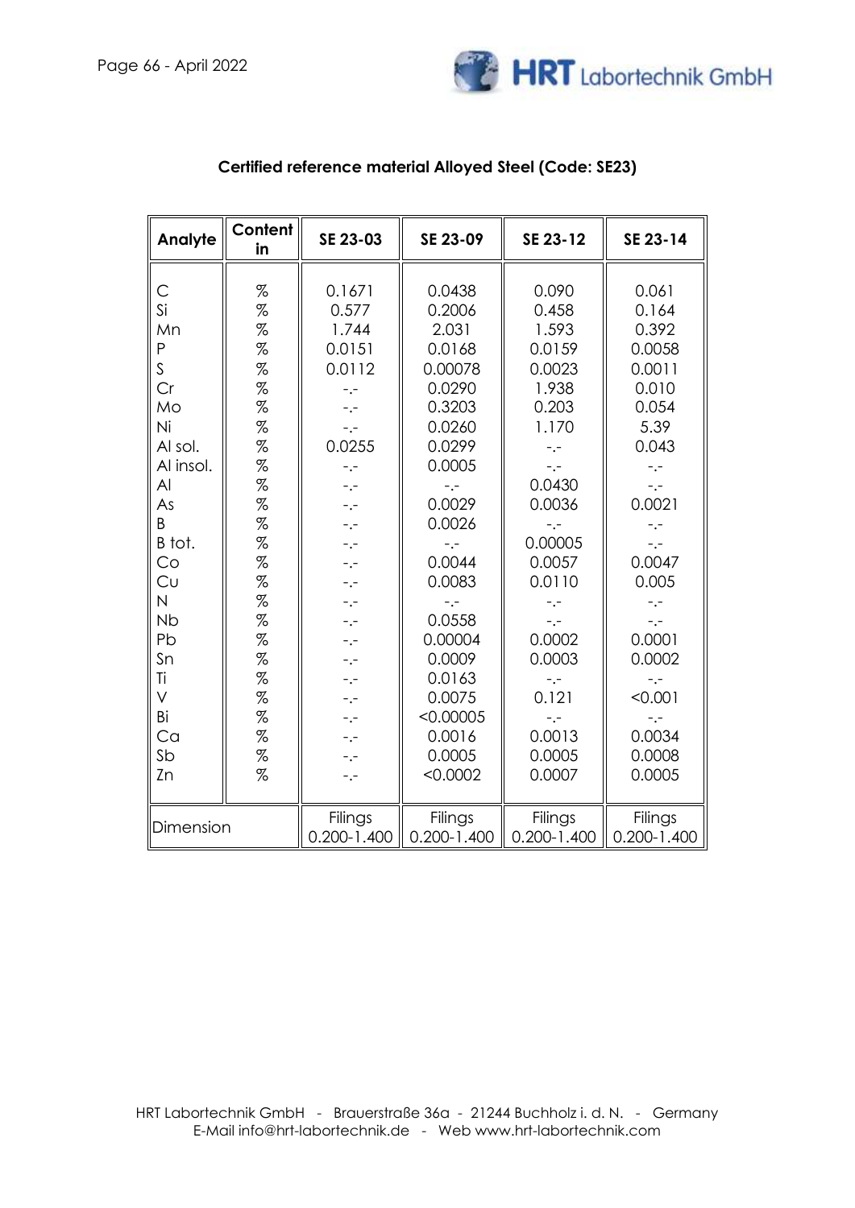## Certified reference material Alloyed Steel (Code: SE23)

| Analyte | Content in | SE 23-03 | SE 23-09 | SE 23-12 | SE 23-14 |
|---|---|---|---|---|---|
| C | % | 0.1671 | 0.0438 | 0.090 | 0.061 |
| Si | % | 0.577 | 0.2006 | 0.458 | 0.164 |
| Mn | % | 1.744 | 2.031 | 1.593 | 0.392 |
| P | % | 0.0151 | 0.0168 | 0.0159 | 0.0058 |
| S | % | 0.0112 | 0.00078 | 0.0023 | 0.0011 |
| Cr | % | -.- | 0.0290 | 1.938 | 0.010 |
| Mo | % | -.- | 0.3203 | 0.203 | 0.054 |
| Ni | % | -.- | 0.0260 | 1.170 | 5.39 |
| Al sol. | % | 0.0255 | 0.0299 | -.- | 0.043 |
| Al insol. | % | -.- | 0.0005 | -.- | -.- |
| Al | % | -.- | -.- | 0.0430 | -.- |
| As | % | -.- | 0.0029 | 0.0036 | 0.0021 |
| B | % | -.- | 0.0026 | -.- | -.- |
| B tot. | % | -.- | -.- | 0.00005 | -.- |
| Co | % | -.- | 0.0044 | 0.0057 | 0.0047 |
| Cu | % | -.- | 0.0083 | 0.0110 | 0.005 |
| N | % | -.- | -.- | -.- | -.- |
| Nb | % | -.- | 0.0558 | -.- | -.- |
| Pb | % | -.- | 0.00004 | 0.0002 | 0.0001 |
| Sn | % | -.- | 0.0009 | 0.0003 | 0.0002 |
| Ti | % | -.- | 0.0163 | -.- | -.- |
| V | % | -.- | 0.0075 | 0.121 | <0.001 |
| Bi | % | -.- | <0.00005 | -.- | -.- |
| Ca | % | -.- | 0.0016 | 0.0013 | 0.0034 |
| Sb | % | -.- | 0.0005 | 0.0005 | 0.0008 |
| Zn | % | -.- | <0.0002 | 0.0007 | 0.0005 |
| Dimension | | Filings 0.200-1.400 | Filings 0.200-1.400 | Filings 0.200-1.400 | Filings 0.200-1.400 |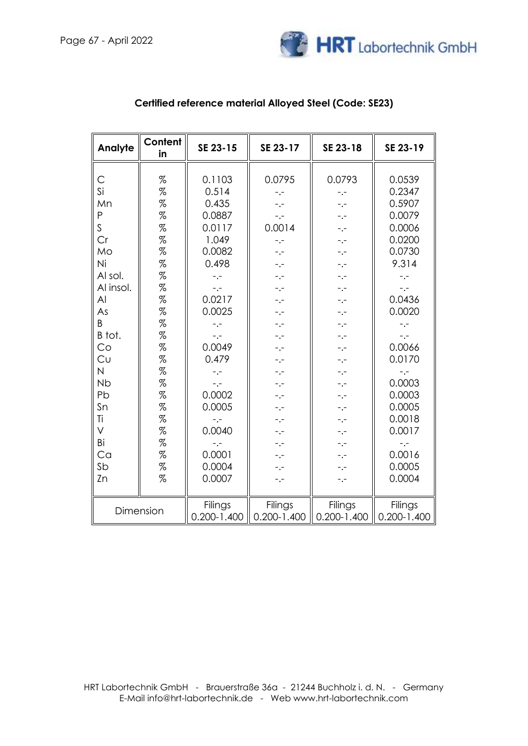## Certified reference material Alloyed Steel (Code: SE23)

| Analyte | Content in | SE 23-15 | SE 23-17 | SE 23-18 | SE 23-19 |
|---|---|---|---|---|---|
| C | % | 0.1103 | 0.0795 | 0.0793 | 0.0539 |
| Si | % | 0.514 | -.- | -.- | 0.2347 |
| Mn | % | 0.435 | -.- | -.- | 0.5907 |
| P | % | 0.0887 | -.- | -.- | 0.0079 |
| S | % | 0.0117 | 0.0014 | -.- | 0.0006 |
| Cr | % | 1.049 | -.- | -.- | 0.0200 |
| Mo | % | 0.0082 | -.- | -.- | 0.0730 |
| Ni | % | 0.498 | -.- | -.- | 9.314 |
| Al sol. | % | -.- | -.- | -.- | -.- |
| Al insol. | % | -.- | -.- | -.- | -.- |
| Al | % | 0.0217 | -.- | -.- | 0.0436 |
| As | % | 0.0025 | -.- | -.- | 0.0020 |
| B | % | -.- | -.- | -.- | -.- |
| B tot. | % | -.- | -.- | -.- | -.- |
| Co | % | 0.0049 | -.- | -.- | 0.0066 |
| Cu | % | 0.479 | -.- | -.- | 0.0170 |
| N | % | -.- | -.- | -.- | -.- |
| Nb | % | -.- | -.- | -.- | 0.0003 |
| Pb | % | 0.0002 | -.- | -.- | 0.0003 |
| Sn | % | 0.0005 | -.- | -.- | 0.0005 |
| Ti | % | -.- | -.- | -.- | 0.0018 |
| V | % | 0.0040 | -.- | -.- | 0.0017 |
| Bi | % | -.- | -.- | -.- | -.- |
| Ca | % | 0.0001 | -.- | -.- | 0.0016 |
| Sb | % | 0.0004 | -.- | -.- | 0.0005 |
| Zn | % | 0.0007 | -.- | -.- | 0.0004 |
| Dimension | | Filings 0.200-1.400 | Filings 0.200-1.400 | Filings 0.200-1.400 | Filings 0.200-1.400 |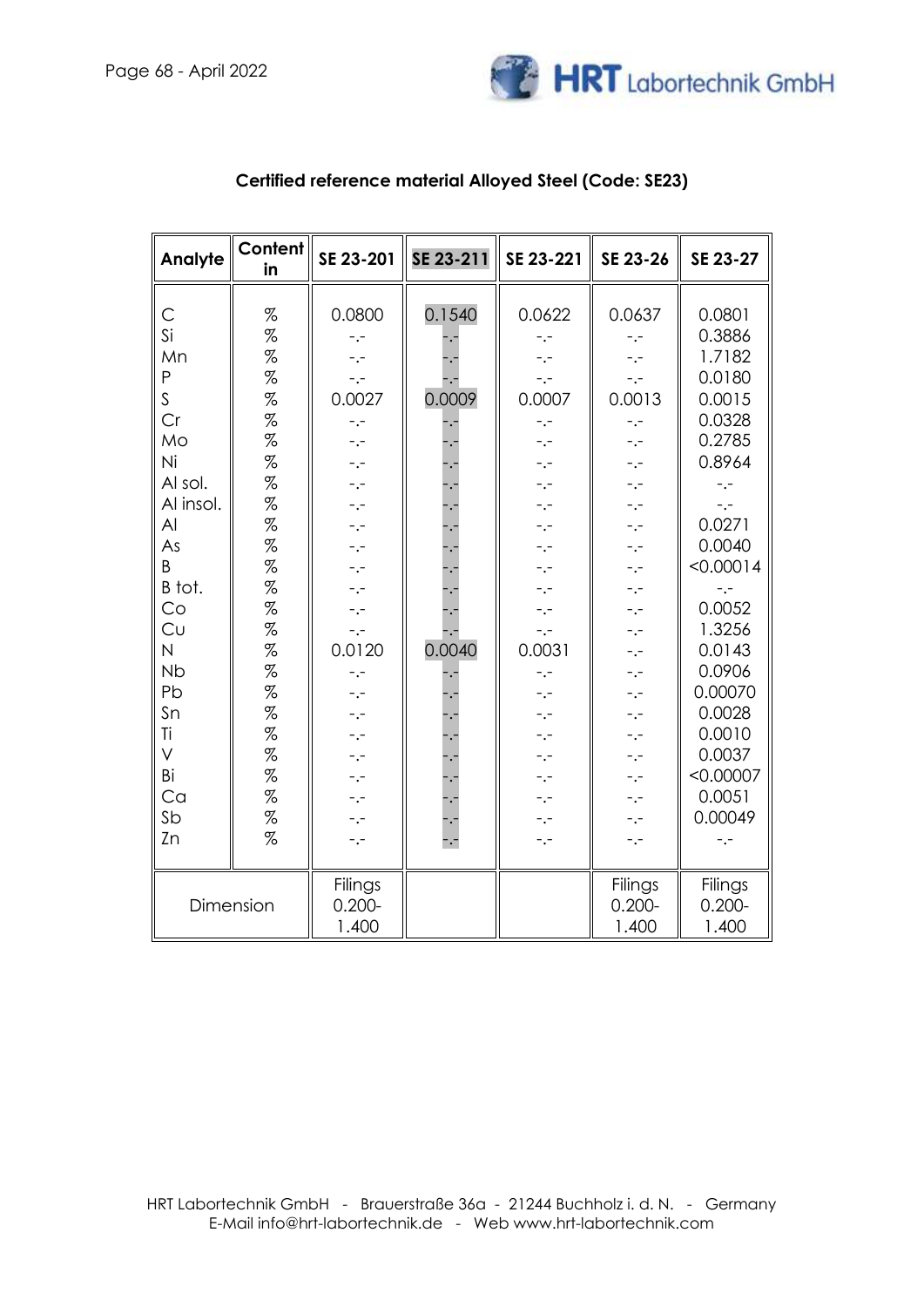## Certified reference material Alloyed Steel (Code: SE23)

| Analyte | Content in | SE 23-201 | SE 23-211 | SE 23-221 | SE 23-26 | SE 23-27 |
|---|---|---|---|---|---|---|
| C | % | 0.0800 | 0.1540 | 0.0622 | 0.0637 | 0.0801 |
| Si | % | -.- | -.- | -.- | -.- | 0.3886 |
| Mn | % | -.- | -.- | -.- | -.- | 1.7182 |
| P | % | -.- | -.- | -.- | -.- | 0.0180 |
| S | % | 0.0027 | 0.0009 | 0.0007 | 0.0013 | 0.0015 |
| Cr | % | -.- | -.- | -.- | -.- | 0.0328 |
| Mo | % | -.- | -.- | -.- | -.- | 0.2785 |
| Ni | % | -.- | -.- | -.- | -.- | 0.8964 |
| Al sol. | % | -.- | -.- | -.- | -.- | -.- |
| Al insol. | % | -.- | -.- | -.- | -.- | -.- |
| Al | % | -.- | -.- | -.- | -.- | 0.0271 |
| As | % | -.- | -.- | -.- | -.- | 0.0040 |
| B | % | -.- | -.- | -.- | -.- | <0.00014 |
| B tot. | % | -.- | -.- | -.- | -.- | -.- |
| Co | % | -.- | -.- | -.- | -.- | 0.0052 |
| Cu | % | -.- | -.- | -.- | -.- | 1.3256 |
| N | % | 0.0120 | 0.0040 | 0.0031 | -.- | 0.0143 |
| Nb | % | -.- | -.- | -.- | -.- | 0.0906 |
| Pb | % | -.- | -.- | -.- | -.- | 0.00070 |
| Sn | % | -.- | -.- | -.- | -.- | 0.0028 |
| Ti | % | -.- | -.- | -.- | -.- | 0.0010 |
| V | % | -.- | -.- | -.- | -.- | 0.0037 |
| Bi | % | -.- | -.- | -.- | -.- | <0.00007 |
| Ca | % | -.- | -.- | -.- | -.- | 0.0051 |
| Sb | % | -.- | -.- | -.- | -.- | 0.00049 |
| Zn | % | -.- | -.- | -.- | -.- | -.- |
| Dimension | | Filings 0.200-1.400 | | | Filings 0.200-1.400 | Filings 0.200-1.400 |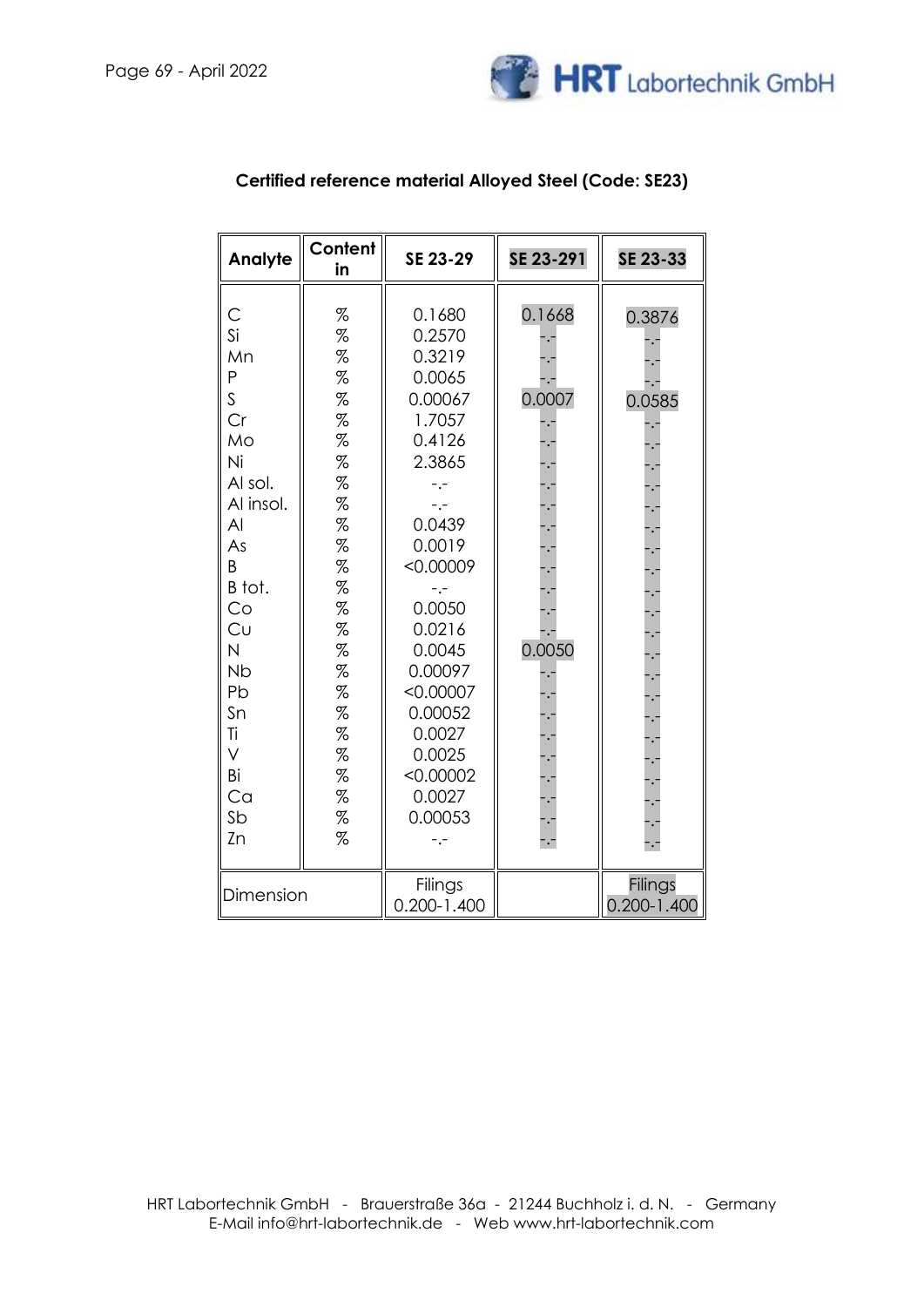## Certified reference material Alloyed Steel (Code: SE23)

| Analyte | Content in | SE 23-29 | SE 23-291 | SE 23-33 |
|---|---|---|---|---|
| C | % | 0.1680 | 0.1668 | 0.3876 |
| Si | % | 0.2570 | -.- | -.- |
| Mn | % | 0.3219 | -.- | -.- |
| P | % | 0.0065 | -.- | -.- |
| S | % | 0.00067 | 0.0007 | 0.0585 |
| Cr | % | 1.7057 | -.- | -.- |
| Mo | % | 0.4126 | -.- | -.- |
| Ni | % | 2.3865 | -.- | -.- |
| Al sol. | % | -.- | -.- | -.- |
| Al insol. | % | -.- | -.- | -.- |
| Al | % | 0.0439 | -.- | -.- |
| As | % | 0.0019 | -.- | -.- |
| B | % | <0.00009 | -.- | -.- |
| B tot. | % | -.- | -.- | -.- |
| Co | % | 0.0050 | -.- | -.- |
| Cu | % | 0.0216 | -.- | -.- |
| N | % | 0.0045 | 0.0050 | -.- |
| Nb | % | 0.00097 | -.- | -.- |
| Pb | % | <0.00007 | -.- | -.- |
| Sn | % | 0.00052 | -.- | -.- |
| Ti | % | 0.0027 | -.- | -.- |
| V | % | 0.0025 | -.- | -.- |
| Bi | % | <0.00002 | -.- | -.- |
| Ca | % | 0.0027 | -.- | -.- |
| Sb | % | 0.00053 | -.- | -.- |
| Zn | % | -.- | -.- | -.- |
| Dimension | | Filings 0.200-1.400 | | Filings 0.200-1.400 |

HRT Labortechnik GmbH - Brauerstraße 36a - 21244 Buchholz i. d. N. - Germany
E-Mail info@hrt-labortechnik.de - Web www.hrt-labortechnik.com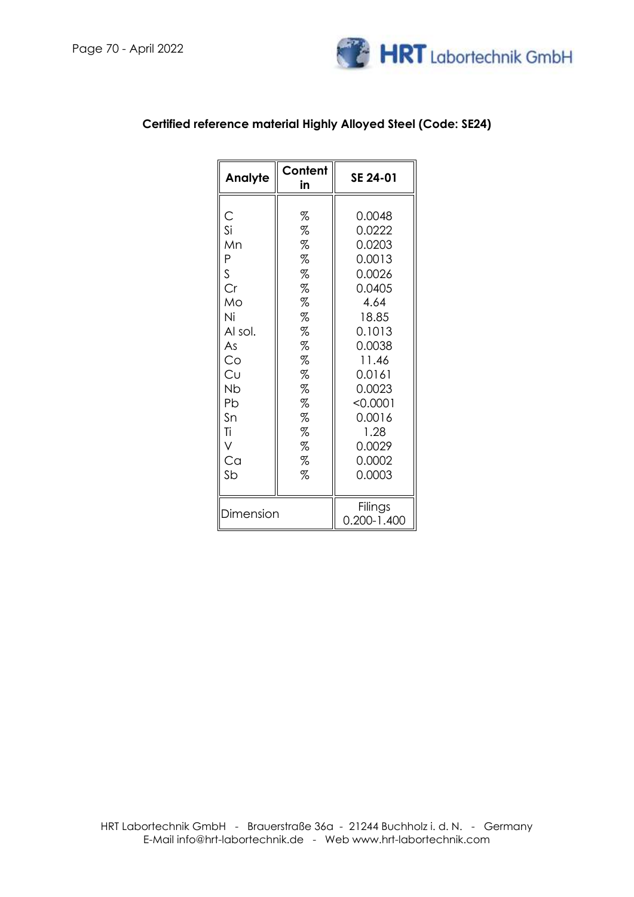## Certified reference material Highly Alloyed Steel (Code: SE24)

| Analyte | Content in | SE 24-01 |
|---|---|---|
| C | % | 0.0048 |
| Si | % | 0.0222 |
| Mn | % | 0.0203 |
| P | % | 0.0013 |
| S | % | 0.0026 |
| Cr | % | 0.0405 |
| Mo | % | 4.64 |
| Ni | % | 18.85 |
| Al sol. | % | 0.1013 |
| As | % | 0.0038 |
| Co | % | 11.46 |
| Cu | % | 0.0161 |
| Nb | % | 0.0023 |
| Pb | % | <0.0001 |
| Sn | % | 0.0016 |
| Ti | % | 1.28 |
| V | % | 0.0029 |
| Ca | % | 0.0002 |
| Sb | % | 0.0003 |
| Dimension | | Filings 0.200-1.400 |

HRT Labortechnik GmbH - Brauerstraße 36a - 21244 Buchholz i. d. N. - Germany
E-Mail info@hrt-labortechnik.de - Web www.hrt-labortechnik.com